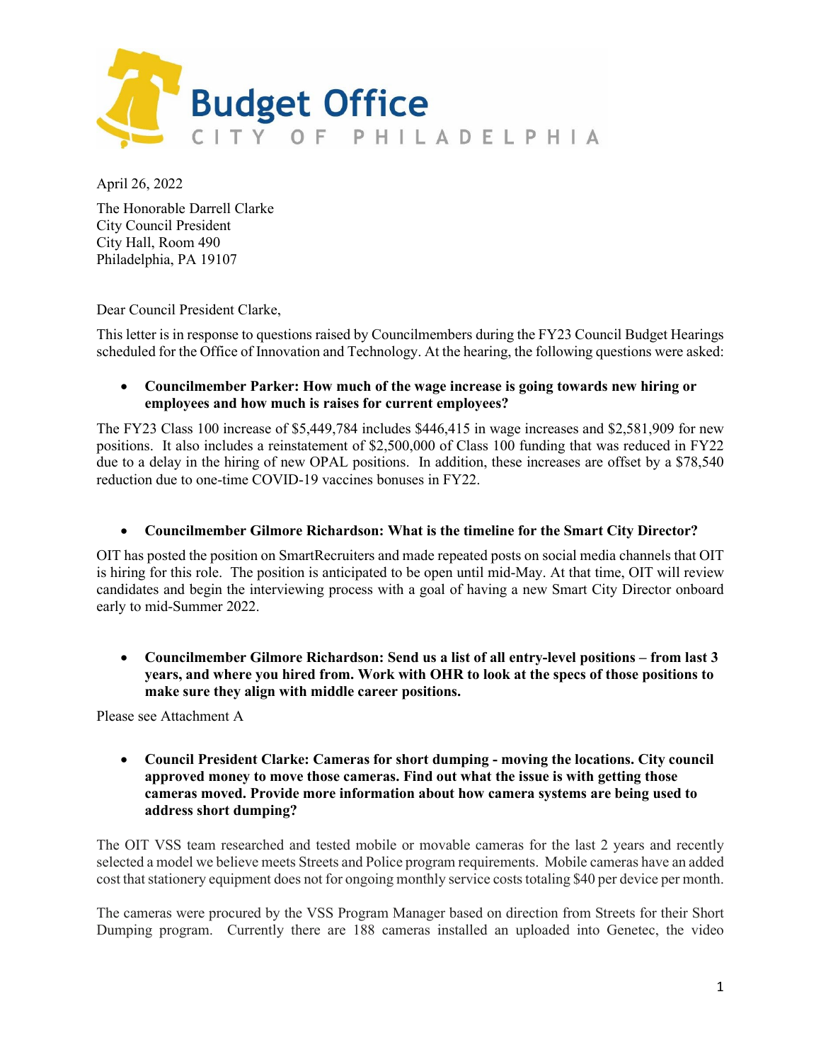# Budget Office

CITY OF PHILADELPHIA

April 26, 2022

The Honorable Darrell Clarke
City Council President
City Hall, Room 490
Philadelphia, PA 19107

Dear Council President Clarke,

This letter is in response to questions raised by Councilmembers during the FY23 Council Budget Hearings scheduled for the Office of Innovation and Technology. At the hearing, the following questions were asked:

- **Councilmember Parker: How much of the wage increase is going towards new hiring or employees and how much is raises for current employees?**

The FY23 Class 100 increase of $5,449,784 includes $446,415 in wage increases and $2,581,909 for new positions. It also includes a reinstatement of $2,500,000 of Class 100 funding that was reduced in FY22 due to a delay in the hiring of new OPAL positions. In addition, these increases are offset by a $78,540 reduction due to one-time COVID-19 vaccines bonuses in FY22.

- **Councilmember Gilmore Richardson: What is the timeline for the Smart City Director?**

OIT has posted the position on SmartRecruiters and made repeated posts on social media channels that OIT is hiring for this role. The position is anticipated to be open until mid-May. At that time, OIT will review candidates and begin the interviewing process with a goal of having a new Smart City Director onboard early to mid-Summer 2022.

- **Councilmember Gilmore Richardson: Send us a list of all entry-level positions – from last 3 years, and where you hired from. Work with OHR to look at the specs of those positions to make sure they align with middle career positions.**

Please see Attachment A

- **Council President Clarke: Cameras for short dumping - moving the locations. City council approved money to move those cameras. Find out what the issue is with getting those cameras moved. Provide more information about how camera systems are being used to address short dumping?**

The OIT VSS team researched and tested mobile or movable cameras for the last 2 years and recently selected a model we believe meets Streets and Police program requirements. Mobile cameras have an added cost that stationery equipment does not for ongoing monthly service costs totaling $40 per device per month.

The cameras were procured by the VSS Program Manager based on direction from Streets for their Short Dumping program. Currently there are 188 cameras installed an uploaded into Genetec, the video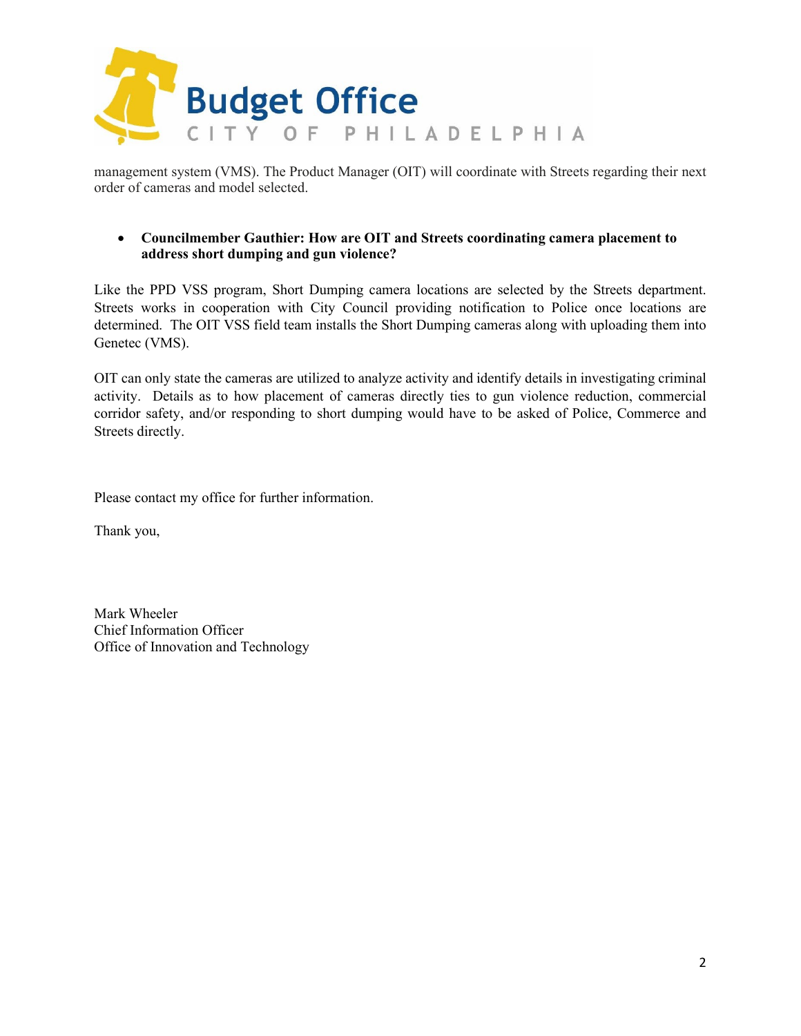management system (VMS). The Product Manager (OIT) will coordinate with Streets regarding their next order of cameras and model selected.

- **Councilmember Gauthier: How are OIT and Streets coordinating camera placement to address short dumping and gun violence?**

Like the PPD VSS program, Short Dumping camera locations are selected by the Streets department. Streets works in cooperation with City Council providing notification to Police once locations are determined. The OIT VSS field team installs the Short Dumping cameras along with uploading them into Genetec (VMS).

OIT can only state the cameras are utilized to analyze activity and identify details in investigating criminal activity. Details as to how placement of cameras directly ties to gun violence reduction, commercial corridor safety, and/or responding to short dumping would have to be asked of Police, Commerce and Streets directly.

Please contact my office for further information.

Thank you,

Mark Wheeler
Chief Information Officer
Office of Innovation and Technology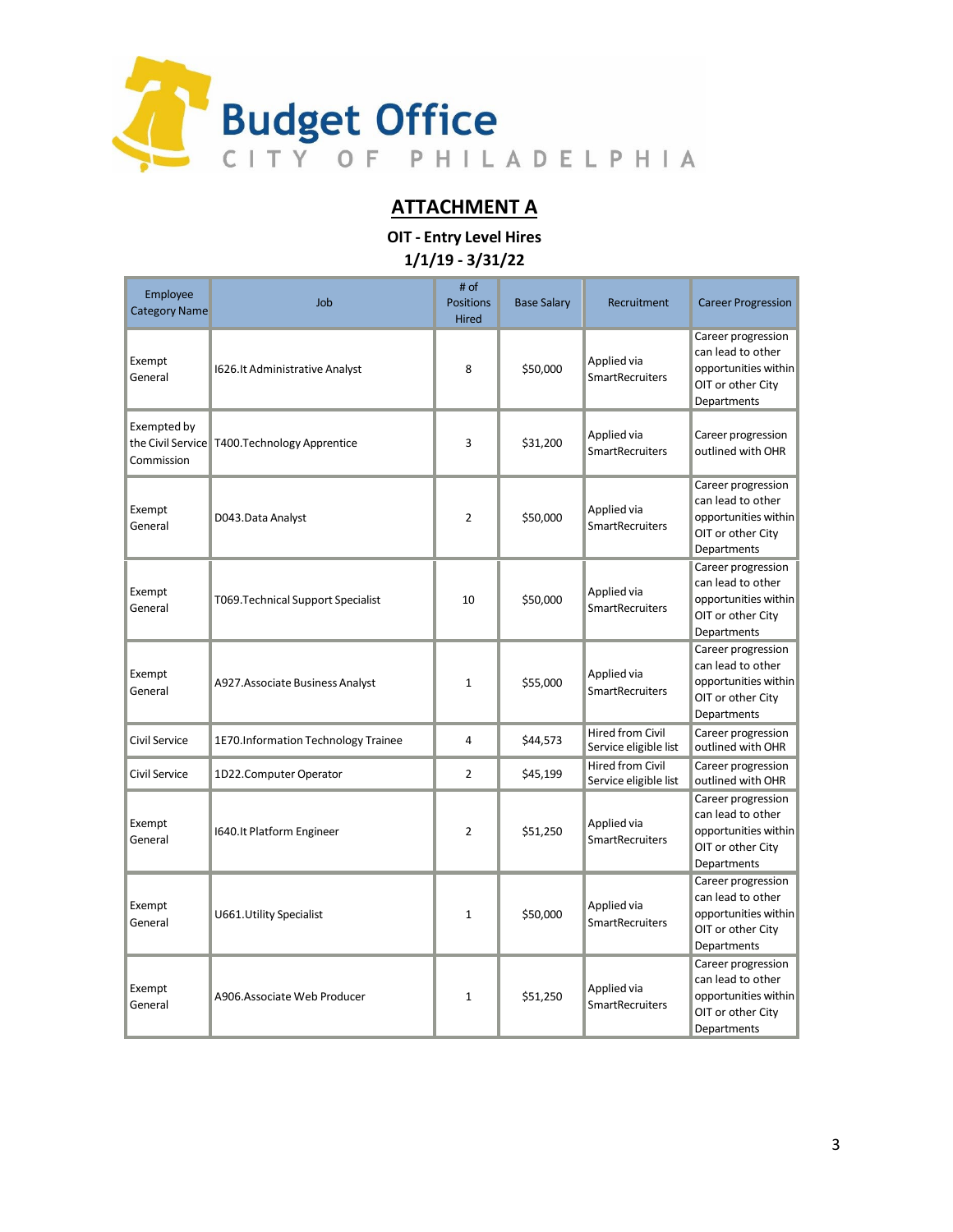Budget Office
CITY OF PHILADELPHIA

## ATTACHMENT A

**OIT - Entry Level Hires**
**1/1/19 - 3/31/22**

| Employee Category Name | Job | # of Positions Hired | Base Salary | Recruitment | Career Progression |
|---|---|---|---|---|---|
| Exempt General | I626.It Administrative Analyst | 8 | $50,000 | Applied via SmartRecruiters | Career progression can lead to other opportunities within OIT or other City Departments |
| Exempted by the Civil Service Commission | T400.Technology Apprentice | 3 | $31,200 | Applied via SmartRecruiters | Career progression outlined with OHR |
| Exempt General | D043.Data Analyst | 2 | $50,000 | Applied via SmartRecruiters | Career progression can lead to other opportunities within OIT or other City Departments |
| Exempt General | T069.Technical Support Specialist | 10 | $50,000 | Applied via SmartRecruiters | Career progression can lead to other opportunities within OIT or other City Departments |
| Exempt General | A927.Associate Business Analyst | 1 | $55,000 | Applied via SmartRecruiters | Career progression can lead to other opportunities within OIT or other City Departments |
| Civil Service | 1E70.Information Technology Trainee | 4 | $44,573 | Hired from Civil Service eligible list | Career progression outlined with OHR |
| Civil Service | 1D22.Computer Operator | 2 | $45,199 | Hired from Civil Service eligible list | Career progression outlined with OHR |
| Exempt General | I640.It Platform Engineer | 2 | $51,250 | Applied via SmartRecruiters | Career progression can lead to other opportunities within OIT or other City Departments |
| Exempt General | U661.Utility Specialist | 1 | $50,000 | Applied via SmartRecruiters | Career progression can lead to other opportunities within OIT or other City Departments |
| Exempt General | A906.Associate Web Producer | 1 | $51,250 | Applied via SmartRecruiters | Career progression can lead to other opportunities within OIT or other City Departments |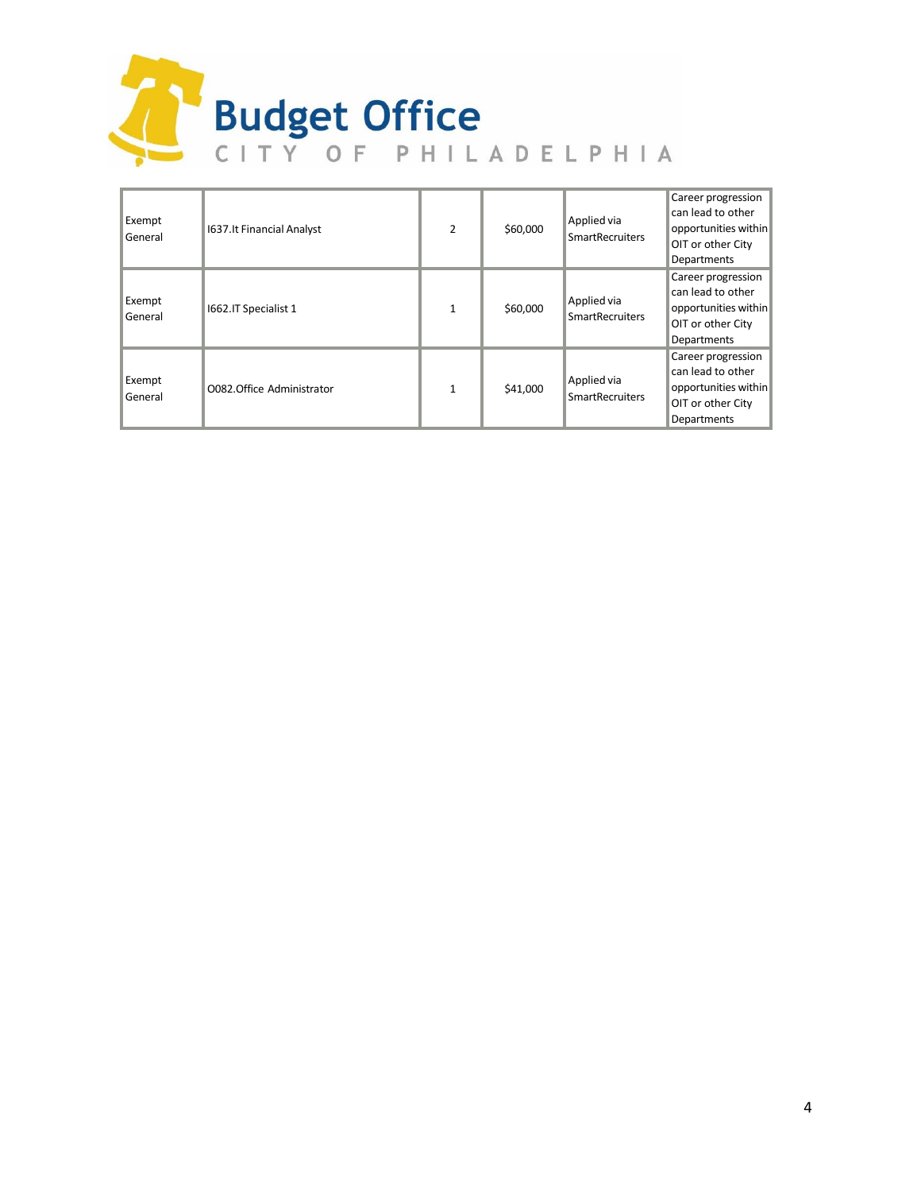| | | | | | |
|---|---|---|---|---|---|
| Exempt General | I637.It Financial Analyst | 2 | $60,000 | Applied via SmartRecruiters | Career progression can lead to other opportunities within OIT or other City Departments |
| Exempt General | I662.IT Specialist 1 | 1 | $60,000 | Applied via SmartRecruiters | Career progression can lead to other opportunities within OIT or other City Departments |
| Exempt General | O082.Office Administrator | 1 | $41,000 | Applied via SmartRecruiters | Career progression can lead to other opportunities within OIT or other City Departments |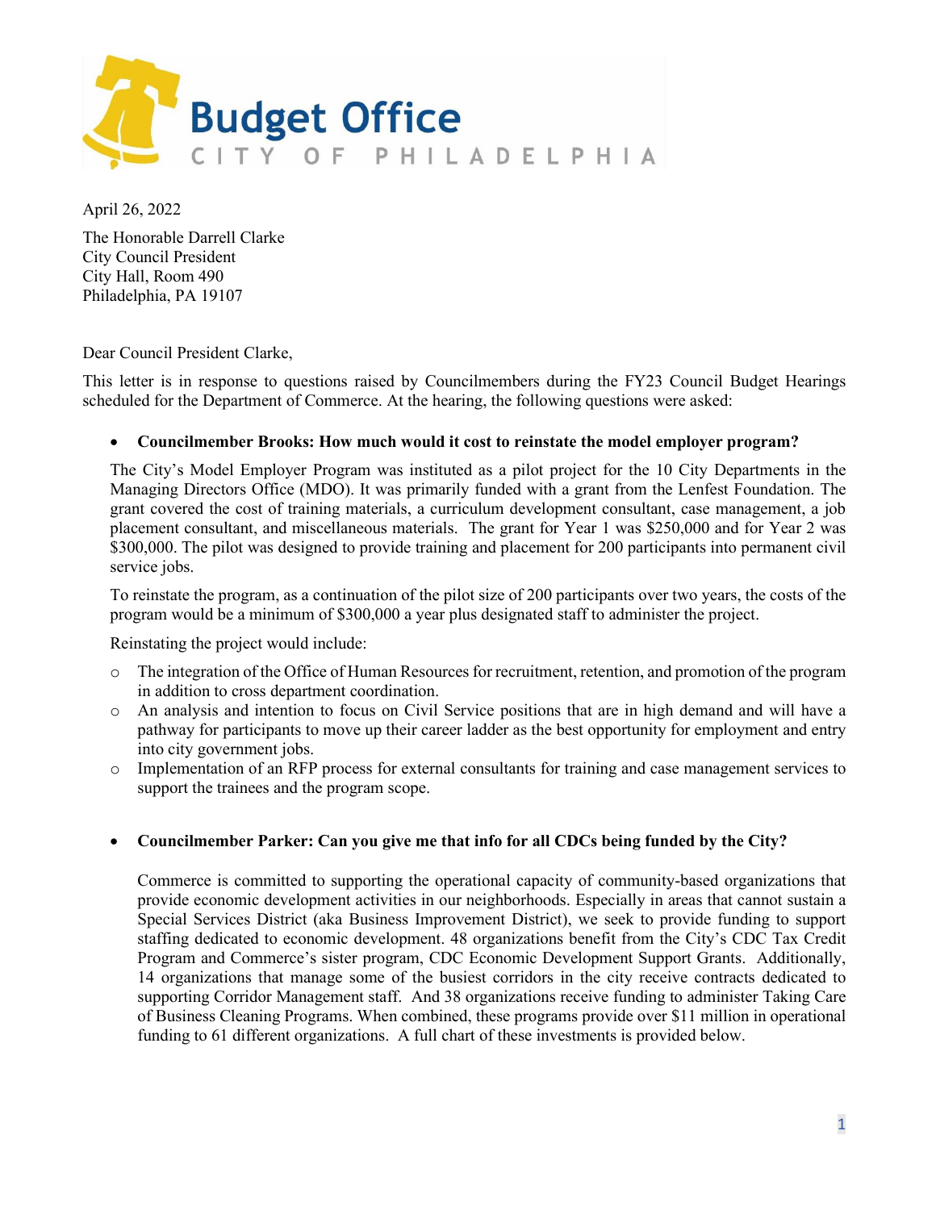# Budget Office
CITY OF PHILADELPHIA

April 26, 2022

The Honorable Darrell Clarke
City Council President
City Hall, Room 490
Philadelphia, PA 19107

Dear Council President Clarke,

This letter is in response to questions raised by Councilmembers during the FY23 Council Budget Hearings scheduled for the Department of Commerce. At the hearing, the following questions were asked:

- **Councilmember Brooks: How much would it cost to reinstate the model employer program?**

  The City's Model Employer Program was instituted as a pilot project for the 10 City Departments in the Managing Directors Office (MDO). It was primarily funded with a grant from the Lenfest Foundation. The grant covered the cost of training materials, a curriculum development consultant, case management, a job placement consultant, and miscellaneous materials. The grant for Year 1 was $250,000 and for Year 2 was $300,000. The pilot was designed to provide training and placement for 200 participants into permanent civil service jobs.

  To reinstate the program, as a continuation of the pilot size of 200 participants over two years, the costs of the program would be a minimum of $300,000 a year plus designated staff to administer the project.

  Reinstating the project would include:

  - The integration of the Office of Human Resources for recruitment, retention, and promotion of the program in addition to cross department coordination.
  - An analysis and intention to focus on Civil Service positions that are in high demand and will have a pathway for participants to move up their career ladder as the best opportunity for employment and entry into city government jobs.
  - Implementation of an RFP process for external consultants for training and case management services to support the trainees and the program scope.

- **Councilmember Parker: Can you give me that info for all CDCs being funded by the City?**

  Commerce is committed to supporting the operational capacity of community-based organizations that provide economic development activities in our neighborhoods. Especially in areas that cannot sustain a Special Services District (aka Business Improvement District), we seek to provide funding to support staffing dedicated to economic development. 48 organizations benefit from the City's CDC Tax Credit Program and Commerce's sister program, CDC Economic Development Support Grants. Additionally, 14 organizations that manage some of the busiest corridors in the city receive contracts dedicated to supporting Corridor Management staff. And 38 organizations receive funding to administer Taking Care of Business Cleaning Programs. When combined, these programs provide over $11 million in operational funding to 61 different organizations. A full chart of these investments is provided below.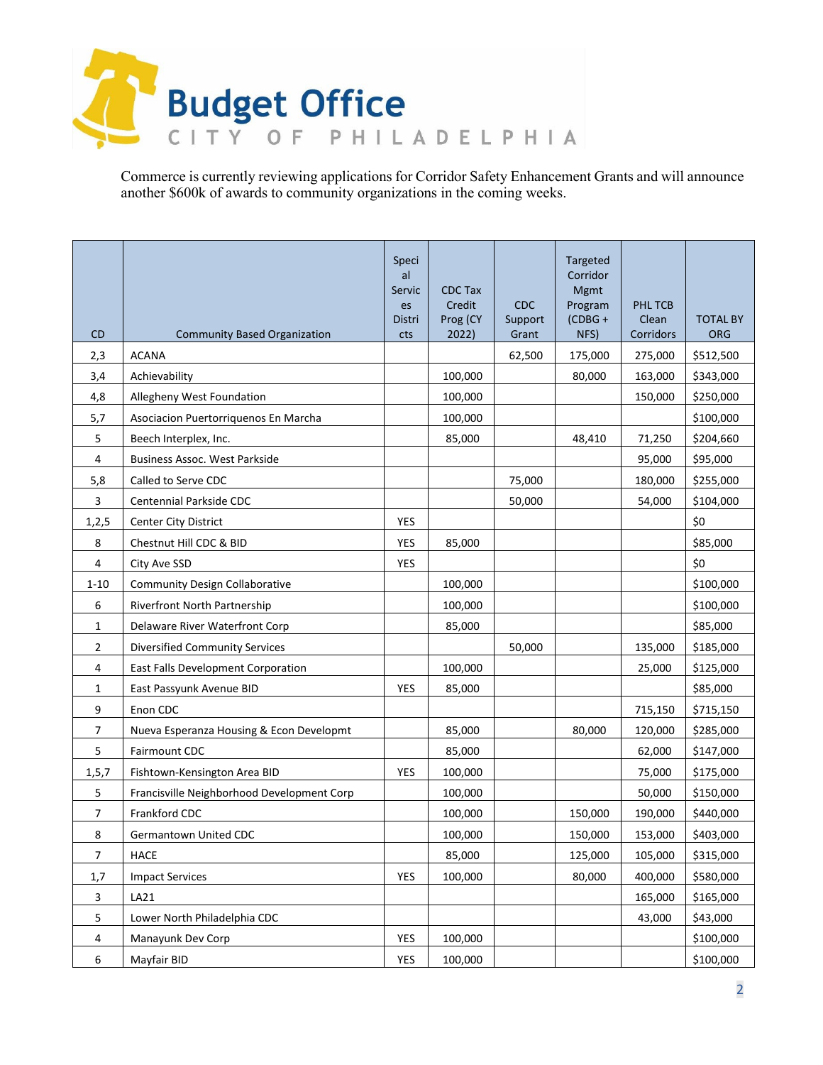Commerce is currently reviewing applications for Corridor Safety Enhancement Grants and will announce another $600k of awards to community organizations in the coming weeks.

| CD | Community Based Organization | Special Services Districts | CDC Tax Credit Prog (CY 2022) | CDC Support Grant | Targeted Corridor Mgmt Program (CDBG + NFS) | PHL TCB Clean Corridors | TOTAL BY ORG |
|---|---|---|---|---|---|---|---|
| 2,3 | ACANA | | | 62,500 | 175,000 | 275,000 | $512,500 |
| 3,4 | Achievability | | 100,000 | | 80,000 | 163,000 | $343,000 |
| 4,8 | Allegheny West Foundation | | 100,000 | | | 150,000 | $250,000 |
| 5,7 | Asociacion Puertorriquenos En Marcha | | 100,000 | | | | $100,000 |
| 5 | Beech Interplex, Inc. | | 85,000 | | 48,410 | 71,250 | $204,660 |
| 4 | Business Assoc. West Parkside | | | | | 95,000 | $95,000 |
| 5,8 | Called to Serve CDC | | | 75,000 | | 180,000 | $255,000 |
| 3 | Centennial Parkside CDC | | | 50,000 | | 54,000 | $104,000 |
| 1,2,5 | Center City District | YES | | | | | $0 |
| 8 | Chestnut Hill CDC & BID | YES | 85,000 | | | | $85,000 |
| 4 | City Ave SSD | YES | | | | | $0 |
| 1-10 | Community Design Collaborative | | 100,000 | | | | $100,000 |
| 6 | Riverfront North Partnership | | 100,000 | | | | $100,000 |
| 1 | Delaware River Waterfront Corp | | 85,000 | | | | $85,000 |
| 2 | Diversified Community Services | | | 50,000 | | 135,000 | $185,000 |
| 4 | East Falls Development Corporation | | 100,000 | | | 25,000 | $125,000 |
| 1 | East Passyunk Avenue BID | YES | 85,000 | | | | $85,000 |
| 9 | Enon CDC | | | | | 715,150 | $715,150 |
| 7 | Nueva Esperanza Housing & Econ Developmt | | 85,000 | | 80,000 | 120,000 | $285,000 |
| 5 | Fairmount CDC | | 85,000 | | | 62,000 | $147,000 |
| 1,5,7 | Fishtown-Kensington Area BID | YES | 100,000 | | | 75,000 | $175,000 |
| 5 | Francisville Neighborhood Development Corp | | 100,000 | | | 50,000 | $150,000 |
| 7 | Frankford CDC | | 100,000 | | 150,000 | 190,000 | $440,000 |
| 8 | Germantown United CDC | | 100,000 | | 150,000 | 153,000 | $403,000 |
| 7 | HACE | | 85,000 | | 125,000 | 105,000 | $315,000 |
| 1,7 | Impact Services | YES | 100,000 | | 80,000 | 400,000 | $580,000 |
| 3 | LA21 | | | | | 165,000 | $165,000 |
| 5 | Lower North Philadelphia CDC | | | | | 43,000 | $43,000 |
| 4 | Manayunk Dev Corp | YES | 100,000 | | | | $100,000 |
| 6 | Mayfair BID | YES | 100,000 | | | | $100,000 |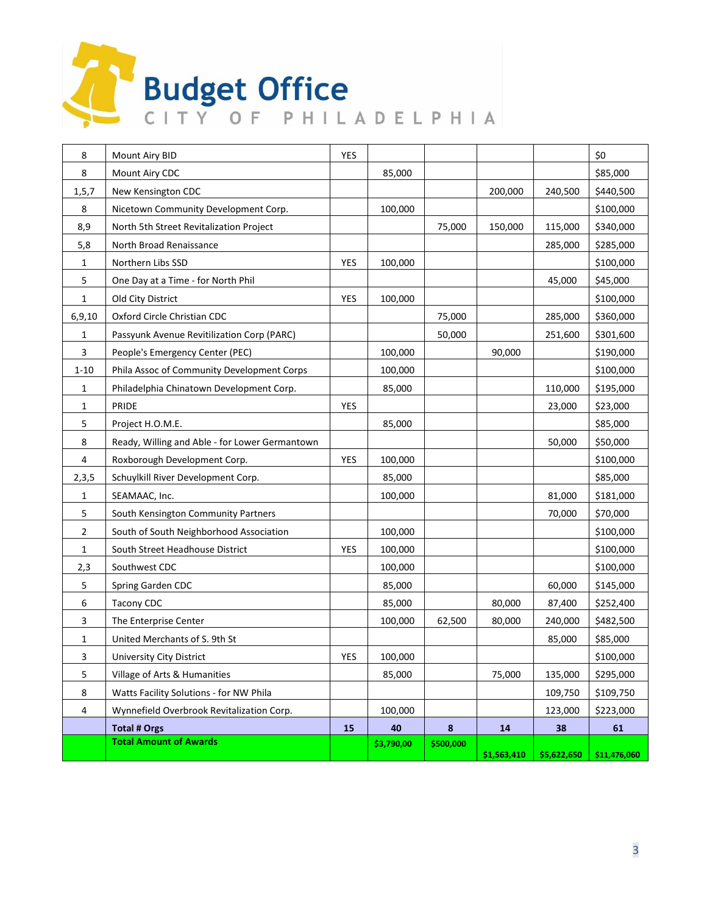# Budget Office

CITY OF PHILADELPHIA

| | | | | | | | |
|---|---|---|---|---|---|---|---|
| 8 | Mount Airy BID | YES | | | | | $0 |
| 8 | Mount Airy CDC | | 85,000 | | | | $85,000 |
| 1,5,7 | New Kensington CDC | | | | 200,000 | 240,500 | $440,500 |
| 8 | Nicetown Community Development Corp. | | 100,000 | | | | $100,000 |
| 8,9 | North 5th Street Revitalization Project | | | 75,000 | 150,000 | 115,000 | $340,000 |
| 5,8 | North Broad Renaissance | | | | | 285,000 | $285,000 |
| 1 | Northern Libs SSD | YES | 100,000 | | | | $100,000 |
| 5 | One Day at a Time - for North Phil | | | | | 45,000 | $45,000 |
| 1 | Old City District | YES | 100,000 | | | | $100,000 |
| 6,9,10 | Oxford Circle Christian CDC | | | 75,000 | | 285,000 | $360,000 |
| 1 | Passyunk Avenue Revitilization Corp (PARC) | | | 50,000 | | 251,600 | $301,600 |
| 3 | People's Emergency Center (PEC) | | 100,000 | | 90,000 | | $190,000 |
| 1-10 | Phila Assoc of Community Development Corps | | 100,000 | | | | $100,000 |
| 1 | Philadelphia Chinatown Development Corp. | | 85,000 | | | 110,000 | $195,000 |
| 1 | PRIDE | YES | | | | 23,000 | $23,000 |
| 5 | Project H.O.M.E. | | 85,000 | | | | $85,000 |
| 8 | Ready, Willing and Able - for Lower Germantown | | | | | 50,000 | $50,000 |
| 4 | Roxborough Development Corp. | YES | 100,000 | | | | $100,000 |
| 2,3,5 | Schuylkill River Development Corp. | | 85,000 | | | | $85,000 |
| 1 | SEAMAAC, Inc. | | 100,000 | | | 81,000 | $181,000 |
| 5 | South Kensington Community Partners | | | | | 70,000 | $70,000 |
| 2 | South of South Neighborhood Association | | 100,000 | | | | $100,000 |
| 1 | South Street Headhouse District | YES | 100,000 | | | | $100,000 |
| 2,3 | Southwest CDC | | 100,000 | | | | $100,000 |
| 5 | Spring Garden CDC | | 85,000 | | | 60,000 | $145,000 |
| 6 | Tacony CDC | | 85,000 | | 80,000 | 87,400 | $252,400 |
| 3 | The Enterprise Center | | 100,000 | 62,500 | 80,000 | 240,000 | $482,500 |
| 1 | United Merchants of S. 9th St | | | | | 85,000 | $85,000 |
| 3 | University City District | YES | 100,000 | | | | $100,000 |
| 5 | Village of Arts & Humanities | | 85,000 | | 75,000 | 135,000 | $295,000 |
| 8 | Watts Facility Solutions - for NW Phila | | | | | 109,750 | $109,750 |
| 4 | Wynnefield Overbrook Revitalization Corp. | | 100,000 | | | 123,000 | $223,000 |
| | **Total # Orgs** | **15** | **40** | **8** | **14** | **38** | **61** |
| | **Total Amount of Awards** | | **$3,790,00** | **$500,000** | **$1,563,410** | **$5,622,650** | **$11,476,060** |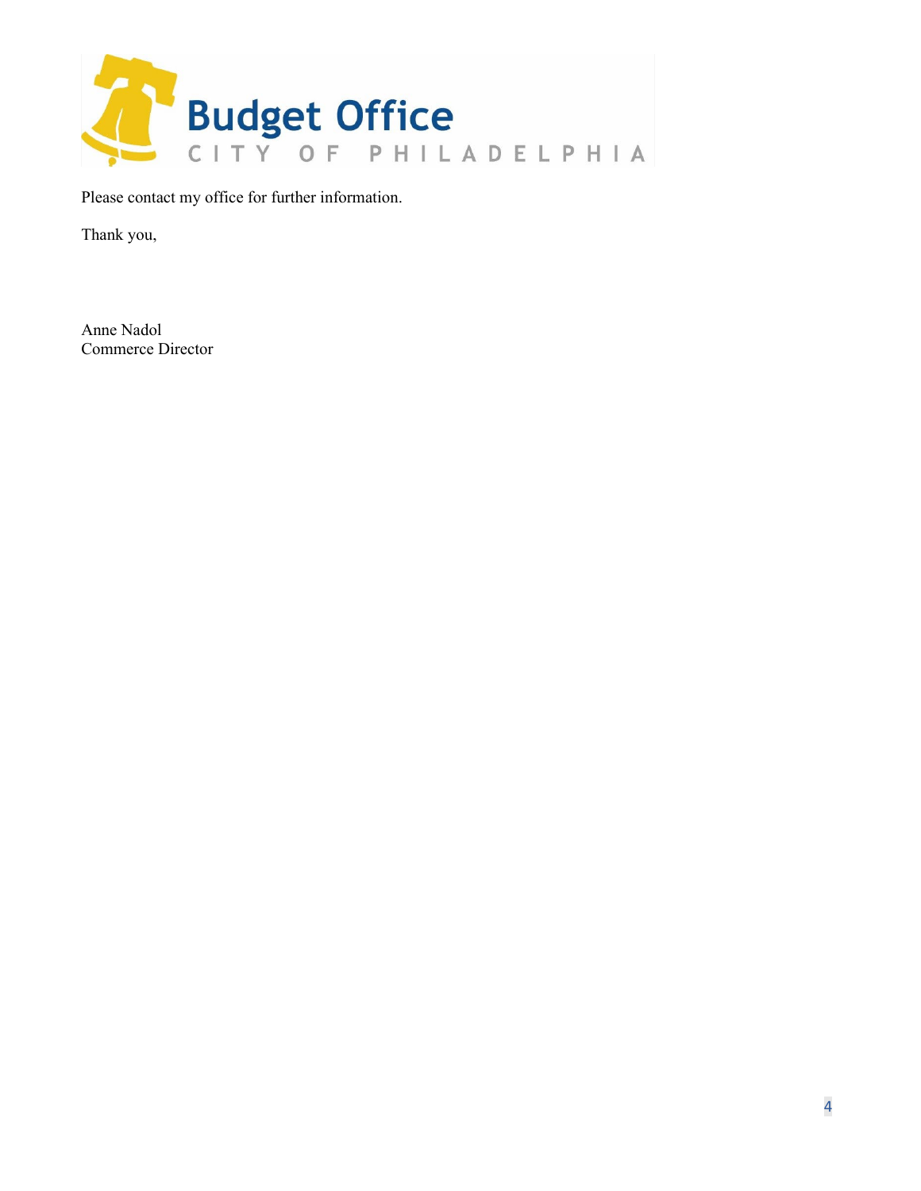Please contact my office for further information.

Thank you,

Anne Nadol  
Commerce Director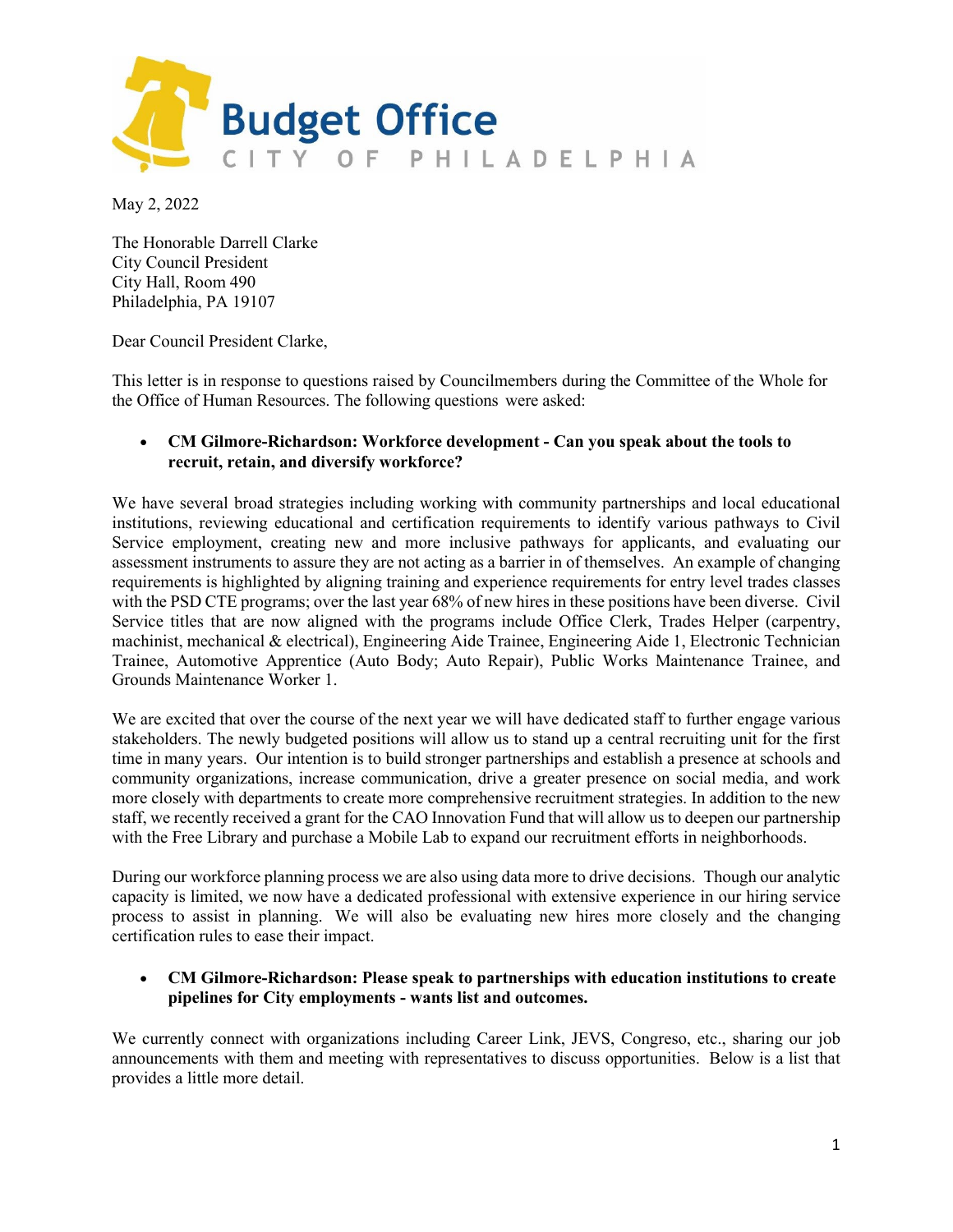**Budget Office**
CITY OF PHILADELPHIA

May 2, 2022

The Honorable Darrell Clarke
City Council President
City Hall, Room 490
Philadelphia, PA 19107

Dear Council President Clarke,

This letter is in response to questions raised by Councilmembers during the Committee of the Whole for the Office of Human Resources. The following questions were asked:

- **CM Gilmore-Richardson: Workforce development - Can you speak about the tools to recruit, retain, and diversify workforce?**

We have several broad strategies including working with community partnerships and local educational institutions, reviewing educational and certification requirements to identify various pathways to Civil Service employment, creating new and more inclusive pathways for applicants, and evaluating our assessment instruments to assure they are not acting as a barrier in of themselves. An example of changing requirements is highlighted by aligning training and experience requirements for entry level trades classes with the PSD CTE programs; over the last year 68% of new hires in these positions have been diverse. Civil Service titles that are now aligned with the programs include Office Clerk, Trades Helper (carpentry, machinist, mechanical & electrical), Engineering Aide Trainee, Engineering Aide 1, Electronic Technician Trainee, Automotive Apprentice (Auto Body; Auto Repair), Public Works Maintenance Trainee, and Grounds Maintenance Worker 1.

We are excited that over the course of the next year we will have dedicated staff to further engage various stakeholders. The newly budgeted positions will allow us to stand up a central recruiting unit for the first time in many years. Our intention is to build stronger partnerships and establish a presence at schools and community organizations, increase communication, drive a greater presence on social media, and work more closely with departments to create more comprehensive recruitment strategies. In addition to the new staff, we recently received a grant for the CAO Innovation Fund that will allow us to deepen our partnership with the Free Library and purchase a Mobile Lab to expand our recruitment efforts in neighborhoods.

During our workforce planning process we are also using data more to drive decisions. Though our analytic capacity is limited, we now have a dedicated professional with extensive experience in our hiring service process to assist in planning. We will also be evaluating new hires more closely and the changing certification rules to ease their impact.

- **CM Gilmore-Richardson: Please speak to partnerships with education institutions to create pipelines for City employments - wants list and outcomes.**

We currently connect with organizations including Career Link, JEVS, Congreso, etc., sharing our job announcements with them and meeting with representatives to discuss opportunities. Below is a list that provides a little more detail.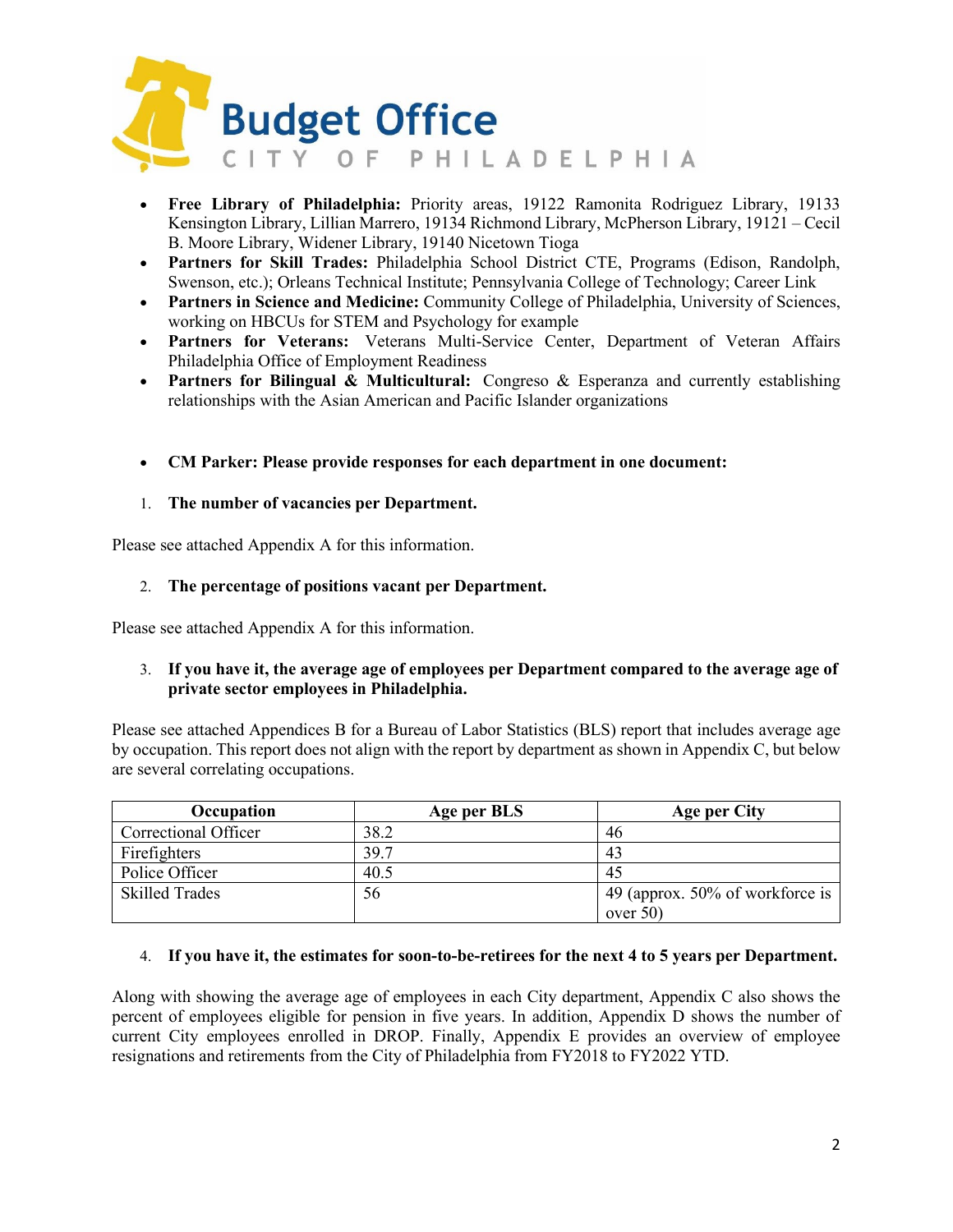- **Free Library of Philadelphia:** Priority areas, 19122 Ramonita Rodriguez Library, 19133 Kensington Library, Lillian Marrero, 19134 Richmond Library, McPherson Library, 19121 – Cecil B. Moore Library, Widener Library, 19140 Nicetown Tioga
- **Partners for Skill Trades:** Philadelphia School District CTE, Programs (Edison, Randolph, Swenson, etc.); Orleans Technical Institute; Pennsylvania College of Technology; Career Link
- **Partners in Science and Medicine:** Community College of Philadelphia, University of Sciences, working on HBCUs for STEM and Psychology for example
- **Partners for Veterans:** Veterans Multi-Service Center, Department of Veteran Affairs Philadelphia Office of Employment Readiness
- **Partners for Bilingual & Multicultural:** Congreso & Esperanza and currently establishing relationships with the Asian American and Pacific Islander organizations

- **CM Parker: Please provide responses for each department in one document:**

1. **The number of vacancies per Department.**

Please see attached Appendix A for this information.

2. **The percentage of positions vacant per Department.**

Please see attached Appendix A for this information.

3. **If you have it, the average age of employees per Department compared to the average age of private sector employees in Philadelphia.**

Please see attached Appendices B for a Bureau of Labor Statistics (BLS) report that includes average age by occupation. This report does not align with the report by department as shown in Appendix C, but below are several correlating occupations.

| Occupation | Age per BLS | Age per City |
|---|---|---|
| Correctional Officer | 38.2 | 46 |
| Firefighters | 39.7 | 43 |
| Police Officer | 40.5 | 45 |
| Skilled Trades | 56 | 49 (approx. 50% of workforce is over 50) |

4. **If you have it, the estimates for soon-to-be-retirees for the next 4 to 5 years per Department.**

Along with showing the average age of employees in each City department, Appendix C also shows the percent of employees eligible for pension in five years. In addition, Appendix D shows the number of current City employees enrolled in DROP. Finally, Appendix E provides an overview of employee resignations and retirements from the City of Philadelphia from FY2018 to FY2022 YTD.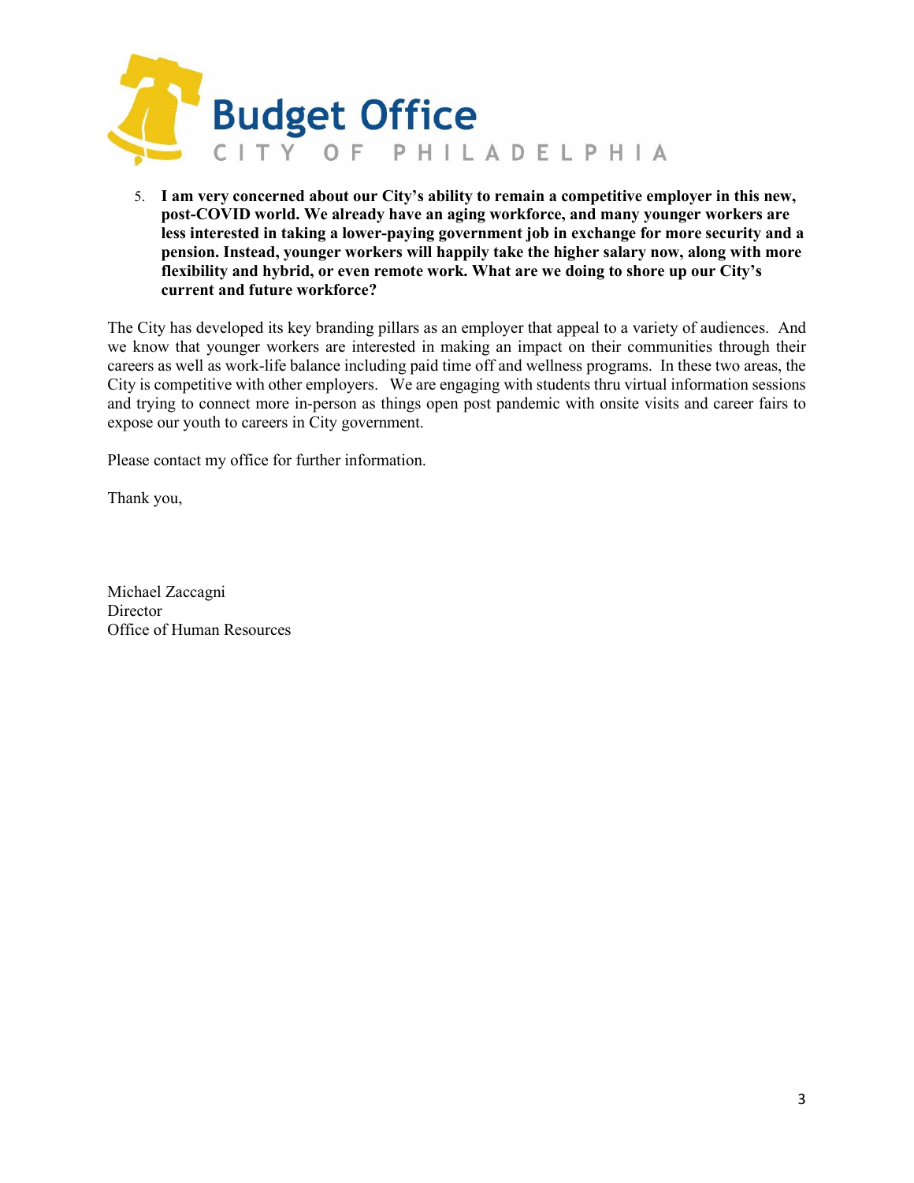# Budget Office

CITY OF PHILADELPHIA

5. **I am very concerned about our City's ability to remain a competitive employer in this new, post-COVID world. We already have an aging workforce, and many younger workers are less interested in taking a lower-paying government job in exchange for more security and a pension. Instead, younger workers will happily take the higher salary now, along with more flexibility and hybrid, or even remote work. What are we doing to shore up our City's current and future workforce?**

The City has developed its key branding pillars as an employer that appeal to a variety of audiences. And we know that younger workers are interested in making an impact on their communities through their careers as well as work-life balance including paid time off and wellness programs. In these two areas, the City is competitive with other employers. We are engaging with students thru virtual information sessions and trying to connect more in-person as things open post pandemic with onsite visits and career fairs to expose our youth to careers in City government.

Please contact my office for further information.

Thank you,

Michael Zaccagni
Director
Office of Human Resources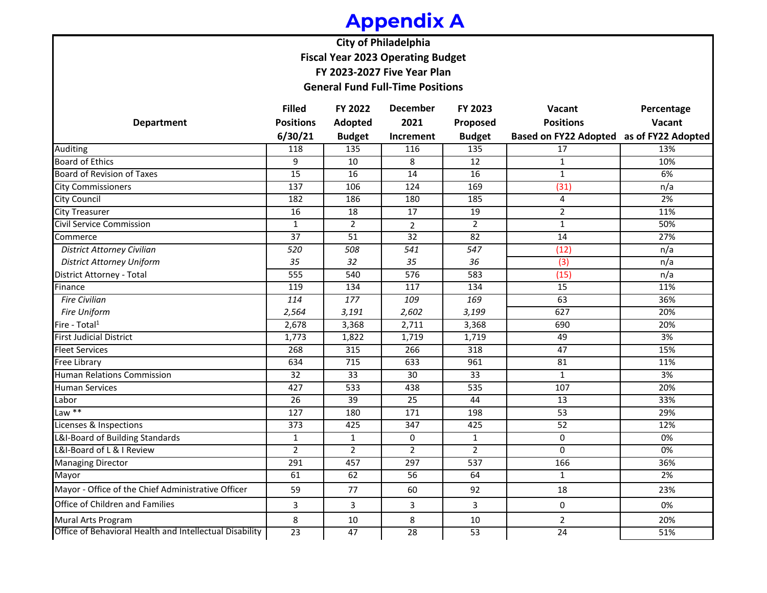# Appendix A

**City of Philadelphia**
**Fiscal Year 2023 Operating Budget**
**FY 2023-2027 Five Year Plan**
**General Fund Full-Time Positions**

| Department | Filled Positions 6/30/21 | FY 2022 Adopted Budget | December 2021 Increment | FY 2023 Proposed Budget | Vacant Positions Based on FY22 Adopted | Percentage Vacant as of FY22 Adopted |
|---|---|---|---|---|---|---|
| Auditing | 118 | 135 | 116 | 135 | 17 | 13% |
| Board of Ethics | 9 | 10 | 8 | 12 | 1 | 10% |
| Board of Revision of Taxes | 15 | 16 | 14 | 16 | 1 | 6% |
| City Commissioners | 137 | 106 | 124 | 169 | (31) | n/a |
| City Council | 182 | 186 | 180 | 185 | 4 | 2% |
| City Treasurer | 16 | 18 | 17 | 19 | 2 | 11% |
| Civil Service Commission | 1 | 2 | 2 | 2 | 1 | 50% |
| Commerce | 37 | 51 | 32 | 82 | 14 | 27% |
| *District Attorney Civilian* | *520* | *508* | *541* | *547* | (12) | n/a |
| *District Attorney Uniform* | *35* | *32* | *35* | *36* | (3) | n/a |
| District Attorney - Total | 555 | 540 | 576 | 583 | (15) | n/a |
| Finance | 119 | 134 | 117 | 134 | 15 | 11% |
| *Fire Civilian* | *114* | *177* | *109* | *169* | 63 | 36% |
| *Fire Uniform* | *2,564* | *3,191* | *2,602* | *3,199* | 627 | 20% |
| Fire - Total[1] | 2,678 | 3,368 | 2,711 | 3,368 | 690 | 20% |
| First Judicial District | 1,773 | 1,822 | 1,719 | 1,719 | 49 | 3% |
| Fleet Services | 268 | 315 | 266 | 318 | 47 | 15% |
| Free Library | 634 | 715 | 633 | 961 | 81 | 11% |
| Human Relations Commission | 32 | 33 | 30 | 33 | 1 | 3% |
| Human Services | 427 | 533 | 438 | 535 | 107 | 20% |
| Labor | 26 | 39 | 25 | 44 | 13 | 33% |
| Law ** | 127 | 180 | 171 | 198 | 53 | 29% |
| Licenses & Inspections | 373 | 425 | 347 | 425 | 52 | 12% |
| L&I-Board of Building Standards | 1 | 1 | 0 | 1 | 0 | 0% |
| L&I-Board of L & I Review | 2 | 2 | 2 | 2 | 0 | 0% |
| Managing Director | 291 | 457 | 297 | 537 | 166 | 36% |
| Mayor | 61 | 62 | 56 | 64 | 1 | 2% |
| Mayor - Office of the Chief Administrative Officer | 59 | 77 | 60 | 92 | 18 | 23% |
| Office of Children and Families | 3 | 3 | 3 | 3 | 0 | 0% |
| Mural Arts Program | 8 | 10 | 8 | 10 | 2 | 20% |
| Office of Behavioral Health and Intellectual Disability | 23 | 47 | 28 | 53 | 24 | 51% |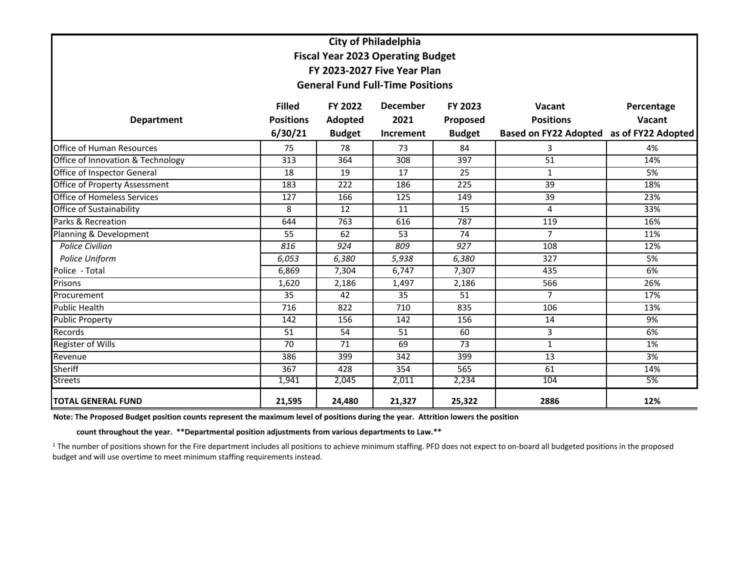# City of Philadelphia
## Fiscal Year 2023 Operating Budget
## FY 2023-2027 Five Year Plan
## General Fund Full-Time Positions

| Department | Filled Positions 6/30/21 | FY 2022 Adopted Budget | December 2021 Increment | FY 2023 Proposed Budget | Vacant Positions Based on FY22 Adopted | Percentage Vacant as of FY22 Adopted |
|---|---|---|---|---|---|---|
| Office of Human Resources | 75 | 78 | 73 | 84 | 3 | 4% |
| Office of Innovation & Technology | 313 | 364 | 308 | 397 | 51 | 14% |
| Office of Inspector General | 18 | 19 | 17 | 25 | 1 | 5% |
| Office of Property Assessment | 183 | 222 | 186 | 225 | 39 | 18% |
| Office of Homeless Services | 127 | 166 | 125 | 149 | 39 | 23% |
| Office of Sustainability | 8 | 12 | 11 | 15 | 4 | 33% |
| Parks & Recreation | 644 | 763 | 616 | 787 | 119 | 16% |
| Planning & Development | 55 | 62 | 53 | 74 | 7 | 11% |
| *Police Civilian* | *816* | *924* | *809* | *927* | 108 | 12% |
| *Police Uniform* | *6,053* | *6,380* | *5,938* | *6,380* | 327 | 5% |
| Police - Total | 6,869 | 7,304 | 6,747 | 7,307 | 435 | 6% |
| Prisons | 1,620 | 2,186 | 1,497 | 2,186 | 566 | 26% |
| Procurement | 35 | 42 | 35 | 51 | 7 | 17% |
| Public Health | 716 | 822 | 710 | 835 | 106 | 13% |
| Public Property | 142 | 156 | 142 | 156 | 14 | 9% |
| Records | 51 | 54 | 51 | 60 | 3 | 6% |
| Register of Wills | 70 | 71 | 69 | 73 | 1 | 1% |
| Revenue | 386 | 399 | 342 | 399 | 13 | 3% |
| Sheriff | 367 | 428 | 354 | 565 | 61 | 14% |
| Streets | 1,941 | 2,045 | 2,011 | 2,234 | 104 | 5% |
| **TOTAL GENERAL FUND** | **21,595** | **24,480** | **21,327** | **25,322** | **2886** | **12%** |

**Note: The Proposed Budget position counts represent the maximum level of positions during the year. Attrition lowers the position count throughout the year. **Departmental position adjustments from various departments to Law.****

[1] The number of positions shown for the Fire department includes all positions to achieve minimum staffing. PFD does not expect to on-board all budgeted positions in the proposed budget and will use overtime to meet minimum staffing requirements instead.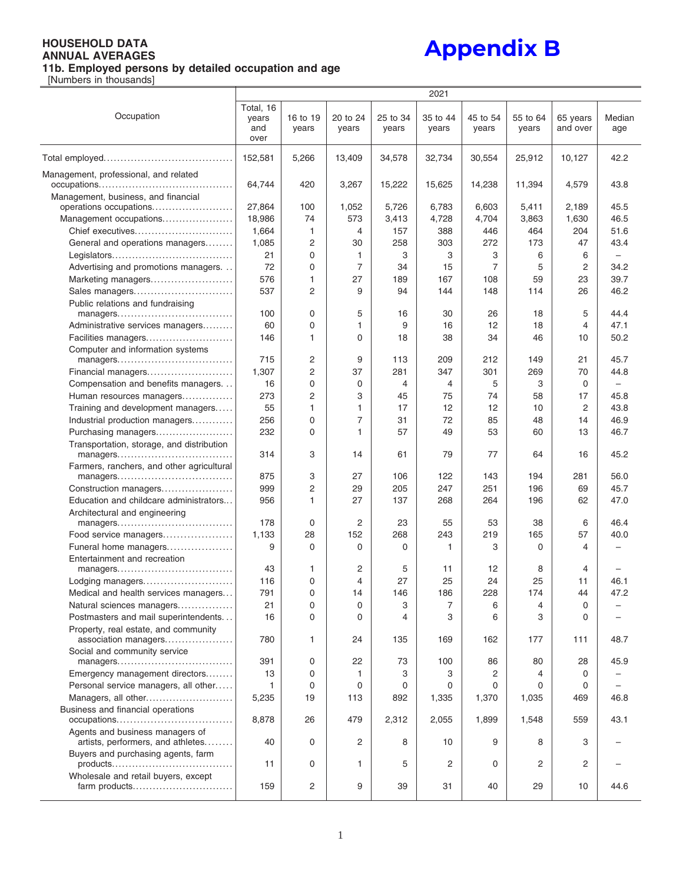**HOUSEHOLD DATA**
**ANNUAL AVERAGES**
**11b. Employed persons by detailed occupation and age**
[Numbers in thousands]

# Appendix B

| Occupation | 2021 | | | | | | | | |
|---|---|---|---|---|---|---|---|---|---|
| | Total, 16 years and over | 16 to 19 years | 20 to 24 years | 25 to 34 years | 35 to 44 years | 45 to 54 years | 55 to 64 years | 65 years and over | Median age |
| Total employed | 152,581 | 5,266 | 13,409 | 34,578 | 32,734 | 30,554 | 25,912 | 10,127 | 42.2 |
| Management, professional, and related occupations | 64,744 | 420 | 3,267 | 15,222 | 15,625 | 14,238 | 11,394 | 4,579 | 43.8 |
| Management, business, and financial operations occupations | 27,864 | 100 | 1,052 | 5,726 | 6,783 | 6,603 | 5,411 | 2,189 | 45.5 |
| Management occupations | 18,986 | 74 | 573 | 3,413 | 4,728 | 4,704 | 3,863 | 1,630 | 46.5 |
| Chief executives | 1,664 | 1 | 4 | 157 | 388 | 446 | 464 | 204 | 51.6 |
| General and operations managers | 1,085 | 2 | 30 | 258 | 303 | 272 | 173 | 47 | 43.4 |
| Legislators | 21 | 0 | 1 | 3 | 3 | 3 | 6 | 6 | – |
| Advertising and promotions managers | 72 | 0 | 7 | 34 | 15 | 7 | 5 | 2 | 34.2 |
| Marketing managers | 576 | 1 | 27 | 189 | 167 | 108 | 59 | 23 | 39.7 |
| Sales managers | 537 | 2 | 9 | 94 | 144 | 148 | 114 | 26 | 46.2 |
| Public relations and fundraising managers | 100 | 0 | 5 | 16 | 30 | 26 | 18 | 5 | 44.4 |
| Administrative services managers | 60 | 0 | 1 | 9 | 16 | 12 | 18 | 4 | 47.1 |
| Facilities managers | 146 | 1 | 0 | 18 | 38 | 34 | 46 | 10 | 50.2 |
| Computer and information systems managers | 715 | 2 | 9 | 113 | 209 | 212 | 149 | 21 | 45.7 |
| Financial managers | 1,307 | 2 | 37 | 281 | 347 | 301 | 269 | 70 | 44.8 |
| Compensation and benefits managers | 16 | 0 | 0 | 4 | 4 | 5 | 3 | 0 | – |
| Human resources managers | 273 | 2 | 3 | 45 | 75 | 74 | 58 | 17 | 45.8 |
| Training and development managers | 55 | 1 | 1 | 17 | 12 | 12 | 10 | 2 | 43.8 |
| Industrial production managers | 256 | 0 | 7 | 31 | 72 | 85 | 48 | 14 | 46.9 |
| Purchasing managers | 232 | 0 | 1 | 57 | 49 | 53 | 60 | 13 | 46.7 |
| Transportation, storage, and distribution managers | 314 | 3 | 14 | 61 | 79 | 77 | 64 | 16 | 45.2 |
| Farmers, ranchers, and other agricultural managers | 875 | 3 | 27 | 106 | 122 | 143 | 194 | 281 | 56.0 |
| Construction managers | 999 | 2 | 29 | 205 | 247 | 251 | 196 | 69 | 45.7 |
| Education and childcare administrators | 956 | 1 | 27 | 137 | 268 | 264 | 196 | 62 | 47.0 |
| Architectural and engineering managers | 178 | 0 | 2 | 23 | 55 | 53 | 38 | 6 | 46.4 |
| Food service managers | 1,133 | 28 | 152 | 268 | 243 | 219 | 165 | 57 | 40.0 |
| Funeral home managers | 9 | 0 | 0 | 0 | 1 | 3 | 0 | 4 | – |
| Entertainment and recreation managers | 43 | 1 | 2 | 5 | 11 | 12 | 8 | 4 | – |
| Lodging managers | 116 | 0 | 4 | 27 | 25 | 24 | 25 | 11 | 46.1 |
| Medical and health services managers | 791 | 0 | 14 | 146 | 186 | 228 | 174 | 44 | 47.2 |
| Natural sciences managers | 21 | 0 | 0 | 3 | 7 | 6 | 4 | 0 | – |
| Postmasters and mail superintendents | 16 | 0 | 0 | 4 | 3 | 6 | 3 | 0 | – |
| Property, real estate, and community association managers | 780 | 1 | 24 | 135 | 169 | 162 | 177 | 111 | 48.7 |
| Social and community service managers | 391 | 0 | 22 | 73 | 100 | 86 | 80 | 28 | 45.9 |
| Emergency management directors | 13 | 0 | 1 | 3 | 3 | 2 | 4 | 0 | – |
| Personal service managers, all other | 1 | 0 | 0 | 0 | 0 | 0 | 0 | 0 | – |
| Managers, all other | 5,235 | 19 | 113 | 892 | 1,335 | 1,370 | 1,035 | 469 | 46.8 |
| Business and financial operations occupations | 8,878 | 26 | 479 | 2,312 | 2,055 | 1,899 | 1,548 | 559 | 43.1 |
| Agents and business managers of artists, performers, and athletes | 40 | 0 | 2 | 8 | 10 | 9 | 8 | 3 | – |
| Buyers and purchasing agents, farm products | 11 | 0 | 1 | 5 | 2 | 0 | 2 | 2 | – |
| Wholesale and retail buyers, except farm products | 159 | 2 | 9 | 39 | 31 | 40 | 29 | 10 | 44.6 |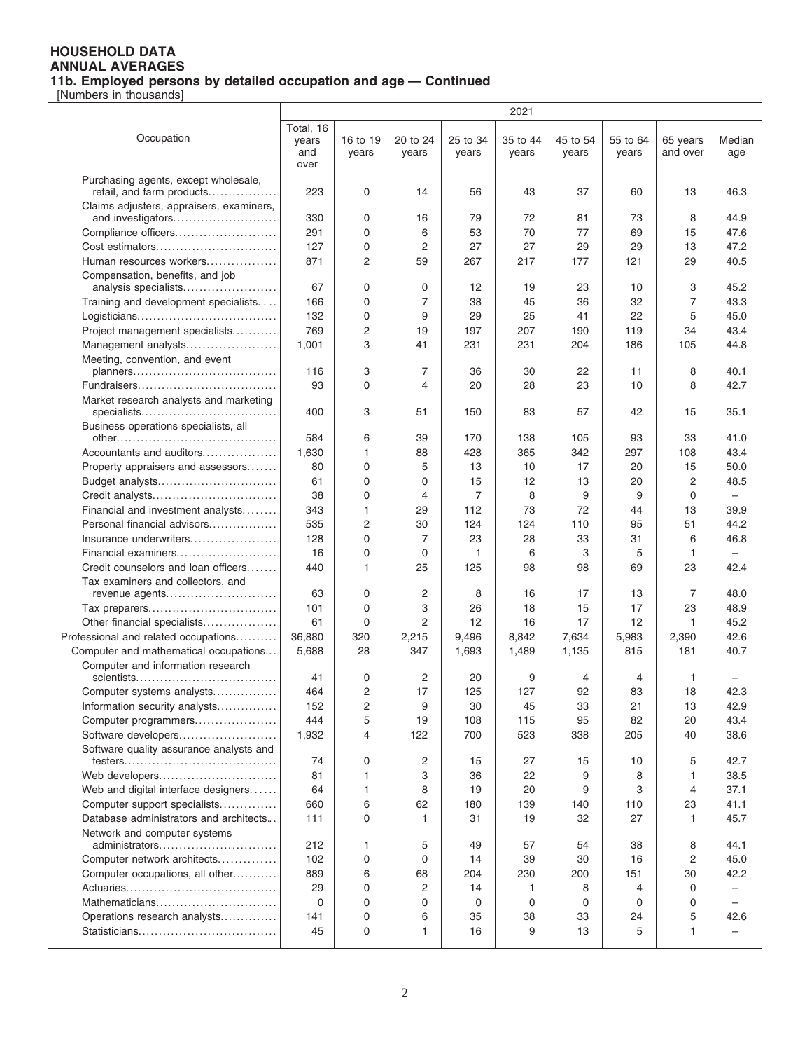**HOUSEHOLD DATA**
**ANNUAL AVERAGES**
**11b. Employed persons by detailed occupation and age — Continued**
[Numbers in thousands]

| Occupation | 2021 | | | | | | | | |
|---|---|---|---|---|---|---|---|---|---|
| | Total, 16 years and over | 16 to 19 years | 20 to 24 years | 25 to 34 years | 35 to 44 years | 45 to 54 years | 55 to 64 years | 65 years and over | Median age |
| Purchasing agents, except wholesale, retail, and farm products | 223 | 0 | 14 | 56 | 43 | 37 | 60 | 13 | 46.3 |
| Claims adjusters, appraisers, examiners, and investigators | 330 | 0 | 16 | 79 | 72 | 81 | 73 | 8 | 44.9 |
| Compliance officers | 291 | 0 | 6 | 53 | 70 | 77 | 69 | 15 | 47.6 |
| Cost estimators | 127 | 0 | 2 | 27 | 27 | 29 | 29 | 13 | 47.2 |
| Human resources workers | 871 | 2 | 59 | 267 | 217 | 177 | 121 | 29 | 40.5 |
| Compensation, benefits, and job analysis specialists | 67 | 0 | 0 | 12 | 19 | 23 | 10 | 3 | 45.2 |
| Training and development specialists | 166 | 0 | 7 | 38 | 45 | 36 | 32 | 7 | 43.3 |
| Logisticians | 132 | 0 | 9 | 29 | 25 | 41 | 22 | 5 | 45.0 |
| Project management specialists | 769 | 2 | 19 | 197 | 207 | 190 | 119 | 34 | 43.4 |
| Management analysts | 1,001 | 3 | 41 | 231 | 231 | 204 | 186 | 105 | 44.8 |
| Meeting, convention, and event planners | 116 | 3 | 7 | 36 | 30 | 22 | 11 | 8 | 40.1 |
| Fundraisers | 93 | 0 | 4 | 20 | 28 | 23 | 10 | 8 | 42.7 |
| Market research analysts and marketing specialists | 400 | 3 | 51 | 150 | 83 | 57 | 42 | 15 | 35.1 |
| Business operations specialists, all other | 584 | 6 | 39 | 170 | 138 | 105 | 93 | 33 | 41.0 |
| Accountants and auditors | 1,630 | 1 | 88 | 428 | 365 | 342 | 297 | 108 | 43.4 |
| Property appraisers and assessors | 80 | 0 | 5 | 13 | 10 | 17 | 20 | 15 | 50.0 |
| Budget analysts | 61 | 0 | 0 | 15 | 12 | 13 | 20 | 2 | 48.5 |
| Credit analysts | 38 | 0 | 4 | 7 | 8 | 9 | 9 | 0 | – |
| Financial and investment analysts | 343 | 1 | 29 | 112 | 73 | 72 | 44 | 13 | 39.9 |
| Personal financial advisors | 535 | 2 | 30 | 124 | 124 | 110 | 95 | 51 | 44.2 |
| Insurance underwriters | 128 | 0 | 7 | 23 | 28 | 33 | 31 | 6 | 46.8 |
| Financial examiners | 16 | 0 | 0 | 1 | 6 | 3 | 5 | 1 | – |
| Credit counselors and loan officers | 440 | 1 | 25 | 125 | 98 | 98 | 69 | 23 | 42.4 |
| Tax examiners and collectors, and revenue agents | 63 | 0 | 2 | 8 | 16 | 17 | 13 | 7 | 48.0 |
| Tax preparers | 101 | 0 | 3 | 26 | 18 | 15 | 17 | 23 | 48.9 |
| Other financial specialists | 61 | 0 | 2 | 12 | 16 | 17 | 12 | 1 | 45.2 |
| Professional and related occupations | 36,880 | 320 | 2,215 | 9,496 | 8,842 | 7,634 | 5,983 | 2,390 | 42.6 |
| Computer and mathematical occupations | 5,688 | 28 | 347 | 1,693 | 1,489 | 1,135 | 815 | 181 | 40.7 |
| Computer and information research scientists | 41 | 0 | 2 | 20 | 9 | 4 | 4 | 1 | – |
| Computer systems analysts | 464 | 2 | 17 | 125 | 127 | 92 | 83 | 18 | 42.3 |
| Information security analysts | 152 | 2 | 9 | 30 | 45 | 33 | 21 | 13 | 42.9 |
| Computer programmers | 444 | 5 | 19 | 108 | 115 | 95 | 82 | 20 | 43.4 |
| Software developers | 1,932 | 4 | 122 | 700 | 523 | 338 | 205 | 40 | 38.6 |
| Software quality assurance analysts and testers | 74 | 0 | 2 | 15 | 27 | 15 | 10 | 5 | 42.7 |
| Web developers | 81 | 1 | 3 | 36 | 22 | 9 | 8 | 1 | 38.5 |
| Web and digital interface designers | 64 | 1 | 8 | 19 | 20 | 9 | 3 | 4 | 37.1 |
| Computer support specialists | 660 | 6 | 62 | 180 | 139 | 140 | 110 | 23 | 41.1 |
| Database administrators and architects | 111 | 0 | 1 | 31 | 19 | 32 | 27 | 1 | 45.7 |
| Network and computer systems administrators | 212 | 1 | 5 | 49 | 57 | 54 | 38 | 8 | 44.1 |
| Computer network architects | 102 | 0 | 0 | 14 | 39 | 30 | 16 | 2 | 45.0 |
| Computer occupations, all other | 889 | 6 | 68 | 204 | 230 | 200 | 151 | 30 | 42.2 |
| Actuaries | 29 | 0 | 2 | 14 | 1 | 8 | 4 | 0 | – |
| Mathematicians | 0 | 0 | 0 | 0 | 0 | 0 | 0 | 0 | – |
| Operations research analysts | 141 | 0 | 6 | 35 | 38 | 33 | 24 | 5 | 42.6 |
| Statisticians | 45 | 0 | 1 | 16 | 9 | 13 | 5 | 1 | – |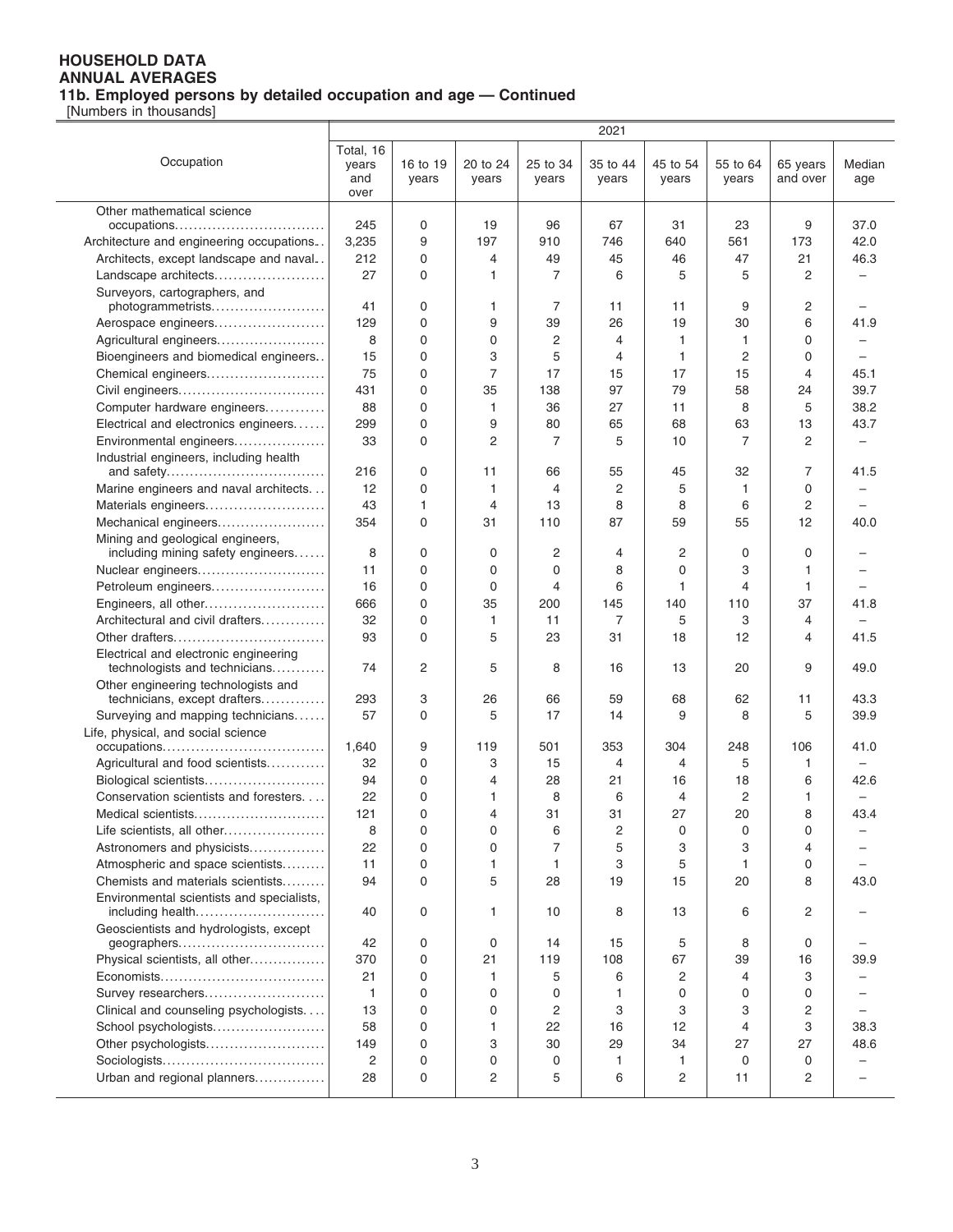**HOUSEHOLD DATA**
**ANNUAL AVERAGES**
**11b. Employed persons by detailed occupation and age — Continued**
[Numbers in thousands]

| Occupation | 2021 | | | | | | | | |
|---|---|---|---|---|---|---|---|---|---|
| | Total, 16 years and over | 16 to 19 years | 20 to 24 years | 25 to 34 years | 35 to 44 years | 45 to 54 years | 55 to 64 years | 65 years and over | Median age |
| Other mathematical science occupations | 245 | 0 | 19 | 96 | 67 | 31 | 23 | 9 | 37.0 |
| Architecture and engineering occupations | 3,235 | 9 | 197 | 910 | 746 | 640 | 561 | 173 | 42.0 |
| Architects, except landscape and naval | 212 | 0 | 4 | 49 | 45 | 46 | 47 | 21 | 46.3 |
| Landscape architects | 27 | 0 | 1 | 7 | 6 | 5 | 5 | 2 | – |
| Surveyors, cartographers, and photogrammetrists | 41 | 0 | 1 | 7 | 11 | 11 | 9 | 2 | – |
| Aerospace engineers | 129 | 0 | 9 | 39 | 26 | 19 | 30 | 6 | 41.9 |
| Agricultural engineers | 8 | 0 | 0 | 2 | 4 | 1 | 1 | 0 | – |
| Bioengineers and biomedical engineers | 15 | 0 | 3 | 5 | 4 | 1 | 2 | 0 | – |
| Chemical engineers | 75 | 0 | 7 | 17 | 15 | 17 | 15 | 4 | 45.1 |
| Civil engineers | 431 | 0 | 35 | 138 | 97 | 79 | 58 | 24 | 39.7 |
| Computer hardware engineers | 88 | 0 | 1 | 36 | 27 | 11 | 8 | 5 | 38.2 |
| Electrical and electronics engineers | 299 | 0 | 9 | 80 | 65 | 68 | 63 | 13 | 43.7 |
| Environmental engineers | 33 | 0 | 2 | 7 | 5 | 10 | 7 | 2 | – |
| Industrial engineers, including health and safety | 216 | 0 | 11 | 66 | 55 | 45 | 32 | 7 | 41.5 |
| Marine engineers and naval architects | 12 | 0 | 1 | 4 | 2 | 5 | 1 | 0 | – |
| Materials engineers | 43 | 1 | 4 | 13 | 8 | 8 | 6 | 2 | – |
| Mechanical engineers | 354 | 0 | 31 | 110 | 87 | 59 | 55 | 12 | 40.0 |
| Mining and geological engineers, including mining safety engineers | 8 | 0 | 0 | 2 | 4 | 2 | 0 | 0 | – |
| Nuclear engineers | 11 | 0 | 0 | 0 | 8 | 0 | 3 | 1 | – |
| Petroleum engineers | 16 | 0 | 0 | 4 | 6 | 1 | 4 | 1 | – |
| Engineers, all other | 666 | 0 | 35 | 200 | 145 | 140 | 110 | 37 | 41.8 |
| Architectural and civil drafters | 32 | 0 | 1 | 11 | 7 | 5 | 3 | 4 | – |
| Other drafters | 93 | 0 | 5 | 23 | 31 | 18 | 12 | 4 | 41.5 |
| Electrical and electronic engineering technologists and technicians | 74 | 2 | 5 | 8 | 16 | 13 | 20 | 9 | 49.0 |
| Other engineering technologists and technicians, except drafters | 293 | 3 | 26 | 66 | 59 | 68 | 62 | 11 | 43.3 |
| Surveying and mapping technicians | 57 | 0 | 5 | 17 | 14 | 9 | 8 | 5 | 39.9 |
| Life, physical, and social science occupations | 1,640 | 9 | 119 | 501 | 353 | 304 | 248 | 106 | 41.0 |
| Agricultural and food scientists | 32 | 0 | 3 | 15 | 4 | 4 | 5 | 1 | – |
| Biological scientists | 94 | 0 | 4 | 28 | 21 | 16 | 18 | 6 | 42.6 |
| Conservation scientists and foresters | 22 | 0 | 1 | 8 | 6 | 4 | 2 | 1 | – |
| Medical scientists | 121 | 0 | 4 | 31 | 31 | 27 | 20 | 8 | 43.4 |
| Life scientists, all other | 8 | 0 | 0 | 6 | 2 | 0 | 0 | 0 | – |
| Astronomers and physicists | 22 | 0 | 0 | 7 | 5 | 3 | 3 | 4 | – |
| Atmospheric and space scientists | 11 | 0 | 1 | 1 | 3 | 5 | 1 | 0 | – |
| Chemists and materials scientists | 94 | 0 | 5 | 28 | 19 | 15 | 20 | 8 | 43.0 |
| Environmental scientists and specialists, including health | 40 | 0 | 1 | 10 | 8 | 13 | 6 | 2 | – |
| Geoscientists and hydrologists, except geographers | 42 | 0 | 0 | 14 | 15 | 5 | 8 | 0 | – |
| Physical scientists, all other | 370 | 0 | 21 | 119 | 108 | 67 | 39 | 16 | 39.9 |
| Economists | 21 | 0 | 1 | 5 | 6 | 2 | 4 | 3 | – |
| Survey researchers | 1 | 0 | 0 | 0 | 1 | 0 | 0 | 0 | – |
| Clinical and counseling psychologists | 13 | 0 | 0 | 2 | 3 | 3 | 3 | 2 | – |
| School psychologists | 58 | 0 | 1 | 22 | 16 | 12 | 4 | 3 | 38.3 |
| Other psychologists | 149 | 0 | 3 | 30 | 29 | 34 | 27 | 27 | 48.6 |
| Sociologists | 2 | 0 | 0 | 0 | 1 | 1 | 0 | 0 | – |
| Urban and regional planners | 28 | 0 | 2 | 5 | 6 | 2 | 11 | 2 | – |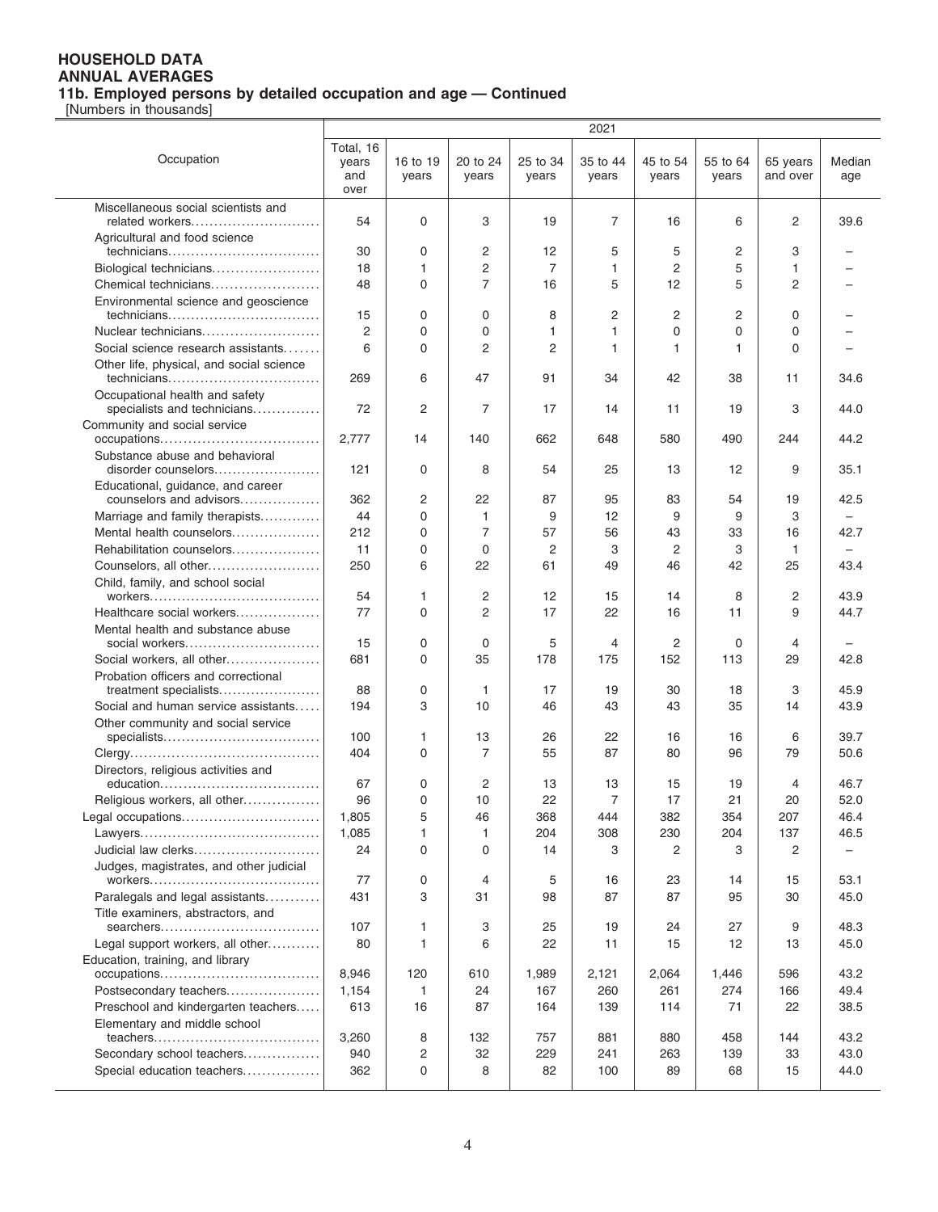**HOUSEHOLD DATA**
**ANNUAL AVERAGES**
**11b. Employed persons by detailed occupation and age — Continued**
[Numbers in thousands]

| Occupation | 2021 | | | | | | | | |
|---|---|---|---|---|---|---|---|---|---|
| | Total, 16 years and over | 16 to 19 years | 20 to 24 years | 25 to 34 years | 35 to 44 years | 45 to 54 years | 55 to 64 years | 65 years and over | Median age |
| Miscellaneous social scientists and related workers | 54 | 0 | 3 | 19 | 7 | 16 | 6 | 2 | 39.6 |
| Agricultural and food science technicians | 30 | 0 | 2 | 12 | 5 | 5 | 2 | 3 | – |
| Biological technicians | 18 | 1 | 2 | 7 | 1 | 2 | 5 | 1 | – |
| Chemical technicians | 48 | 0 | 7 | 16 | 5 | 12 | 5 | 2 | – |
| Environmental science and geoscience technicians | 15 | 0 | 0 | 8 | 2 | 2 | 2 | 0 | – |
| Nuclear technicians | 2 | 0 | 0 | 1 | 1 | 0 | 0 | 0 | – |
| Social science research assistants | 6 | 0 | 2 | 2 | 1 | 1 | 1 | 0 | – |
| Other life, physical, and social science technicians | 269 | 6 | 47 | 91 | 34 | 42 | 38 | 11 | 34.6 |
| Occupational health and safety specialists and technicians | 72 | 2 | 7 | 17 | 14 | 11 | 19 | 3 | 44.0 |
| Community and social service occupations | 2,777 | 14 | 140 | 662 | 648 | 580 | 490 | 244 | 44.2 |
| Substance abuse and behavioral disorder counselors | 121 | 0 | 8 | 54 | 25 | 13 | 12 | 9 | 35.1 |
| Educational, guidance, and career counselors and advisors | 362 | 2 | 22 | 87 | 95 | 83 | 54 | 19 | 42.5 |
| Marriage and family therapists | 44 | 0 | 1 | 9 | 12 | 9 | 9 | 3 | – |
| Mental health counselors | 212 | 0 | 7 | 57 | 56 | 43 | 33 | 16 | 42.7 |
| Rehabilitation counselors | 11 | 0 | 0 | 2 | 3 | 2 | 3 | 1 | – |
| Counselors, all other | 250 | 6 | 22 | 61 | 49 | 46 | 42 | 25 | 43.4 |
| Child, family, and school social workers | 54 | 1 | 2 | 12 | 15 | 14 | 8 | 2 | 43.9 |
| Healthcare social workers | 77 | 0 | 2 | 17 | 22 | 16 | 11 | 9 | 44.7 |
| Mental health and substance abuse social workers | 15 | 0 | 0 | 5 | 4 | 2 | 0 | 4 | – |
| Social workers, all other | 681 | 0 | 35 | 178 | 175 | 152 | 113 | 29 | 42.8 |
| Probation officers and correctional treatment specialists | 88 | 0 | 1 | 17 | 19 | 30 | 18 | 3 | 45.9 |
| Social and human service assistants | 194 | 3 | 10 | 46 | 43 | 43 | 35 | 14 | 43.9 |
| Other community and social service specialists | 100 | 1 | 13 | 26 | 22 | 16 | 16 | 6 | 39.7 |
| Clergy | 404 | 0 | 7 | 55 | 87 | 80 | 96 | 79 | 50.6 |
| Directors, religious activities and education | 67 | 0 | 2 | 13 | 13 | 15 | 19 | 4 | 46.7 |
| Religious workers, all other | 96 | 0 | 10 | 22 | 7 | 17 | 21 | 20 | 52.0 |
| Legal occupations | 1,805 | 5 | 46 | 368 | 444 | 382 | 354 | 207 | 46.4 |
| Lawyers | 1,085 | 1 | 1 | 204 | 308 | 230 | 204 | 137 | 46.5 |
| Judicial law clerks | 24 | 0 | 0 | 14 | 3 | 2 | 3 | 2 | – |
| Judges, magistrates, and other judicial workers | 77 | 0 | 4 | 5 | 16 | 23 | 14 | 15 | 53.1 |
| Paralegals and legal assistants | 431 | 3 | 31 | 98 | 87 | 87 | 95 | 30 | 45.0 |
| Title examiners, abstractors, and searchers | 107 | 1 | 3 | 25 | 19 | 24 | 27 | 9 | 48.3 |
| Legal support workers, all other | 80 | 1 | 6 | 22 | 11 | 15 | 12 | 13 | 45.0 |
| Education, training, and library occupations | 8,946 | 120 | 610 | 1,989 | 2,121 | 2,064 | 1,446 | 596 | 43.2 |
| Postsecondary teachers | 1,154 | 1 | 24 | 167 | 260 | 261 | 274 | 166 | 49.4 |
| Preschool and kindergarten teachers | 613 | 16 | 87 | 164 | 139 | 114 | 71 | 22 | 38.5 |
| Elementary and middle school teachers | 3,260 | 8 | 132 | 757 | 881 | 880 | 458 | 144 | 43.2 |
| Secondary school teachers | 940 | 2 | 32 | 229 | 241 | 263 | 139 | 33 | 43.0 |
| Special education teachers | 362 | 0 | 8 | 82 | 100 | 89 | 68 | 15 | 44.0 |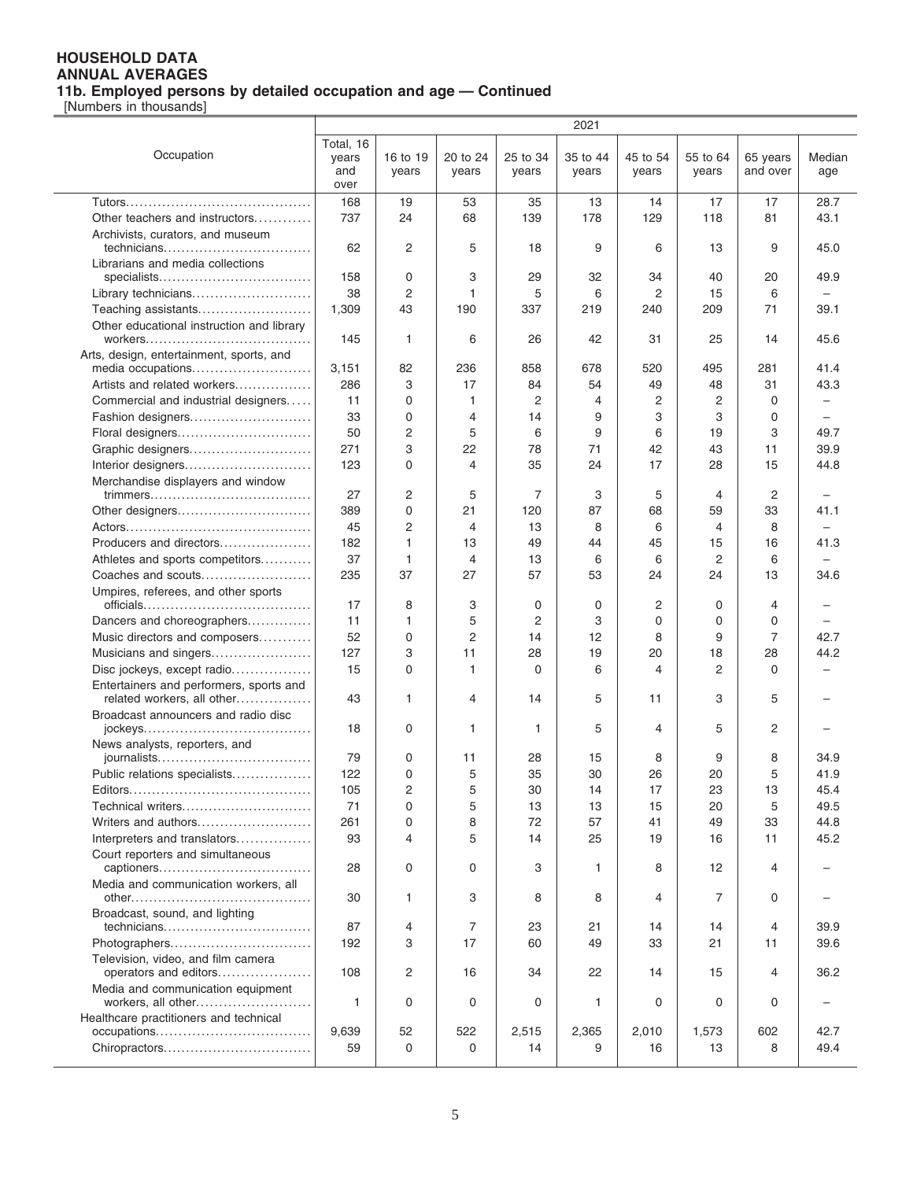**HOUSEHOLD DATA**
**ANNUAL AVERAGES**
**11b. Employed persons by detailed occupation and age — Continued**
[Numbers in thousands]

| Occupation | 2021 | | | | | | | | |
|---|---|---|---|---|---|---|---|---|---|
| | Total, 16 years and over | 16 to 19 years | 20 to 24 years | 25 to 34 years | 35 to 44 years | 45 to 54 years | 55 to 64 years | 65 years and over | Median age |
| Tutors | 168 | 19 | 53 | 35 | 13 | 14 | 17 | 17 | 28.7 |
| Other teachers and instructors | 737 | 24 | 68 | 139 | 178 | 129 | 118 | 81 | 43.1 |
| Archivists, curators, and museum technicians | 62 | 2 | 5 | 18 | 9 | 6 | 13 | 9 | 45.0 |
| Librarians and media collections specialists | 158 | 0 | 3 | 29 | 32 | 34 | 40 | 20 | 49.9 |
| Library technicians | 38 | 2 | 1 | 5 | 6 | 2 | 15 | 6 | – |
| Teaching assistants | 1,309 | 43 | 190 | 337 | 219 | 240 | 209 | 71 | 39.1 |
| Other educational instruction and library workers | 145 | 1 | 6 | 26 | 42 | 31 | 25 | 14 | 45.6 |
| Arts, design, entertainment, sports, and media occupations | 3,151 | 82 | 236 | 858 | 678 | 520 | 495 | 281 | 41.4 |
| Artists and related workers | 286 | 3 | 17 | 84 | 54 | 49 | 48 | 31 | 43.3 |
| Commercial and industrial designers | 11 | 0 | 1 | 2 | 4 | 2 | 2 | 0 | – |
| Fashion designers | 33 | 0 | 4 | 14 | 9 | 3 | 3 | 0 | – |
| Floral designers | 50 | 2 | 5 | 6 | 9 | 6 | 19 | 3 | 49.7 |
| Graphic designers | 271 | 3 | 22 | 78 | 71 | 42 | 43 | 11 | 39.9 |
| Interior designers | 123 | 0 | 4 | 35 | 24 | 17 | 28 | 15 | 44.8 |
| Merchandise displayers and window trimmers | 27 | 2 | 5 | 7 | 3 | 5 | 4 | 2 | – |
| Other designers | 389 | 0 | 21 | 120 | 87 | 68 | 59 | 33 | 41.1 |
| Actors | 45 | 2 | 4 | 13 | 8 | 6 | 4 | 8 | – |
| Producers and directors | 182 | 1 | 13 | 49 | 44 | 45 | 15 | 16 | 41.3 |
| Athletes and sports competitors | 37 | 1 | 4 | 13 | 6 | 6 | 2 | 6 | – |
| Coaches and scouts | 235 | 37 | 27 | 57 | 53 | 24 | 24 | 13 | 34.6 |
| Umpires, referees, and other sports officials | 17 | 8 | 3 | 0 | 0 | 2 | 0 | 4 | – |
| Dancers and choreographers | 11 | 1 | 5 | 2 | 3 | 0 | 0 | 0 | – |
| Music directors and composers | 52 | 0 | 2 | 14 | 12 | 8 | 9 | 7 | 42.7 |
| Musicians and singers | 127 | 3 | 11 | 28 | 19 | 20 | 18 | 28 | 44.2 |
| Disc jockeys, except radio | 15 | 0 | 1 | 0 | 6 | 4 | 2 | 0 | – |
| Entertainers and performers, sports and related workers, all other | 43 | 1 | 4 | 14 | 5 | 11 | 3 | 5 | – |
| Broadcast announcers and radio disc jockeys | 18 | 0 | 1 | 1 | 5 | 4 | 5 | 2 | – |
| News analysts, reporters, and journalists | 79 | 0 | 11 | 28 | 15 | 8 | 9 | 8 | 34.9 |
| Public relations specialists | 122 | 0 | 5 | 35 | 30 | 26 | 20 | 5 | 41.9 |
| Editors | 105 | 2 | 5 | 30 | 14 | 17 | 23 | 13 | 45.4 |
| Technical writers | 71 | 0 | 5 | 13 | 13 | 15 | 20 | 5 | 49.5 |
| Writers and authors | 261 | 0 | 8 | 72 | 57 | 41 | 49 | 33 | 44.8 |
| Interpreters and translators | 93 | 4 | 5 | 14 | 25 | 19 | 16 | 11 | 45.2 |
| Court reporters and simultaneous captioners | 28 | 0 | 0 | 3 | 1 | 8 | 12 | 4 | – |
| Media and communication workers, all other | 30 | 1 | 3 | 8 | 8 | 4 | 7 | 0 | – |
| Broadcast, sound, and lighting technicians | 87 | 4 | 7 | 23 | 21 | 14 | 14 | 4 | 39.9 |
| Photographers | 192 | 3 | 17 | 60 | 49 | 33 | 21 | 11 | 39.6 |
| Television, video, and film camera operators and editors | 108 | 2 | 16 | 34 | 22 | 14 | 15 | 4 | 36.2 |
| Media and communication equipment workers, all other | 1 | 0 | 0 | 0 | 1 | 0 | 0 | 0 | – |
| Healthcare practitioners and technical occupations | 9,639 | 52 | 522 | 2,515 | 2,365 | 2,010 | 1,573 | 602 | 42.7 |
| Chiropractors | 59 | 0 | 0 | 14 | 9 | 16 | 13 | 8 | 49.4 |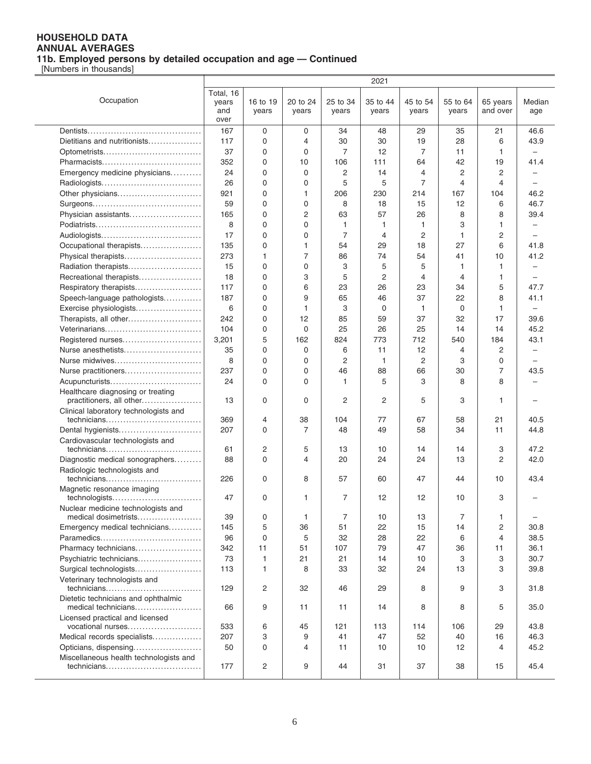**HOUSEHOLD DATA**
**ANNUAL AVERAGES**
**11b. Employed persons by detailed occupation and age — Continued**
[Numbers in thousands]

| Occupation | 2021 | | | | | | | | |
|---|---|---|---|---|---|---|---|---|---|
| | Total, 16 years and over | 16 to 19 years | 20 to 24 years | 25 to 34 years | 35 to 44 years | 45 to 54 years | 55 to 64 years | 65 years and over | Median age |
| Dentists | 167 | 0 | 0 | 34 | 48 | 29 | 35 | 21 | 46.6 |
| Dietitians and nutritionists | 117 | 0 | 4 | 30 | 30 | 19 | 28 | 6 | 43.9 |
| Optometrists | 37 | 0 | 0 | 7 | 12 | 7 | 11 | 1 | – |
| Pharmacists | 352 | 0 | 10 | 106 | 111 | 64 | 42 | 19 | 41.4 |
| Emergency medicine physicians | 24 | 0 | 0 | 2 | 14 | 4 | 2 | 2 | – |
| Radiologists | 26 | 0 | 0 | 5 | 5 | 7 | 4 | 4 | – |
| Other physicians | 921 | 0 | 1 | 206 | 230 | 214 | 167 | 104 | 46.2 |
| Surgeons | 59 | 0 | 0 | 8 | 18 | 15 | 12 | 6 | 46.7 |
| Physician assistants | 165 | 0 | 2 | 63 | 57 | 26 | 8 | 8 | 39.4 |
| Podiatrists | 8 | 0 | 0 | 1 | 1 | 1 | 3 | 1 | – |
| Audiologists | 17 | 0 | 0 | 7 | 4 | 2 | 1 | 2 | – |
| Occupational therapists | 135 | 0 | 1 | 54 | 29 | 18 | 27 | 6 | 41.8 |
| Physical therapists | 273 | 1 | 7 | 86 | 74 | 54 | 41 | 10 | 41.2 |
| Radiation therapists | 15 | 0 | 0 | 3 | 5 | 5 | 1 | 1 | – |
| Recreational therapists | 18 | 0 | 3 | 5 | 2 | 4 | 4 | 1 | – |
| Respiratory therapists | 117 | 0 | 6 | 23 | 26 | 23 | 34 | 5 | 47.7 |
| Speech-language pathologists | 187 | 0 | 9 | 65 | 46 | 37 | 22 | 8 | 41.1 |
| Exercise physiologists | 6 | 0 | 1 | 3 | 0 | 1 | 0 | 1 | – |
| Therapists, all other | 242 | 0 | 12 | 85 | 59 | 37 | 32 | 17 | 39.6 |
| Veterinarians | 104 | 0 | 0 | 25 | 26 | 25 | 14 | 14 | 45.2 |
| Registered nurses | 3,201 | 5 | 162 | 824 | 773 | 712 | 540 | 184 | 43.1 |
| Nurse anesthetists | 35 | 0 | 0 | 6 | 11 | 12 | 4 | 2 | – |
| Nurse midwives | 8 | 0 | 0 | 2 | 1 | 2 | 3 | 0 | – |
| Nurse practitioners | 237 | 0 | 0 | 46 | 88 | 66 | 30 | 7 | 43.5 |
| Acupuncturists | 24 | 0 | 0 | 1 | 5 | 3 | 8 | 8 | – |
| Healthcare diagnosing or treating practitioners, all other | 13 | 0 | 0 | 2 | 2 | 5 | 3 | 1 | – |
| Clinical laboratory technologists and technicians | 369 | 4 | 38 | 104 | 77 | 67 | 58 | 21 | 40.5 |
| Dental hygienists | 207 | 0 | 7 | 48 | 49 | 58 | 34 | 11 | 44.8 |
| Cardiovascular technologists and technicians | 61 | 2 | 5 | 13 | 10 | 14 | 14 | 3 | 47.2 |
| Diagnostic medical sonographers | 88 | 0 | 4 | 20 | 24 | 24 | 13 | 2 | 42.0 |
| Radiologic technologists and technicians | 226 | 0 | 8 | 57 | 60 | 47 | 44 | 10 | 43.4 |
| Magnetic resonance imaging technologists | 47 | 0 | 1 | 7 | 12 | 12 | 10 | 3 | – |
| Nuclear medicine technologists and medical dosimetrists | 39 | 0 | 1 | 7 | 10 | 13 | 7 | 1 | – |
| Emergency medical technicians | 145 | 5 | 36 | 51 | 22 | 15 | 14 | 2 | 30.8 |
| Paramedics | 96 | 0 | 5 | 32 | 28 | 22 | 6 | 4 | 38.5 |
| Pharmacy technicians | 342 | 11 | 51 | 107 | 79 | 47 | 36 | 11 | 36.1 |
| Psychiatric technicians | 73 | 1 | 21 | 21 | 14 | 10 | 3 | 3 | 30.7 |
| Surgical technologists | 113 | 1 | 8 | 33 | 32 | 24 | 13 | 3 | 39.8 |
| Veterinary technologists and technicians | 129 | 2 | 32 | 46 | 29 | 8 | 9 | 3 | 31.8 |
| Dietetic technicians and ophthalmic medical technicians | 66 | 9 | 11 | 11 | 14 | 8 | 8 | 5 | 35.0 |
| Licensed practical and licensed vocational nurses | 533 | 6 | 45 | 121 | 113 | 114 | 106 | 29 | 43.8 |
| Medical records specialists | 207 | 3 | 9 | 41 | 47 | 52 | 40 | 16 | 46.3 |
| Opticians, dispensing | 50 | 0 | 4 | 11 | 10 | 10 | 12 | 4 | 45.2 |
| Miscellaneous health technologists and technicians | 177 | 2 | 9 | 44 | 31 | 37 | 38 | 15 | 45.4 |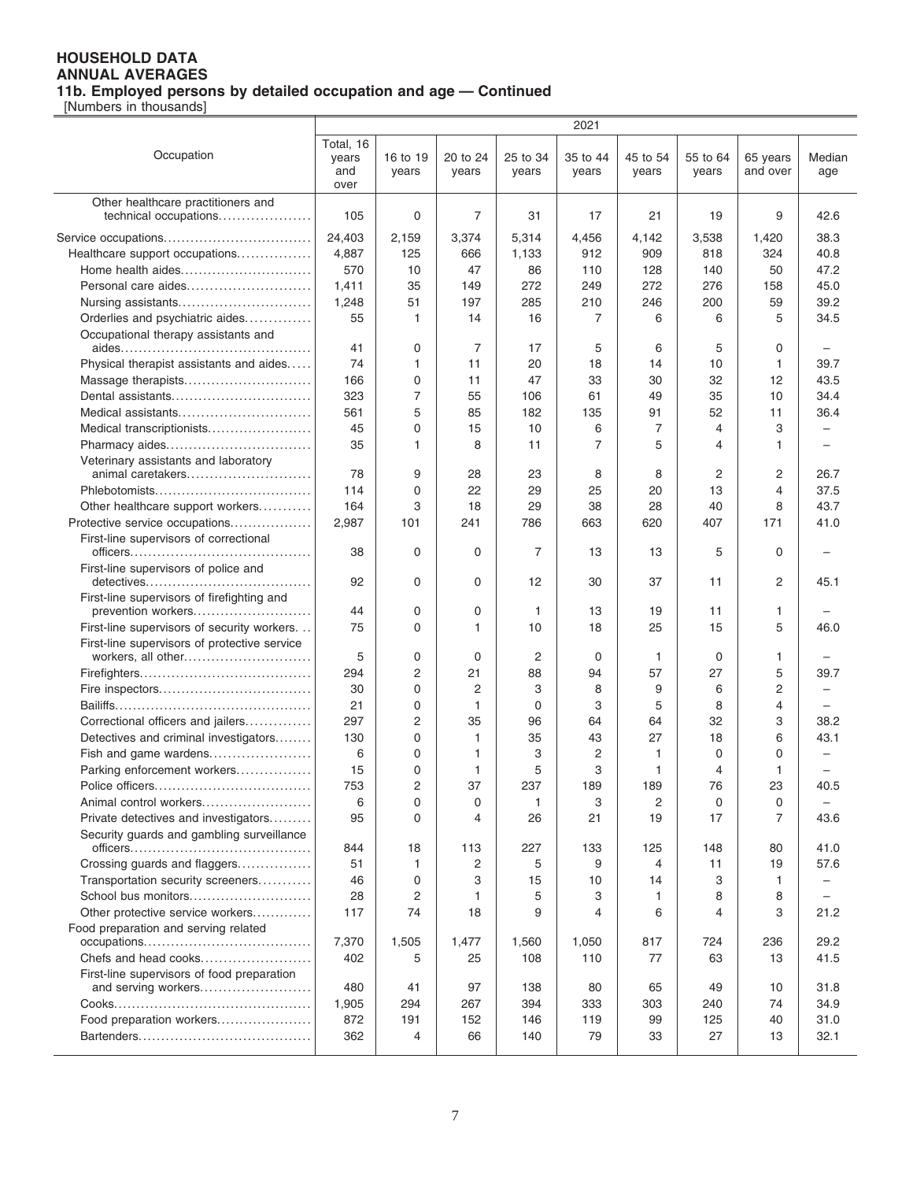# HOUSEHOLD DATA
## ANNUAL AVERAGES
### 11b. Employed persons by detailed occupation and age — Continued

[Numbers in thousands]

| Occupation | 2021 | | | | | | | | |
|---|---|---|---|---|---|---|---|---|---|
| | Total, 16 years and over | 16 to 19 years | 20 to 24 years | 25 to 34 years | 35 to 44 years | 45 to 54 years | 55 to 64 years | 65 years and over | Median age |
| Other healthcare practitioners and technical occupations | 105 | 0 | 7 | 31 | 17 | 21 | 19 | 9 | 42.6 |
| Service occupations | 24,403 | 2,159 | 3,374 | 5,314 | 4,456 | 4,142 | 3,538 | 1,420 | 38.3 |
| Healthcare support occupations | 4,887 | 125 | 666 | 1,133 | 912 | 909 | 818 | 324 | 40.8 |
| Home health aides | 570 | 10 | 47 | 86 | 110 | 128 | 140 | 50 | 47.2 |
| Personal care aides | 1,411 | 35 | 149 | 272 | 249 | 272 | 276 | 158 | 45.0 |
| Nursing assistants | 1,248 | 51 | 197 | 285 | 210 | 246 | 200 | 59 | 39.2 |
| Orderlies and psychiatric aides | 55 | 1 | 14 | 16 | 7 | 6 | 6 | 5 | 34.5 |
| Occupational therapy assistants and aides | 41 | 0 | 7 | 17 | 5 | 6 | 5 | 0 | – |
| Physical therapist assistants and aides | 74 | 1 | 11 | 20 | 18 | 14 | 10 | 1 | 39.7 |
| Massage therapists | 166 | 0 | 11 | 47 | 33 | 30 | 32 | 12 | 43.5 |
| Dental assistants | 323 | 7 | 55 | 106 | 61 | 49 | 35 | 10 | 34.4 |
| Medical assistants | 561 | 5 | 85 | 182 | 135 | 91 | 52 | 11 | 36.4 |
| Medical transcriptionists | 45 | 0 | 15 | 10 | 6 | 7 | 4 | 3 | – |
| Pharmacy aides | 35 | 1 | 8 | 11 | 7 | 5 | 4 | 1 | – |
| Veterinary assistants and laboratory animal caretakers | 78 | 9 | 28 | 23 | 8 | 8 | 2 | 2 | 26.7 |
| Phlebotomists | 114 | 0 | 22 | 29 | 25 | 20 | 13 | 4 | 37.5 |
| Other healthcare support workers | 164 | 3 | 18 | 29 | 38 | 28 | 40 | 8 | 43.7 |
| Protective service occupations | 2,987 | 101 | 241 | 786 | 663 | 620 | 407 | 171 | 41.0 |
| First-line supervisors of correctional officers | 38 | 0 | 0 | 7 | 13 | 13 | 5 | 0 | – |
| First-line supervisors of police and detectives | 92 | 0 | 0 | 12 | 30 | 37 | 11 | 2 | 45.1 |
| First-line supervisors of firefighting and prevention workers | 44 | 0 | 0 | 1 | 13 | 19 | 11 | 1 | – |
| First-line supervisors of security workers | 75 | 0 | 1 | 10 | 18 | 25 | 15 | 5 | 46.0 |
| First-line supervisors of protective service workers, all other | 5 | 0 | 0 | 2 | 0 | 1 | 0 | 1 | – |
| Firefighters | 294 | 2 | 21 | 88 | 94 | 57 | 27 | 5 | 39.7 |
| Fire inspectors | 30 | 0 | 2 | 3 | 8 | 9 | 6 | 2 | – |
| Bailiffs | 21 | 0 | 1 | 0 | 3 | 5 | 8 | 4 | – |
| Correctional officers and jailers | 297 | 2 | 35 | 96 | 64 | 64 | 32 | 3 | 38.2 |
| Detectives and criminal investigators | 130 | 0 | 1 | 35 | 43 | 27 | 18 | 6 | 43.1 |
| Fish and game wardens | 6 | 0 | 1 | 3 | 2 | 1 | 0 | 0 | – |
| Parking enforcement workers | 15 | 0 | 1 | 5 | 3 | 1 | 4 | 1 | – |
| Police officers | 753 | 2 | 37 | 237 | 189 | 189 | 76 | 23 | 40.5 |
| Animal control workers | 6 | 0 | 0 | 1 | 3 | 2 | 0 | 0 | – |
| Private detectives and investigators | 95 | 0 | 4 | 26 | 21 | 19 | 17 | 7 | 43.6 |
| Security guards and gambling surveillance officers | 844 | 18 | 113 | 227 | 133 | 125 | 148 | 80 | 41.0 |
| Crossing guards and flaggers | 51 | 1 | 2 | 5 | 9 | 4 | 11 | 19 | 57.6 |
| Transportation security screeners | 46 | 0 | 3 | 15 | 10 | 14 | 3 | 1 | – |
| School bus monitors | 28 | 2 | 1 | 5 | 3 | 1 | 8 | 8 | – |
| Other protective service workers | 117 | 74 | 18 | 9 | 4 | 6 | 4 | 3 | 21.2 |
| Food preparation and serving related occupations | 7,370 | 1,505 | 1,477 | 1,560 | 1,050 | 817 | 724 | 236 | 29.2 |
| Chefs and head cooks | 402 | 5 | 25 | 108 | 110 | 77 | 63 | 13 | 41.5 |
| First-line supervisors of food preparation and serving workers | 480 | 41 | 97 | 138 | 80 | 65 | 49 | 10 | 31.8 |
| Cooks | 1,905 | 294 | 267 | 394 | 333 | 303 | 240 | 74 | 34.9 |
| Food preparation workers | 872 | 191 | 152 | 146 | 119 | 99 | 125 | 40 | 31.0 |
| Bartenders | 362 | 4 | 66 | 140 | 79 | 33 | 27 | 13 | 32.1 |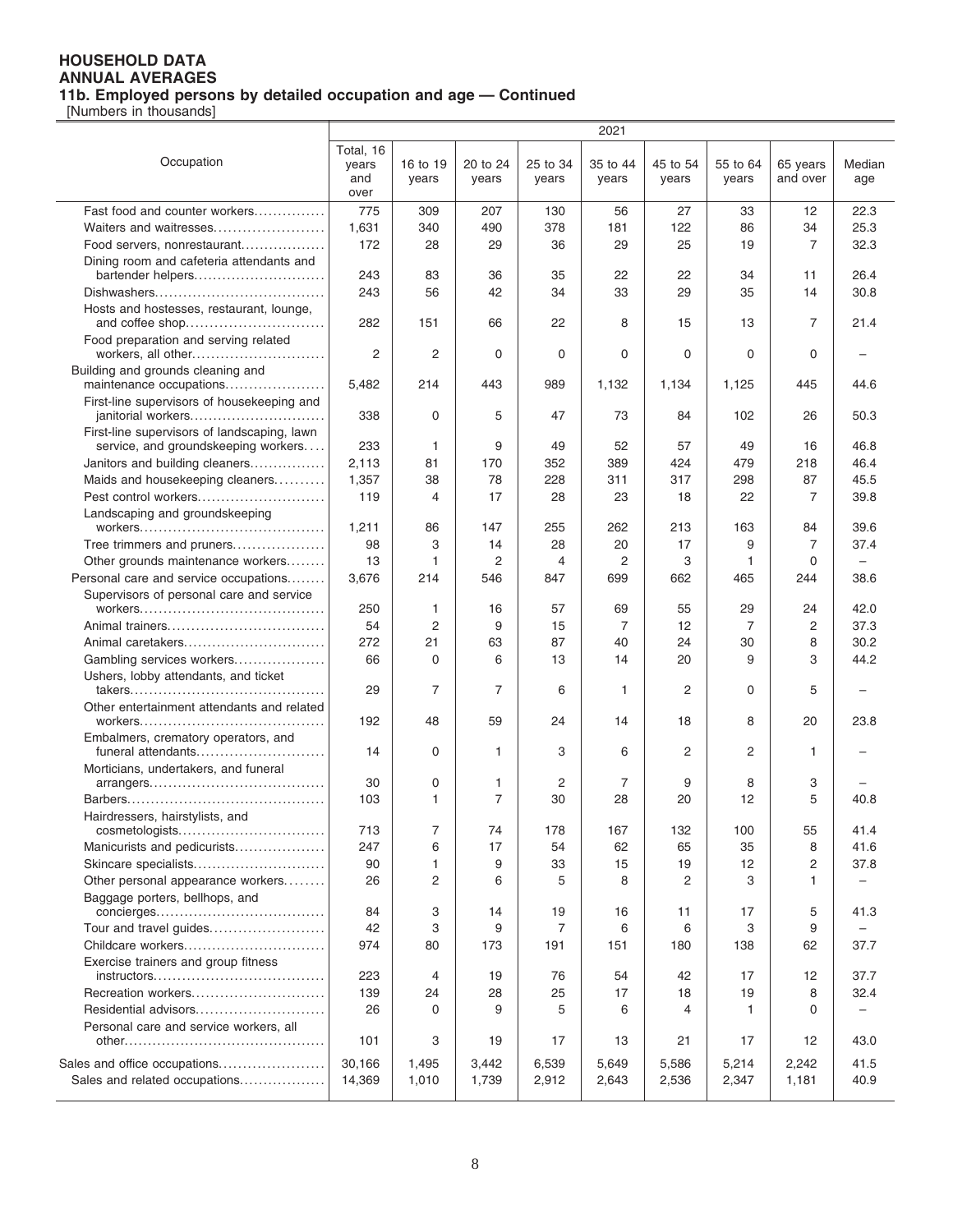# HOUSEHOLD DATA
## ANNUAL AVERAGES
### 11b. Employed persons by detailed occupation and age — Continued

[Numbers in thousands]

| Occupation | 2021 | | | | | | | | |
|---|---|---|---|---|---|---|---|---|---|
| | Total, 16 years and over | 16 to 19 years | 20 to 24 years | 25 to 34 years | 35 to 44 years | 45 to 54 years | 55 to 64 years | 65 years and over | Median age |
| Fast food and counter workers | 775 | 309 | 207 | 130 | 56 | 27 | 33 | 12 | 22.3 |
| Waiters and waitresses | 1,631 | 340 | 490 | 378 | 181 | 122 | 86 | 34 | 25.3 |
| Food servers, nonrestaurant | 172 | 28 | 29 | 36 | 29 | 25 | 19 | 7 | 32.3 |
| Dining room and cafeteria attendants and bartender helpers | 243 | 83 | 36 | 35 | 22 | 22 | 34 | 11 | 26.4 |
| Dishwashers | 243 | 56 | 42 | 34 | 33 | 29 | 35 | 14 | 30.8 |
| Hosts and hostesses, restaurant, lounge, and coffee shop | 282 | 151 | 66 | 22 | 8 | 15 | 13 | 7 | 21.4 |
| Food preparation and serving related workers, all other | 2 | 2 | 0 | 0 | 0 | 0 | 0 | 0 | – |
| Building and grounds cleaning and maintenance occupations | 5,482 | 214 | 443 | 989 | 1,132 | 1,134 | 1,125 | 445 | 44.6 |
| First-line supervisors of housekeeping and janitorial workers | 338 | 0 | 5 | 47 | 73 | 84 | 102 | 26 | 50.3 |
| First-line supervisors of landscaping, lawn service, and groundskeeping workers | 233 | 1 | 9 | 49 | 52 | 57 | 49 | 16 | 46.8 |
| Janitors and building cleaners | 2,113 | 81 | 170 | 352 | 389 | 424 | 479 | 218 | 46.4 |
| Maids and housekeeping cleaners | 1,357 | 38 | 78 | 228 | 311 | 317 | 298 | 87 | 45.5 |
| Pest control workers | 119 | 4 | 17 | 28 | 23 | 18 | 22 | 7 | 39.8 |
| Landscaping and groundskeeping workers | 1,211 | 86 | 147 | 255 | 262 | 213 | 163 | 84 | 39.6 |
| Tree trimmers and pruners | 98 | 3 | 14 | 28 | 20 | 17 | 9 | 7 | 37.4 |
| Other grounds maintenance workers | 13 | 1 | 2 | 4 | 2 | 3 | 1 | 0 | – |
| Personal care and service occupations | 3,676 | 214 | 546 | 847 | 699 | 662 | 465 | 244 | 38.6 |
| Supervisors of personal care and service workers | 250 | 1 | 16 | 57 | 69 | 55 | 29 | 24 | 42.0 |
| Animal trainers | 54 | 2 | 9 | 15 | 7 | 12 | 7 | 2 | 37.3 |
| Animal caretakers | 272 | 21 | 63 | 87 | 40 | 24 | 30 | 8 | 30.2 |
| Gambling services workers | 66 | 0 | 6 | 13 | 14 | 20 | 9 | 3 | 44.2 |
| Ushers, lobby attendants, and ticket takers | 29 | 7 | 7 | 6 | 1 | 2 | 0 | 5 | – |
| Other entertainment attendants and related workers | 192 | 48 | 59 | 24 | 14 | 18 | 8 | 20 | 23.8 |
| Embalmers, crematory operators, and funeral attendants | 14 | 0 | 1 | 3 | 6 | 2 | 2 | 1 | – |
| Morticians, undertakers, and funeral arrangers | 30 | 0 | 1 | 2 | 7 | 9 | 8 | 3 | – |
| Barbers | 103 | 1 | 7 | 30 | 28 | 20 | 12 | 5 | 40.8 |
| Hairdressers, hairstylists, and cosmetologists | 713 | 7 | 74 | 178 | 167 | 132 | 100 | 55 | 41.4 |
| Manicurists and pedicurists | 247 | 6 | 17 | 54 | 62 | 65 | 35 | 8 | 41.6 |
| Skincare specialists | 90 | 1 | 9 | 33 | 15 | 19 | 12 | 2 | 37.8 |
| Other personal appearance workers | 26 | 2 | 6 | 5 | 8 | 2 | 3 | 1 | – |
| Baggage porters, bellhops, and concierges | 84 | 3 | 14 | 19 | 16 | 11 | 17 | 5 | 41.3 |
| Tour and travel guides | 42 | 3 | 9 | 7 | 6 | 6 | 3 | 9 | – |
| Childcare workers | 974 | 80 | 173 | 191 | 151 | 180 | 138 | 62 | 37.7 |
| Exercise trainers and group fitness instructors | 223 | 4 | 19 | 76 | 54 | 42 | 17 | 12 | 37.7 |
| Recreation workers | 139 | 24 | 28 | 25 | 17 | 18 | 19 | 8 | 32.4 |
| Residential advisors | 26 | 0 | 9 | 5 | 6 | 4 | 1 | 0 | – |
| Personal care and service workers, all other | 101 | 3 | 19 | 17 | 13 | 21 | 17 | 12 | 43.0 |
| Sales and office occupations | 30,166 | 1,495 | 3,442 | 6,539 | 5,649 | 5,586 | 5,214 | 2,242 | 41.5 |
| Sales and related occupations | 14,369 | 1,010 | 1,739 | 2,912 | 2,643 | 2,536 | 2,347 | 1,181 | 40.9 |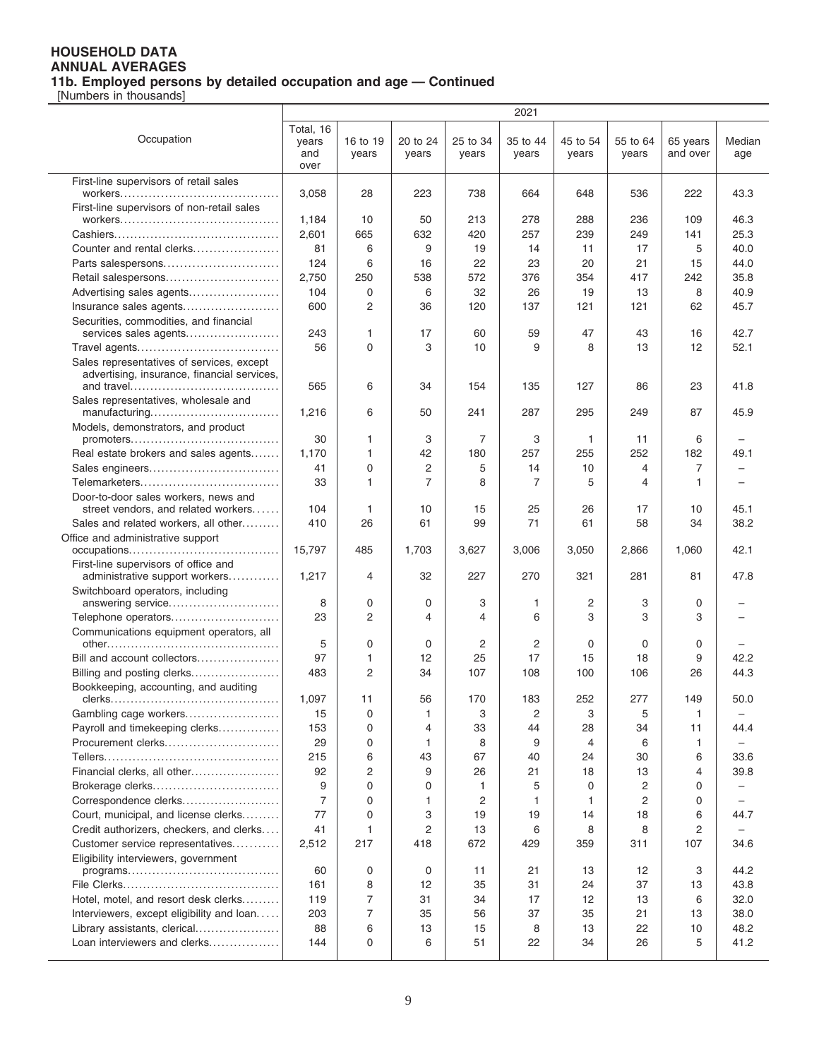**HOUSEHOLD DATA**
**ANNUAL AVERAGES**
**11b. Employed persons by detailed occupation and age — Continued**
[Numbers in thousands]

| Occupation | 2021 | | | | | | | | |
|---|---|---|---|---|---|---|---|---|---|
| | Total, 16 years and over | 16 to 19 years | 20 to 24 years | 25 to 34 years | 35 to 44 years | 45 to 54 years | 55 to 64 years | 65 years and over | Median age |
| First-line supervisors of retail sales workers | 3,058 | 28 | 223 | 738 | 664 | 648 | 536 | 222 | 43.3 |
| First-line supervisors of non-retail sales workers | 1,184 | 10 | 50 | 213 | 278 | 288 | 236 | 109 | 46.3 |
| Cashiers | 2,601 | 665 | 632 | 420 | 257 | 239 | 249 | 141 | 25.3 |
| Counter and rental clerks | 81 | 6 | 9 | 19 | 14 | 11 | 17 | 5 | 40.0 |
| Parts salespersons | 124 | 6 | 16 | 22 | 23 | 20 | 21 | 15 | 44.0 |
| Retail salespersons | 2,750 | 250 | 538 | 572 | 376 | 354 | 417 | 242 | 35.8 |
| Advertising sales agents | 104 | 0 | 6 | 32 | 26 | 19 | 13 | 8 | 40.9 |
| Insurance sales agents | 600 | 2 | 36 | 120 | 137 | 121 | 121 | 62 | 45.7 |
| Securities, commodities, and financial services sales agents | 243 | 1 | 17 | 60 | 59 | 47 | 43 | 16 | 42.7 |
| Travel agents | 56 | 0 | 3 | 10 | 9 | 8 | 13 | 12 | 52.1 |
| Sales representatives of services, except advertising, insurance, financial services, and travel | 565 | 6 | 34 | 154 | 135 | 127 | 86 | 23 | 41.8 |
| Sales representatives, wholesale and manufacturing | 1,216 | 6 | 50 | 241 | 287 | 295 | 249 | 87 | 45.9 |
| Models, demonstrators, and product promoters | 30 | 1 | 3 | 7 | 3 | 1 | 11 | 6 | – |
| Real estate brokers and sales agents | 1,170 | 1 | 42 | 180 | 257 | 255 | 252 | 182 | 49.1 |
| Sales engineers | 41 | 0 | 2 | 5 | 14 | 10 | 4 | 7 | – |
| Telemarketers | 33 | 1 | 7 | 8 | 7 | 5 | 4 | 1 | – |
| Door-to-door sales workers, news and street vendors, and related workers | 104 | 1 | 10 | 15 | 25 | 26 | 17 | 10 | 45.1 |
| Sales and related workers, all other | 410 | 26 | 61 | 99 | 71 | 61 | 58 | 34 | 38.2 |
| Office and administrative support occupations | 15,797 | 485 | 1,703 | 3,627 | 3,006 | 3,050 | 2,866 | 1,060 | 42.1 |
| First-line supervisors of office and administrative support workers | 1,217 | 4 | 32 | 227 | 270 | 321 | 281 | 81 | 47.8 |
| Switchboard operators, including answering service | 8 | 0 | 0 | 3 | 1 | 2 | 3 | 0 | – |
| Telephone operators | 23 | 2 | 4 | 4 | 6 | 3 | 3 | 3 | – |
| Communications equipment operators, all other | 5 | 0 | 0 | 2 | 2 | 0 | 0 | 0 | – |
| Bill and account collectors | 97 | 1 | 12 | 25 | 17 | 15 | 18 | 9 | 42.2 |
| Billing and posting clerks | 483 | 2 | 34 | 107 | 108 | 100 | 106 | 26 | 44.3 |
| Bookkeeping, accounting, and auditing clerks | 1,097 | 11 | 56 | 170 | 183 | 252 | 277 | 149 | 50.0 |
| Gambling cage workers | 15 | 0 | 1 | 3 | 2 | 3 | 5 | 1 | – |
| Payroll and timekeeping clerks | 153 | 0 | 4 | 33 | 44 | 28 | 34 | 11 | 44.4 |
| Procurement clerks | 29 | 0 | 1 | 8 | 9 | 4 | 6 | 1 | – |
| Tellers | 215 | 6 | 43 | 67 | 40 | 24 | 30 | 6 | 33.6 |
| Financial clerks, all other | 92 | 2 | 9 | 26 | 21 | 18 | 13 | 4 | 39.8 |
| Brokerage clerks | 9 | 0 | 0 | 1 | 5 | 0 | 2 | 0 | – |
| Correspondence clerks | 7 | 0 | 1 | 2 | 1 | 1 | 2 | 0 | – |
| Court, municipal, and license clerks | 77 | 0 | 3 | 19 | 19 | 14 | 18 | 6 | 44.7 |
| Credit authorizers, checkers, and clerks | 41 | 1 | 2 | 13 | 6 | 8 | 8 | 2 | – |
| Customer service representatives | 2,512 | 217 | 418 | 672 | 429 | 359 | 311 | 107 | 34.6 |
| Eligibility interviewers, government programs | 60 | 0 | 0 | 11 | 21 | 13 | 12 | 3 | 44.2 |
| File Clerks | 161 | 8 | 12 | 35 | 31 | 24 | 37 | 13 | 43.8 |
| Hotel, motel, and resort desk clerks | 119 | 7 | 31 | 34 | 17 | 12 | 13 | 6 | 32.0 |
| Interviewers, except eligibility and loan | 203 | 7 | 35 | 56 | 37 | 35 | 21 | 13 | 38.0 |
| Library assistants, clerical | 88 | 6 | 13 | 15 | 8 | 13 | 22 | 10 | 48.2 |
| Loan interviewers and clerks | 144 | 0 | 6 | 51 | 22 | 34 | 26 | 5 | 41.2 |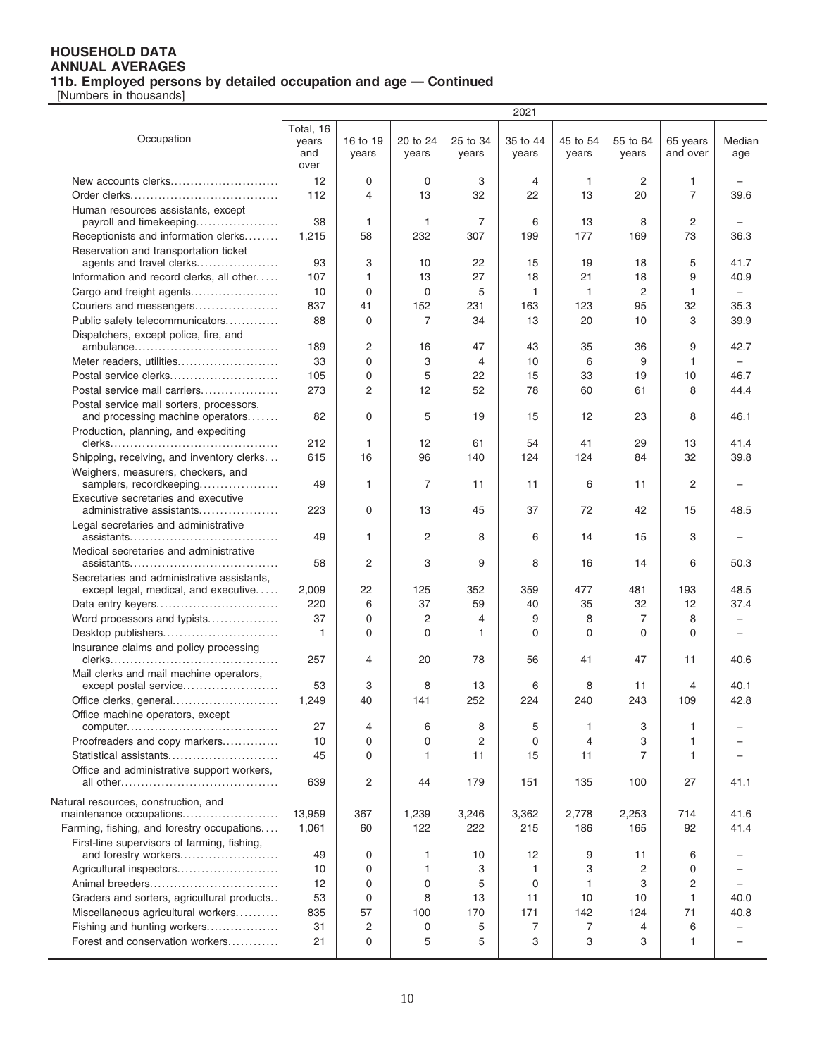**HOUSEHOLD DATA**
**ANNUAL AVERAGES**
**11b. Employed persons by detailed occupation and age — Continued**
[Numbers in thousands]

| Occupation | 2021 | | | | | | | | |
|---|---|---|---|---|---|---|---|---|---|
| | Total, 16 years and over | 16 to 19 years | 20 to 24 years | 25 to 34 years | 35 to 44 years | 45 to 54 years | 55 to 64 years | 65 years and over | Median age |
| New accounts clerks | 12 | 0 | 0 | 3 | 4 | 1 | 2 | 1 | – |
| Order clerks | 112 | 4 | 13 | 32 | 22 | 13 | 20 | 7 | 39.6 |
| Human resources assistants, except payroll and timekeeping | 38 | 1 | 1 | 7 | 6 | 13 | 8 | 2 | – |
| Receptionists and information clerks | 1,215 | 58 | 232 | 307 | 199 | 177 | 169 | 73 | 36.3 |
| Reservation and transportation ticket agents and travel clerks | 93 | 3 | 10 | 22 | 15 | 19 | 18 | 5 | 41.7 |
| Information and record clerks, all other | 107 | 1 | 13 | 27 | 18 | 21 | 18 | 9 | 40.9 |
| Cargo and freight agents | 10 | 0 | 0 | 5 | 1 | 1 | 2 | 1 | – |
| Couriers and messengers | 837 | 41 | 152 | 231 | 163 | 123 | 95 | 32 | 35.3 |
| Public safety telecommunicators | 88 | 0 | 7 | 34 | 13 | 20 | 10 | 3 | 39.9 |
| Dispatchers, except police, fire, and ambulance | 189 | 2 | 16 | 47 | 43 | 35 | 36 | 9 | 42.7 |
| Meter readers, utilities | 33 | 0 | 3 | 4 | 10 | 6 | 9 | 1 | – |
| Postal service clerks | 105 | 0 | 5 | 22 | 15 | 33 | 19 | 10 | 46.7 |
| Postal service mail carriers | 273 | 2 | 12 | 52 | 78 | 60 | 61 | 8 | 44.4 |
| Postal service mail sorters, processors, and processing machine operators | 82 | 0 | 5 | 19 | 15 | 12 | 23 | 8 | 46.1 |
| Production, planning, and expediting clerks | 212 | 1 | 12 | 61 | 54 | 41 | 29 | 13 | 41.4 |
| Shipping, receiving, and inventory clerks | 615 | 16 | 96 | 140 | 124 | 124 | 84 | 32 | 39.8 |
| Weighers, measurers, checkers, and samplers, recordkeeping | 49 | 1 | 7 | 11 | 11 | 6 | 11 | 2 | – |
| Executive secretaries and executive administrative assistants | 223 | 0 | 13 | 45 | 37 | 72 | 42 | 15 | 48.5 |
| Legal secretaries and administrative assistants | 49 | 1 | 2 | 8 | 6 | 14 | 15 | 3 | – |
| Medical secretaries and administrative assistants | 58 | 2 | 3 | 9 | 8 | 16 | 14 | 6 | 50.3 |
| Secretaries and administrative assistants, except legal, medical, and executive | 2,009 | 22 | 125 | 352 | 359 | 477 | 481 | 193 | 48.5 |
| Data entry keyers | 220 | 6 | 37 | 59 | 40 | 35 | 32 | 12 | 37.4 |
| Word processors and typists | 37 | 0 | 2 | 4 | 9 | 8 | 7 | 8 | – |
| Desktop publishers | 1 | 0 | 0 | 1 | 0 | 0 | 0 | 0 | – |
| Insurance claims and policy processing clerks | 257 | 4 | 20 | 78 | 56 | 41 | 47 | 11 | 40.6 |
| Mail clerks and mail machine operators, except postal service | 53 | 3 | 8 | 13 | 6 | 8 | 11 | 4 | 40.1 |
| Office clerks, general | 1,249 | 40 | 141 | 252 | 224 | 240 | 243 | 109 | 42.8 |
| Office machine operators, except computer | 27 | 4 | 6 | 8 | 5 | 1 | 3 | 1 | – |
| Proofreaders and copy markers | 10 | 0 | 0 | 2 | 0 | 4 | 3 | 1 | – |
| Statistical assistants | 45 | 0 | 1 | 11 | 15 | 11 | 7 | 1 | – |
| Office and administrative support workers, all other | 639 | 2 | 44 | 179 | 151 | 135 | 100 | 27 | 41.1 |
| Natural resources, construction, and maintenance occupations | 13,959 | 367 | 1,239 | 3,246 | 3,362 | 2,778 | 2,253 | 714 | 41.6 |
| Farming, fishing, and forestry occupations | 1,061 | 60 | 122 | 222 | 215 | 186 | 165 | 92 | 41.4 |
| First-line supervisors of farming, fishing, and forestry workers | 49 | 0 | 1 | 10 | 12 | 9 | 11 | 6 | – |
| Agricultural inspectors | 10 | 0 | 1 | 3 | 1 | 3 | 2 | 0 | – |
| Animal breeders | 12 | 0 | 0 | 5 | 0 | 1 | 3 | 2 | – |
| Graders and sorters, agricultural products | 53 | 0 | 8 | 13 | 11 | 10 | 10 | 1 | 40.0 |
| Miscellaneous agricultural workers | 835 | 57 | 100 | 170 | 171 | 142 | 124 | 71 | 40.8 |
| Fishing and hunting workers | 31 | 2 | 0 | 5 | 7 | 7 | 4 | 6 | – |
| Forest and conservation workers | 21 | 0 | 5 | 5 | 3 | 3 | 3 | 1 | – |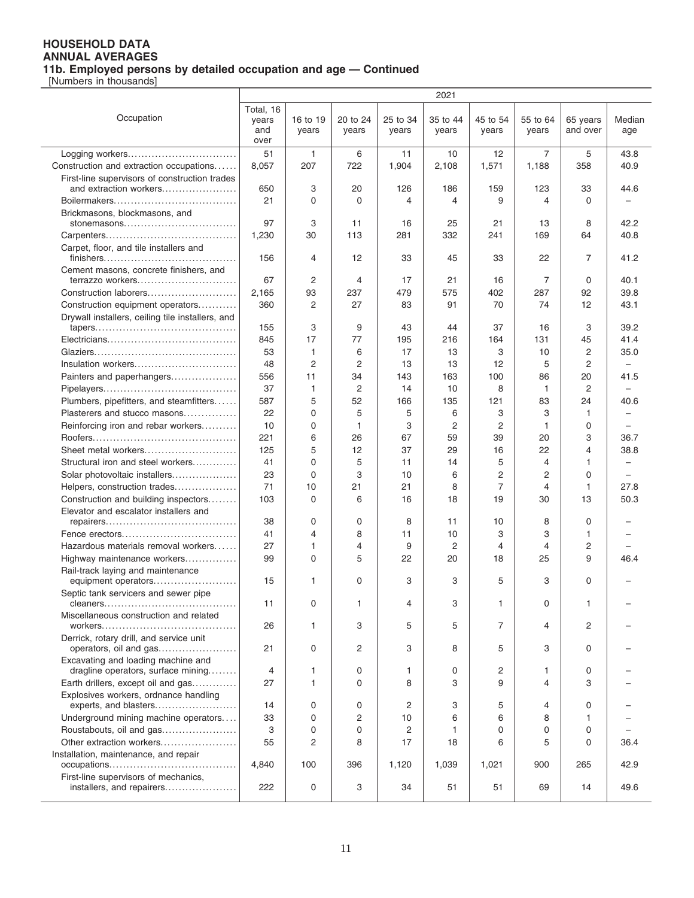# HOUSEHOLD DATA
## ANNUAL AVERAGES
### 11b. Employed persons by detailed occupation and age — Continued

[Numbers in thousands]

| Occupation | 2021 | | | | | | | | |
|---|---|---|---|---|---|---|---|---|---|
| | Total, 16 years and over | 16 to 19 years | 20 to 24 years | 25 to 34 years | 35 to 44 years | 45 to 54 years | 55 to 64 years | 65 years and over | Median age |
| Logging workers | 51 | 1 | 6 | 11 | 10 | 12 | 7 | 5 | 43.8 |
| Construction and extraction occupations | 8,057 | 207 | 722 | 1,904 | 2,108 | 1,571 | 1,188 | 358 | 40.9 |
| First-line supervisors of construction trades and extraction workers | 650 | 3 | 20 | 126 | 186 | 159 | 123 | 33 | 44.6 |
| Boilermakers | 21 | 0 | 0 | 4 | 4 | 9 | 4 | 0 | – |
| Brickmasons, blockmasons, and stonemasons | 97 | 3 | 11 | 16 | 25 | 21 | 13 | 8 | 42.2 |
| Carpenters | 1,230 | 30 | 113 | 281 | 332 | 241 | 169 | 64 | 40.8 |
| Carpet, floor, and tile installers and finishers | 156 | 4 | 12 | 33 | 45 | 33 | 22 | 7 | 41.2 |
| Cement masons, concrete finishers, and terrazzo workers | 67 | 2 | 4 | 17 | 21 | 16 | 7 | 0 | 40.1 |
| Construction laborers | 2,165 | 93 | 237 | 479 | 575 | 402 | 287 | 92 | 39.8 |
| Construction equipment operators | 360 | 2 | 27 | 83 | 91 | 70 | 74 | 12 | 43.1 |
| Drywall installers, ceiling tile installers, and tapers | 155 | 3 | 9 | 43 | 44 | 37 | 16 | 3 | 39.2 |
| Electricians | 845 | 17 | 77 | 195 | 216 | 164 | 131 | 45 | 41.4 |
| Glaziers | 53 | 1 | 6 | 17 | 13 | 3 | 10 | 2 | 35.0 |
| Insulation workers | 48 | 2 | 2 | 13 | 13 | 12 | 5 | 2 | – |
| Painters and paperhangers | 556 | 11 | 34 | 143 | 163 | 100 | 86 | 20 | 41.5 |
| Pipelayers | 37 | 1 | 2 | 14 | 10 | 8 | 1 | 2 | – |
| Plumbers, pipefitters, and steamfitters | 587 | 5 | 52 | 166 | 135 | 121 | 83 | 24 | 40.6 |
| Plasterers and stucco masons | 22 | 0 | 5 | 5 | 6 | 3 | 3 | 1 | – |
| Reinforcing iron and rebar workers | 10 | 0 | 1 | 3 | 2 | 2 | 1 | 0 | – |
| Roofers | 221 | 6 | 26 | 67 | 59 | 39 | 20 | 3 | 36.7 |
| Sheet metal workers | 125 | 5 | 12 | 37 | 29 | 16 | 22 | 4 | 38.8 |
| Structural iron and steel workers | 41 | 0 | 5 | 11 | 14 | 5 | 4 | 1 | – |
| Solar photovoltaic installers | 23 | 0 | 3 | 10 | 6 | 2 | 2 | 0 | – |
| Helpers, construction trades | 71 | 10 | 21 | 21 | 8 | 7 | 4 | 1 | 27.8 |
| Construction and building inspectors | 103 | 0 | 6 | 16 | 18 | 19 | 30 | 13 | 50.3 |
| Elevator and escalator installers and repairers | 38 | 0 | 0 | 8 | 11 | 10 | 8 | 0 | – |
| Fence erectors | 41 | 4 | 8 | 11 | 10 | 3 | 3 | 1 | – |
| Hazardous materials removal workers | 27 | 1 | 4 | 9 | 2 | 4 | 4 | 2 | – |
| Highway maintenance workers | 99 | 0 | 5 | 22 | 20 | 18 | 25 | 9 | 46.4 |
| Rail-track laying and maintenance equipment operators | 15 | 1 | 0 | 3 | 3 | 5 | 3 | 0 | – |
| Septic tank servicers and sewer pipe cleaners | 11 | 0 | 1 | 4 | 3 | 1 | 0 | 1 | – |
| Miscellaneous construction and related workers | 26 | 1 | 3 | 5 | 5 | 7 | 4 | 2 | – |
| Derrick, rotary drill, and service unit operators, oil and gas | 21 | 0 | 2 | 3 | 8 | 5 | 3 | 0 | – |
| Excavating and loading machine and dragline operators, surface mining | 4 | 1 | 0 | 1 | 0 | 2 | 1 | 0 | – |
| Earth drillers, except oil and gas | 27 | 1 | 0 | 8 | 3 | 9 | 4 | 3 | – |
| Explosives workers, ordnance handling experts, and blasters | 14 | 0 | 0 | 2 | 3 | 5 | 4 | 0 | – |
| Underground mining machine operators | 33 | 0 | 2 | 10 | 6 | 6 | 8 | 1 | – |
| Roustabouts, oil and gas | 3 | 0 | 0 | 2 | 1 | 0 | 0 | 0 | – |
| Other extraction workers | 55 | 2 | 8 | 17 | 18 | 6 | 5 | 0 | 36.4 |
| Installation, maintenance, and repair occupations | 4,840 | 100 | 396 | 1,120 | 1,039 | 1,021 | 900 | 265 | 42.9 |
| First-line supervisors of mechanics, installers, and repairers | 222 | 0 | 3 | 34 | 51 | 51 | 69 | 14 | 49.6 |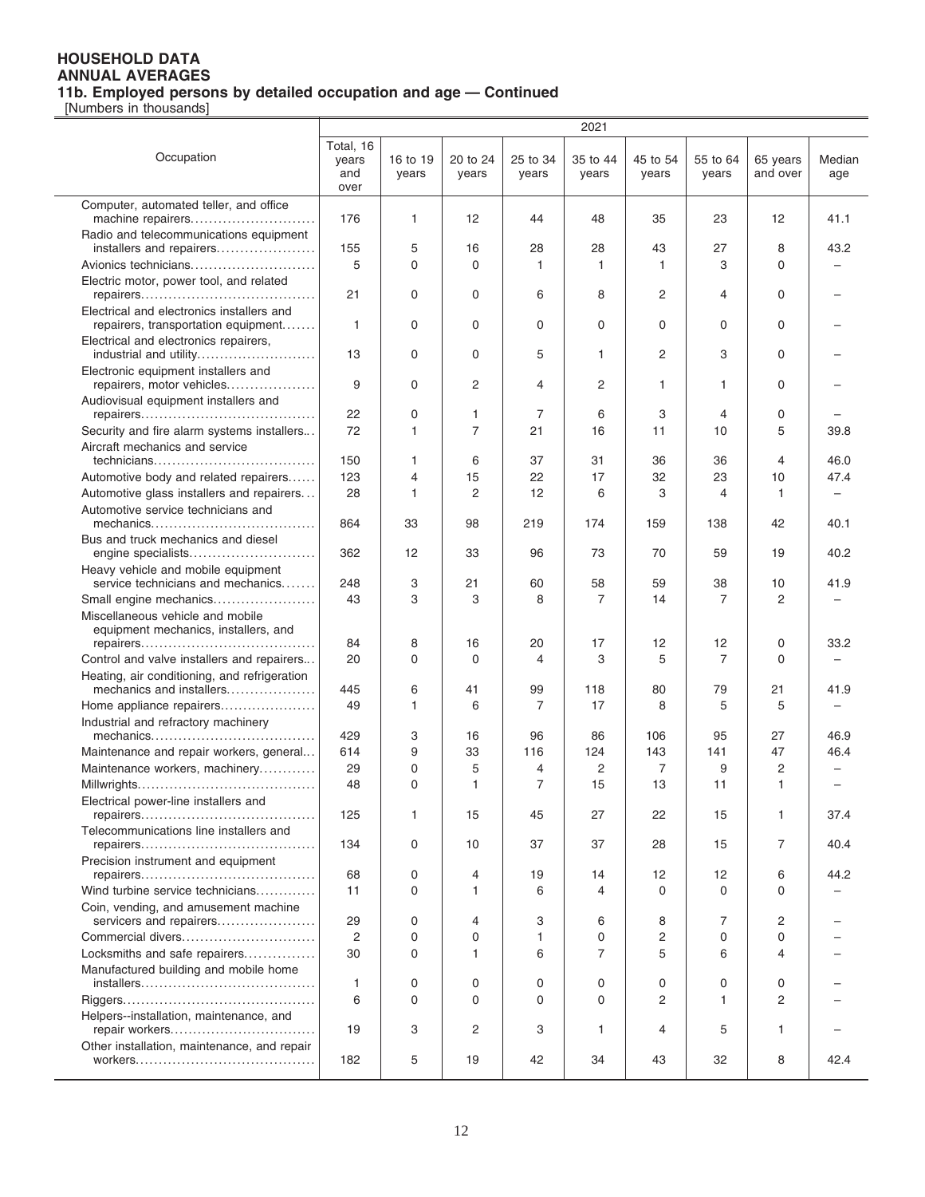**HOUSEHOLD DATA**
**ANNUAL AVERAGES**
**11b. Employed persons by detailed occupation and age — Continued**
[Numbers in thousands]

| Occupation | 2021 | | | | | | | | |
|---|---|---|---|---|---|---|---|---|---|
| | Total, 16 years and over | 16 to 19 years | 20 to 24 years | 25 to 34 years | 35 to 44 years | 45 to 54 years | 55 to 64 years | 65 years and over | Median age |
| Computer, automated teller, and office machine repairers | 176 | 1 | 12 | 44 | 48 | 35 | 23 | 12 | 41.1 |
| Radio and telecommunications equipment installers and repairers | 155 | 5 | 16 | 28 | 28 | 43 | 27 | 8 | 43.2 |
| Avionics technicians | 5 | 0 | 0 | 1 | 1 | 1 | 3 | 0 | – |
| Electric motor, power tool, and related repairers | 21 | 0 | 0 | 6 | 8 | 2 | 4 | 0 | – |
| Electrical and electronics installers and repairers, transportation equipment | 1 | 0 | 0 | 0 | 0 | 0 | 0 | 0 | – |
| Electrical and electronics repairers, industrial and utility | 13 | 0 | 0 | 5 | 1 | 2 | 3 | 0 | – |
| Electronic equipment installers and repairers, motor vehicles | 9 | 0 | 2 | 4 | 2 | 1 | 1 | 0 | – |
| Audiovisual equipment installers and repairers | 22 | 0 | 1 | 7 | 6 | 3 | 4 | 0 | – |
| Security and fire alarm systems installers | 72 | 1 | 7 | 21 | 16 | 11 | 10 | 5 | 39.8 |
| Aircraft mechanics and service technicians | 150 | 1 | 6 | 37 | 31 | 36 | 36 | 4 | 46.0 |
| Automotive body and related repairers | 123 | 4 | 15 | 22 | 17 | 32 | 23 | 10 | 47.4 |
| Automotive glass installers and repairers | 28 | 1 | 2 | 12 | 6 | 3 | 4 | 1 | – |
| Automotive service technicians and mechanics | 864 | 33 | 98 | 219 | 174 | 159 | 138 | 42 | 40.1 |
| Bus and truck mechanics and diesel engine specialists | 362 | 12 | 33 | 96 | 73 | 70 | 59 | 19 | 40.2 |
| Heavy vehicle and mobile equipment service technicians and mechanics | 248 | 3 | 21 | 60 | 58 | 59 | 38 | 10 | 41.9 |
| Small engine mechanics | 43 | 3 | 3 | 8 | 7 | 14 | 7 | 2 | – |
| Miscellaneous vehicle and mobile equipment mechanics, installers, and repairers | 84 | 8 | 16 | 20 | 17 | 12 | 12 | 0 | 33.2 |
| Control and valve installers and repairers | 20 | 0 | 0 | 4 | 3 | 5 | 7 | 0 | – |
| Heating, air conditioning, and refrigeration mechanics and installers | 445 | 6 | 41 | 99 | 118 | 80 | 79 | 21 | 41.9 |
| Home appliance repairers | 49 | 1 | 6 | 7 | 17 | 8 | 5 | 5 | – |
| Industrial and refractory machinery mechanics | 429 | 3 | 16 | 96 | 86 | 106 | 95 | 27 | 46.9 |
| Maintenance and repair workers, general | 614 | 9 | 33 | 116 | 124 | 143 | 141 | 47 | 46.4 |
| Maintenance workers, machinery | 29 | 0 | 5 | 4 | 2 | 7 | 9 | 2 | – |
| Millwrights | 48 | 0 | 1 | 7 | 15 | 13 | 11 | 1 | – |
| Electrical power-line installers and repairers | 125 | 1 | 15 | 45 | 27 | 22 | 15 | 1 | 37.4 |
| Telecommunications line installers and repairers | 134 | 0 | 10 | 37 | 37 | 28 | 15 | 7 | 40.4 |
| Precision instrument and equipment repairers | 68 | 0 | 4 | 19 | 14 | 12 | 12 | 6 | 44.2 |
| Wind turbine service technicians | 11 | 0 | 1 | 6 | 4 | 0 | 0 | 0 | – |
| Coin, vending, and amusement machine servicers and repairers | 29 | 0 | 4 | 3 | 6 | 8 | 7 | 2 | – |
| Commercial divers | 2 | 0 | 0 | 1 | 0 | 2 | 0 | 0 | – |
| Locksmiths and safe repairers | 30 | 0 | 1 | 6 | 7 | 5 | 6 | 4 | – |
| Manufactured building and mobile home installers | 1 | 0 | 0 | 0 | 0 | 0 | 0 | 0 | – |
| Riggers | 6 | 0 | 0 | 0 | 0 | 2 | 1 | 2 | – |
| Helpers--installation, maintenance, and repair workers | 19 | 3 | 2 | 3 | 1 | 4 | 5 | 1 | – |
| Other installation, maintenance, and repair workers | 182 | 5 | 19 | 42 | 34 | 43 | 32 | 8 | 42.4 |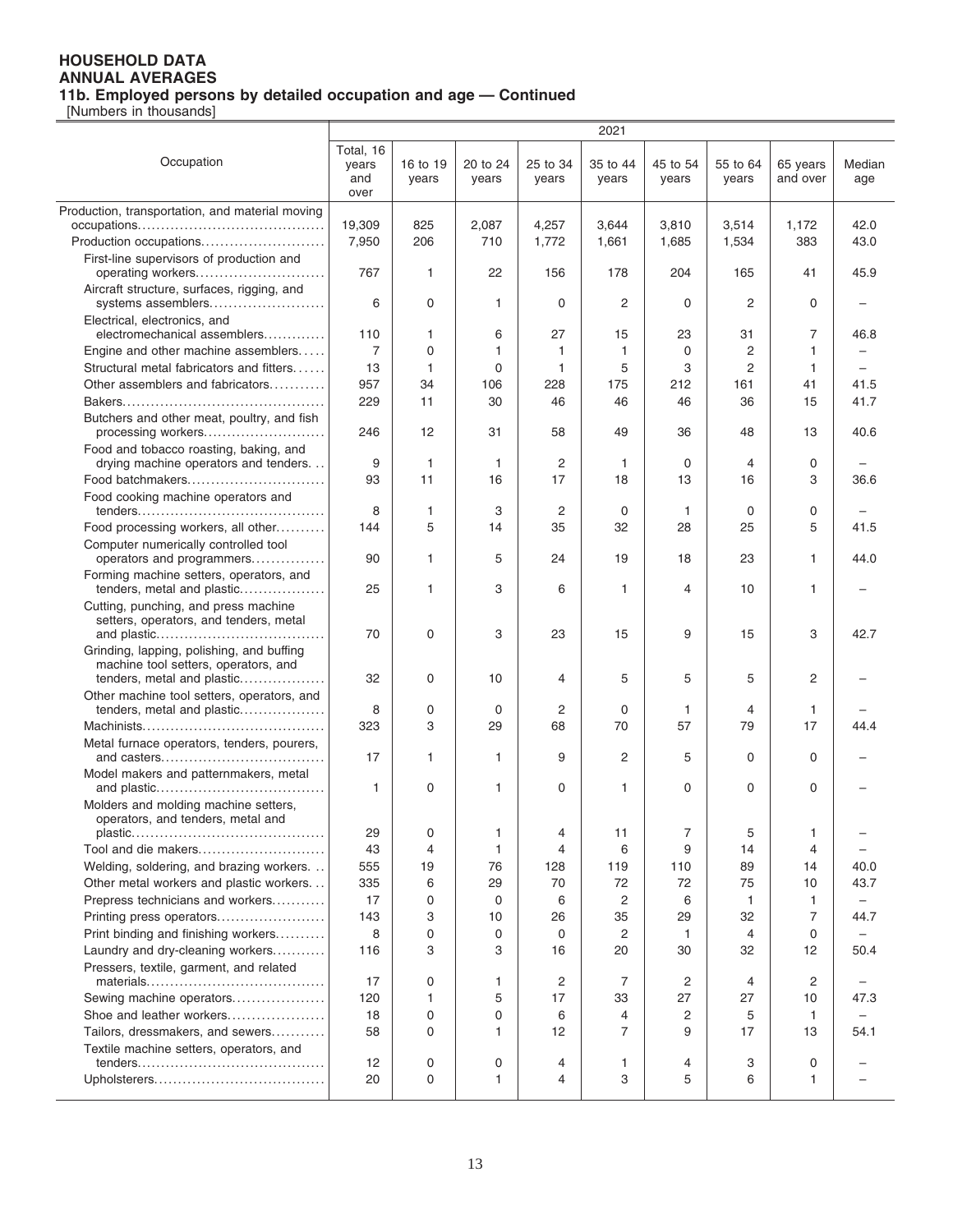**HOUSEHOLD DATA**
**ANNUAL AVERAGES**
**11b. Employed persons by detailed occupation and age — Continued**
[Numbers in thousands]

| Occupation | 2021 | | | | | | | | |
|---|---|---|---|---|---|---|---|---|---|
| | Total, 16 years and over | 16 to 19 years | 20 to 24 years | 25 to 34 years | 35 to 44 years | 45 to 54 years | 55 to 64 years | 65 years and over | Median age |
| Production, transportation, and material moving occupations | 19,309 | 825 | 2,087 | 4,257 | 3,644 | 3,810 | 3,514 | 1,172 | 42.0 |
| Production occupations | 7,950 | 206 | 710 | 1,772 | 1,661 | 1,685 | 1,534 | 383 | 43.0 |
| First-line supervisors of production and operating workers | 767 | 1 | 22 | 156 | 178 | 204 | 165 | 41 | 45.9 |
| Aircraft structure, surfaces, rigging, and systems assemblers | 6 | 0 | 1 | 0 | 2 | 0 | 2 | 0 | – |
| Electrical, electronics, and electromechanical assemblers | 110 | 1 | 6 | 27 | 15 | 23 | 31 | 7 | 46.8 |
| Engine and other machine assemblers | 7 | 0 | 1 | 1 | 1 | 0 | 2 | 1 | – |
| Structural metal fabricators and fitters | 13 | 1 | 0 | 1 | 5 | 3 | 2 | 1 | – |
| Other assemblers and fabricators | 957 | 34 | 106 | 228 | 175 | 212 | 161 | 41 | 41.5 |
| Bakers | 229 | 11 | 30 | 46 | 46 | 46 | 36 | 15 | 41.7 |
| Butchers and other meat, poultry, and fish processing workers | 246 | 12 | 31 | 58 | 49 | 36 | 48 | 13 | 40.6 |
| Food and tobacco roasting, baking, and drying machine operators and tenders | 9 | 1 | 1 | 2 | 1 | 0 | 4 | 0 | – |
| Food batchmakers | 93 | 11 | 16 | 17 | 18 | 13 | 16 | 3 | 36.6 |
| Food cooking machine operators and tenders | 8 | 1 | 3 | 2 | 0 | 1 | 0 | 0 | – |
| Food processing workers, all other | 144 | 5 | 14 | 35 | 32 | 28 | 25 | 5 | 41.5 |
| Computer numerically controlled tool operators and programmers | 90 | 1 | 5 | 24 | 19 | 18 | 23 | 1 | 44.0 |
| Forming machine setters, operators, and tenders, metal and plastic | 25 | 1 | 3 | 6 | 1 | 4 | 10 | 1 | – |
| Cutting, punching, and press machine setters, operators, and tenders, metal and plastic | 70 | 0 | 3 | 23 | 15 | 9 | 15 | 3 | 42.7 |
| Grinding, lapping, polishing, and buffing machine tool setters, operators, and tenders, metal and plastic | 32 | 0 | 10 | 4 | 5 | 5 | 5 | 2 | – |
| Other machine tool setters, operators, and tenders, metal and plastic | 8 | 0 | 0 | 2 | 0 | 1 | 4 | 1 | – |
| Machinists | 323 | 3 | 29 | 68 | 70 | 57 | 79 | 17 | 44.4 |
| Metal furnace operators, tenders, pourers, and casters | 17 | 1 | 1 | 9 | 2 | 5 | 0 | 0 | – |
| Model makers and patternmakers, metal and plastic | 1 | 0 | 1 | 0 | 1 | 0 | 0 | 0 | – |
| Molders and molding machine setters, operators, and tenders, metal and plastic | 29 | 0 | 1 | 4 | 11 | 7 | 5 | 1 | – |
| Tool and die makers | 43 | 4 | 1 | 4 | 6 | 9 | 14 | 4 | – |
| Welding, soldering, and brazing workers | 555 | 19 | 76 | 128 | 119 | 110 | 89 | 14 | 40.0 |
| Other metal workers and plastic workers | 335 | 6 | 29 | 70 | 72 | 72 | 75 | 10 | 43.7 |
| Prepress technicians and workers | 17 | 0 | 0 | 6 | 2 | 6 | 1 | 1 | – |
| Printing press operators | 143 | 3 | 10 | 26 | 35 | 29 | 32 | 7 | 44.7 |
| Print binding and finishing workers | 8 | 0 | 0 | 0 | 2 | 1 | 4 | 0 | – |
| Laundry and dry-cleaning workers | 116 | 3 | 3 | 16 | 20 | 30 | 32 | 12 | 50.4 |
| Pressers, textile, garment, and related materials | 17 | 0 | 1 | 2 | 7 | 2 | 4 | 2 | – |
| Sewing machine operators | 120 | 1 | 5 | 17 | 33 | 27 | 27 | 10 | 47.3 |
| Shoe and leather workers | 18 | 0 | 0 | 6 | 4 | 2 | 5 | 1 | – |
| Tailors, dressmakers, and sewers | 58 | 0 | 1 | 12 | 7 | 9 | 17 | 13 | 54.1 |
| Textile machine setters, operators, and tenders | 12 | 0 | 0 | 4 | 1 | 4 | 3 | 0 | – |
| Upholsterers | 20 | 0 | 1 | 4 | 3 | 5 | 6 | 1 | – |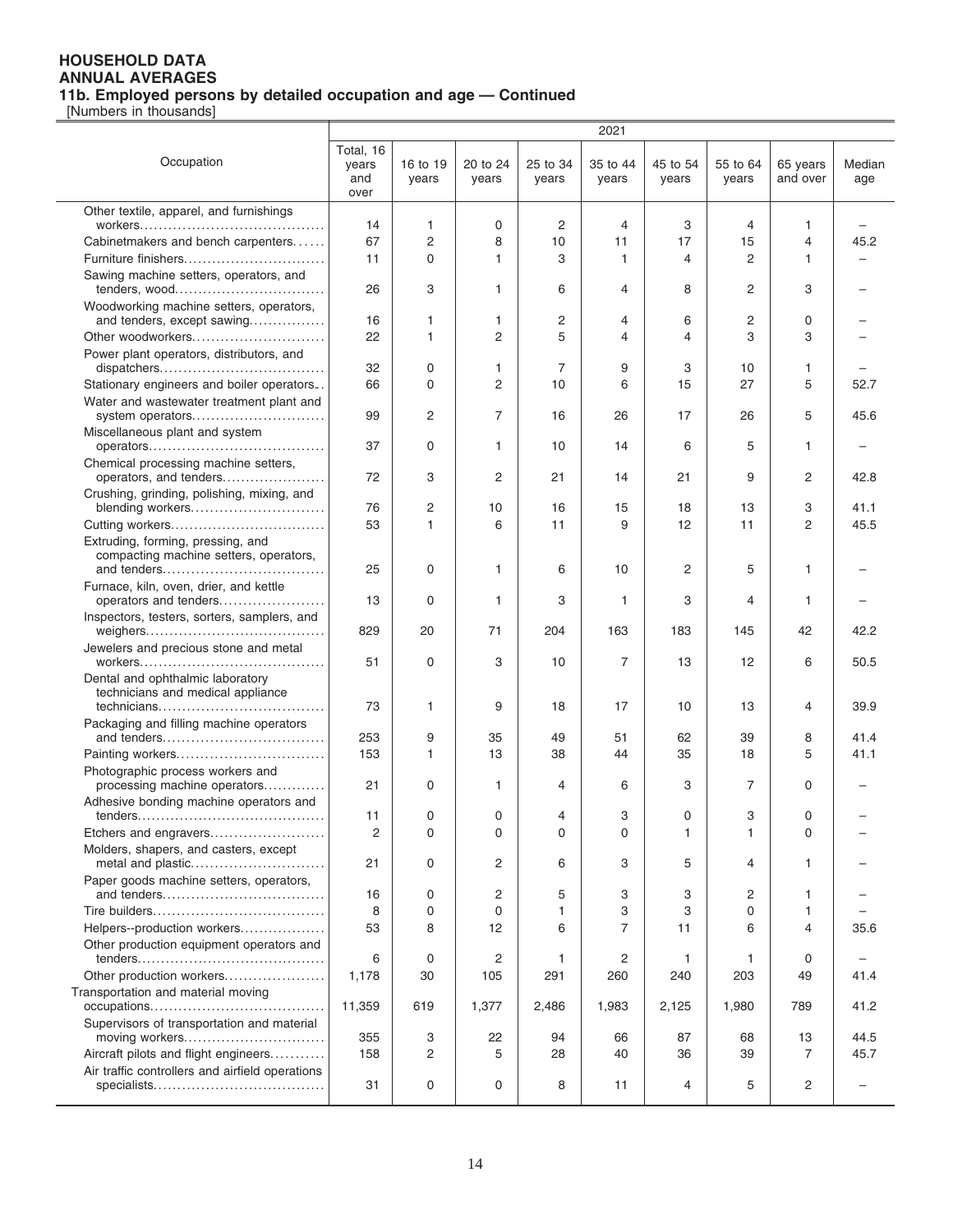**HOUSEHOLD DATA**
**ANNUAL AVERAGES**
**11b. Employed persons by detailed occupation and age — Continued**
[Numbers in thousands]

| Occupation | 2021 | | | | | | | | |
|---|---|---|---|---|---|---|---|---|---|
| | Total, 16 years and over | 16 to 19 years | 20 to 24 years | 25 to 34 years | 35 to 44 years | 45 to 54 years | 55 to 64 years | 65 years and over | Median age |
| Other textile, apparel, and furnishings workers | 14 | 1 | 0 | 2 | 4 | 3 | 4 | 1 | – |
| Cabinetmakers and bench carpenters | 67 | 2 | 8 | 10 | 11 | 17 | 15 | 4 | 45.2 |
| Furniture finishers | 11 | 0 | 1 | 3 | 1 | 4 | 2 | 1 | – |
| Sawing machine setters, operators, and tenders, wood | 26 | 3 | 1 | 6 | 4 | 8 | 2 | 3 | – |
| Woodworking machine setters, operators, and tenders, except sawing | 16 | 1 | 1 | 2 | 4 | 6 | 2 | 0 | – |
| Other woodworkers | 22 | 1 | 2 | 5 | 4 | 4 | 3 | 3 | – |
| Power plant operators, distributors, and dispatchers | 32 | 0 | 1 | 7 | 9 | 3 | 10 | 1 | – |
| Stationary engineers and boiler operators | 66 | 0 | 2 | 10 | 6 | 15 | 27 | 5 | 52.7 |
| Water and wastewater treatment plant and system operators | 99 | 2 | 7 | 16 | 26 | 17 | 26 | 5 | 45.6 |
| Miscellaneous plant and system operators | 37 | 0 | 1 | 10 | 14 | 6 | 5 | 1 | – |
| Chemical processing machine setters, operators, and tenders | 72 | 3 | 2 | 21 | 14 | 21 | 9 | 2 | 42.8 |
| Crushing, grinding, polishing, mixing, and blending workers | 76 | 2 | 10 | 16 | 15 | 18 | 13 | 3 | 41.1 |
| Cutting workers | 53 | 1 | 6 | 11 | 9 | 12 | 11 | 2 | 45.5 |
| Extruding, forming, pressing, and compacting machine setters, operators, and tenders | 25 | 0 | 1 | 6 | 10 | 2 | 5 | 1 | – |
| Furnace, kiln, oven, drier, and kettle operators and tenders | 13 | 0 | 1 | 3 | 1 | 3 | 4 | 1 | – |
| Inspectors, testers, sorters, samplers, and weighers | 829 | 20 | 71 | 204 | 163 | 183 | 145 | 42 | 42.2 |
| Jewelers and precious stone and metal workers | 51 | 0 | 3 | 10 | 7 | 13 | 12 | 6 | 50.5 |
| Dental and ophthalmic laboratory technicians and medical appliance technicians | 73 | 1 | 9 | 18 | 17 | 10 | 13 | 4 | 39.9 |
| Packaging and filling machine operators and tenders | 253 | 9 | 35 | 49 | 51 | 62 | 39 | 8 | 41.4 |
| Painting workers | 153 | 1 | 13 | 38 | 44 | 35 | 18 | 5 | 41.1 |
| Photographic process workers and processing machine operators | 21 | 0 | 1 | 4 | 6 | 3 | 7 | 0 | – |
| Adhesive bonding machine operators and tenders | 11 | 0 | 0 | 4 | 3 | 0 | 3 | 0 | – |
| Etchers and engravers | 2 | 0 | 0 | 0 | 0 | 1 | 1 | 0 | – |
| Molders, shapers, and casters, except metal and plastic | 21 | 0 | 2 | 6 | 3 | 5 | 4 | 1 | – |
| Paper goods machine setters, operators, and tenders | 16 | 0 | 2 | 5 | 3 | 3 | 2 | 1 | – |
| Tire builders | 8 | 0 | 0 | 1 | 3 | 3 | 0 | 1 | – |
| Helpers--production workers | 53 | 8 | 12 | 6 | 7 | 11 | 6 | 4 | 35.6 |
| Other production equipment operators and tenders | 6 | 0 | 2 | 1 | 2 | 1 | 1 | 0 | – |
| Other production workers | 1,178 | 30 | 105 | 291 | 260 | 240 | 203 | 49 | 41.4 |
| Transportation and material moving occupations | 11,359 | 619 | 1,377 | 2,486 | 1,983 | 2,125 | 1,980 | 789 | 41.2 |
| Supervisors of transportation and material moving workers | 355 | 3 | 22 | 94 | 66 | 87 | 68 | 13 | 44.5 |
| Aircraft pilots and flight engineers | 158 | 2 | 5 | 28 | 40 | 36 | 39 | 7 | 45.7 |
| Air traffic controllers and airfield operations specialists | 31 | 0 | 0 | 8 | 11 | 4 | 5 | 2 | – |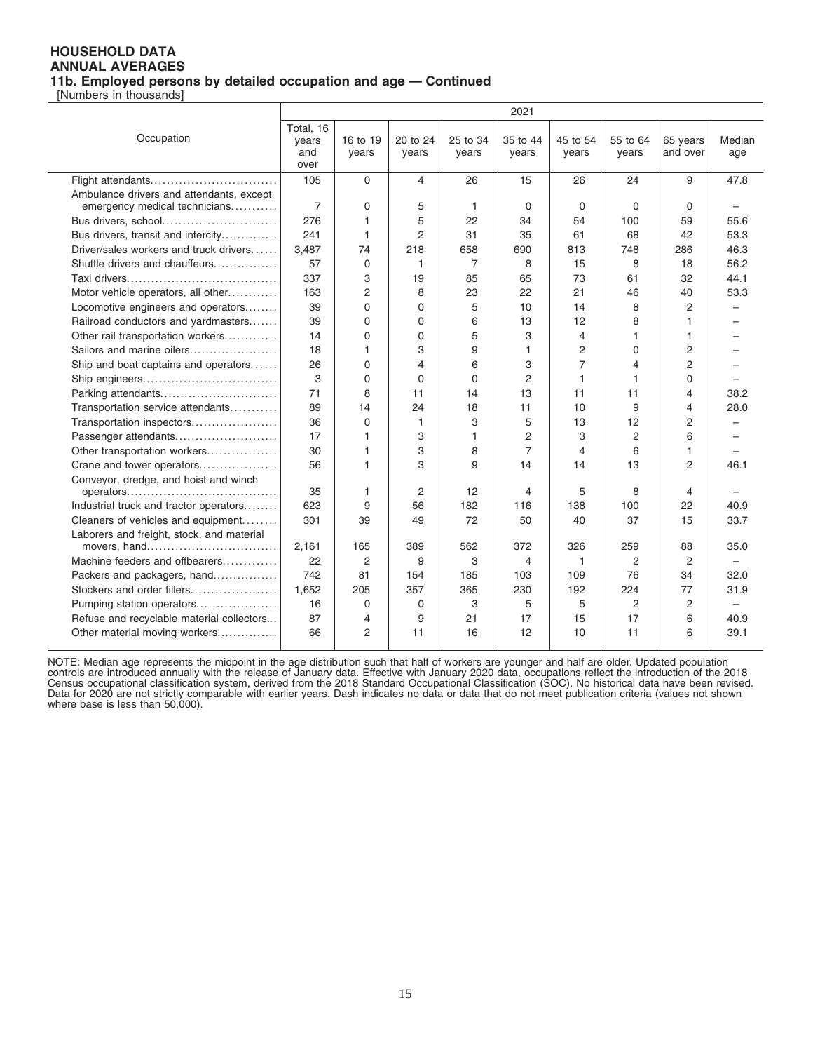**HOUSEHOLD DATA**
**ANNUAL AVERAGES**
**11b. Employed persons by detailed occupation and age — Continued**
[Numbers in thousands]

| Occupation | 2021 | | | | | | | | |
|---|---|---|---|---|---|---|---|---|---|
| | Total, 16 years and over | 16 to 19 years | 20 to 24 years | 25 to 34 years | 35 to 44 years | 45 to 54 years | 55 to 64 years | 65 years and over | Median age |
| Flight attendants | 105 | 0 | 4 | 26 | 15 | 26 | 24 | 9 | 47.8 |
| Ambulance drivers and attendants, except emergency medical technicians | 7 | 0 | 5 | 1 | 0 | 0 | 0 | 0 | – |
| Bus drivers, school | 276 | 1 | 5 | 22 | 34 | 54 | 100 | 59 | 55.6 |
| Bus drivers, transit and intercity | 241 | 1 | 2 | 31 | 35 | 61 | 68 | 42 | 53.3 |
| Driver/sales workers and truck drivers | 3,487 | 74 | 218 | 658 | 690 | 813 | 748 | 286 | 46.3 |
| Shuttle drivers and chauffeurs | 57 | 0 | 1 | 7 | 8 | 15 | 8 | 18 | 56.2 |
| Taxi drivers | 337 | 3 | 19 | 85 | 65 | 73 | 61 | 32 | 44.1 |
| Motor vehicle operators, all other | 163 | 2 | 8 | 23 | 22 | 21 | 46 | 40 | 53.3 |
| Locomotive engineers and operators | 39 | 0 | 0 | 5 | 10 | 14 | 8 | 2 | – |
| Railroad conductors and yardmasters | 39 | 0 | 0 | 6 | 13 | 12 | 8 | 1 | – |
| Other rail transportation workers | 14 | 0 | 0 | 5 | 3 | 4 | 1 | 1 | – |
| Sailors and marine oilers | 18 | 1 | 3 | 9 | 1 | 2 | 0 | 2 | – |
| Ship and boat captains and operators | 26 | 0 | 4 | 6 | 3 | 7 | 4 | 2 | – |
| Ship engineers | 3 | 0 | 0 | 0 | 2 | 1 | 1 | 0 | – |
| Parking attendants | 71 | 8 | 11 | 14 | 13 | 11 | 11 | 4 | 38.2 |
| Transportation service attendants | 89 | 14 | 24 | 18 | 11 | 10 | 9 | 4 | 28.0 |
| Transportation inspectors | 36 | 0 | 1 | 3 | 5 | 13 | 12 | 2 | – |
| Passenger attendants | 17 | 1 | 3 | 1 | 2 | 3 | 2 | 6 | – |
| Other transportation workers | 30 | 1 | 3 | 8 | 7 | 4 | 6 | 1 | – |
| Crane and tower operators | 56 | 1 | 3 | 9 | 14 | 14 | 13 | 2 | 46.1 |
| Conveyor, dredge, and hoist and winch operators | 35 | 1 | 2 | 12 | 4 | 5 | 8 | 4 | – |
| Industrial truck and tractor operators | 623 | 9 | 56 | 182 | 116 | 138 | 100 | 22 | 40.9 |
| Cleaners of vehicles and equipment | 301 | 39 | 49 | 72 | 50 | 40 | 37 | 15 | 33.7 |
| Laborers and freight, stock, and material movers, hand | 2,161 | 165 | 389 | 562 | 372 | 326 | 259 | 88 | 35.0 |
| Machine feeders and offbearers | 22 | 2 | 9 | 3 | 4 | 1 | 2 | 2 | – |
| Packers and packagers, hand | 742 | 81 | 154 | 185 | 103 | 109 | 76 | 34 | 32.0 |
| Stockers and order fillers | 1,652 | 205 | 357 | 365 | 230 | 192 | 224 | 77 | 31.9 |
| Pumping station operators | 16 | 0 | 0 | 3 | 5 | 5 | 2 | 2 | – |
| Refuse and recyclable material collectors | 87 | 4 | 9 | 21 | 17 | 15 | 17 | 6 | 40.9 |
| Other material moving workers | 66 | 2 | 11 | 16 | 12 | 10 | 11 | 6 | 39.1 |

NOTE: Median age represents the midpoint in the age distribution such that half of workers are younger and half are older. Updated population controls are introduced annually with the release of January data. Effective with January 2020 data, occupations reflect the introduction of the 2018 Census occupational classification system, derived from the 2018 Standard Occupational Classification (SOC). No historical data have been revised. Data for 2020 are not strictly comparable with earlier years. Dash indicates no data or data that do not meet publication criteria (values not shown where base is less than 50,000).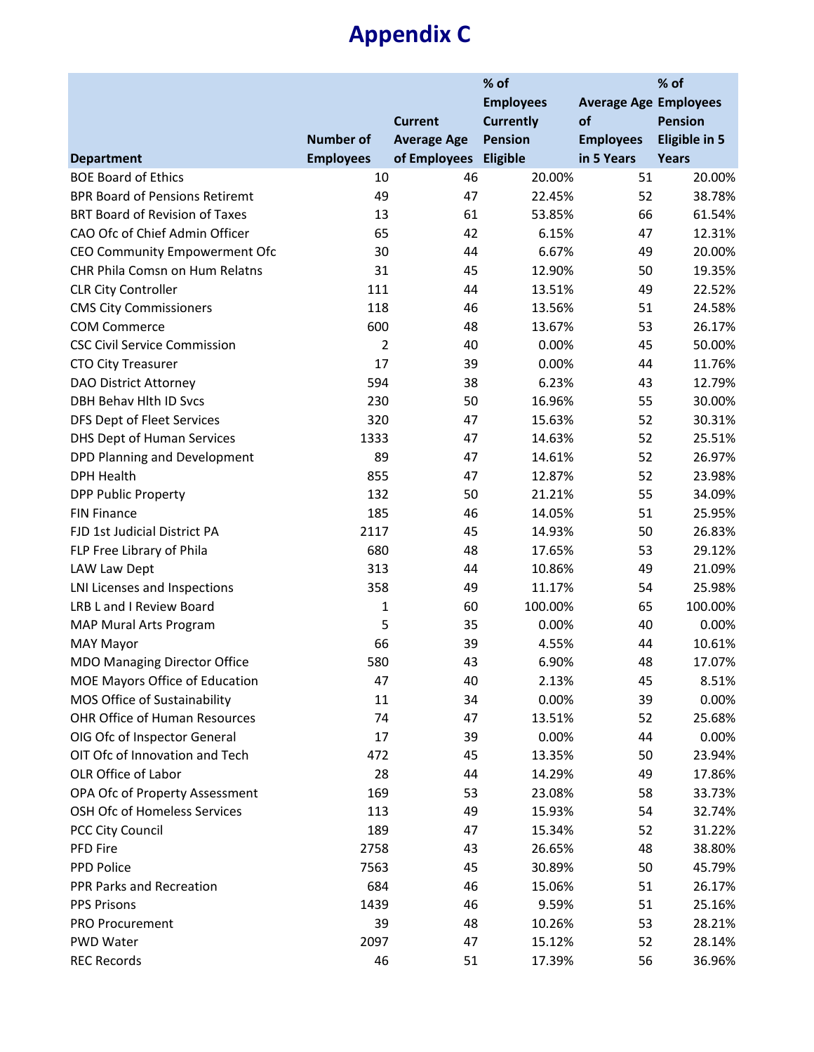# Appendix C

| Department | Number of Employees | Current Average Age of Employees | % of Employees Currently Pension Eligible | Average Age of Employees in 5 Years | % of Employees Pension Eligible in 5 Years |
|---|---|---|---|---|---|
| BOE Board of Ethics | 10 | 46 | 20.00% | 51 | 20.00% |
| BPR Board of Pensions Retiremt | 49 | 47 | 22.45% | 52 | 38.78% |
| BRT Board of Revision of Taxes | 13 | 61 | 53.85% | 66 | 61.54% |
| CAO Ofc of Chief Admin Officer | 65 | 42 | 6.15% | 47 | 12.31% |
| CEO Community Empowerment Ofc | 30 | 44 | 6.67% | 49 | 20.00% |
| CHR Phila Comsn on Hum Relatns | 31 | 45 | 12.90% | 50 | 19.35% |
| CLR City Controller | 111 | 44 | 13.51% | 49 | 22.52% |
| CMS City Commissioners | 118 | 46 | 13.56% | 51 | 24.58% |
| COM Commerce | 600 | 48 | 13.67% | 53 | 26.17% |
| CSC Civil Service Commission | 2 | 40 | 0.00% | 45 | 50.00% |
| CTO City Treasurer | 17 | 39 | 0.00% | 44 | 11.76% |
| DAO District Attorney | 594 | 38 | 6.23% | 43 | 12.79% |
| DBH Behav Hlth ID Svcs | 230 | 50 | 16.96% | 55 | 30.00% |
| DFS Dept of Fleet Services | 320 | 47 | 15.63% | 52 | 30.31% |
| DHS Dept of Human Services | 1333 | 47 | 14.63% | 52 | 25.51% |
| DPD Planning and Development | 89 | 47 | 14.61% | 52 | 26.97% |
| DPH Health | 855 | 47 | 12.87% | 52 | 23.98% |
| DPP Public Property | 132 | 50 | 21.21% | 55 | 34.09% |
| FIN Finance | 185 | 46 | 14.05% | 51 | 25.95% |
| FJD 1st Judicial District PA | 2117 | 45 | 14.93% | 50 | 26.83% |
| FLP Free Library of Phila | 680 | 48 | 17.65% | 53 | 29.12% |
| LAW Law Dept | 313 | 44 | 10.86% | 49 | 21.09% |
| LNI Licenses and Inspections | 358 | 49 | 11.17% | 54 | 25.98% |
| LRB L and I Review Board | 1 | 60 | 100.00% | 65 | 100.00% |
| MAP Mural Arts Program | 5 | 35 | 0.00% | 40 | 0.00% |
| MAY Mayor | 66 | 39 | 4.55% | 44 | 10.61% |
| MDO Managing Director Office | 580 | 43 | 6.90% | 48 | 17.07% |
| MOE Mayors Office of Education | 47 | 40 | 2.13% | 45 | 8.51% |
| MOS Office of Sustainability | 11 | 34 | 0.00% | 39 | 0.00% |
| OHR Office of Human Resources | 74 | 47 | 13.51% | 52 | 25.68% |
| OIG Ofc of Inspector General | 17 | 39 | 0.00% | 44 | 0.00% |
| OIT Ofc of Innovation and Tech | 472 | 45 | 13.35% | 50 | 23.94% |
| OLR Office of Labor | 28 | 44 | 14.29% | 49 | 17.86% |
| OPA Ofc of Property Assessment | 169 | 53 | 23.08% | 58 | 33.73% |
| OSH Ofc of Homeless Services | 113 | 49 | 15.93% | 54 | 32.74% |
| PCC City Council | 189 | 47 | 15.34% | 52 | 31.22% |
| PFD Fire | 2758 | 43 | 26.65% | 48 | 38.80% |
| PPD Police | 7563 | 45 | 30.89% | 50 | 45.79% |
| PPR Parks and Recreation | 684 | 46 | 15.06% | 51 | 26.17% |
| PPS Prisons | 1439 | 46 | 9.59% | 51 | 25.16% |
| PRO Procurement | 39 | 48 | 10.26% | 53 | 28.21% |
| PWD Water | 2097 | 47 | 15.12% | 52 | 28.14% |
| REC Records | 46 | 51 | 17.39% | 56 | 36.96% |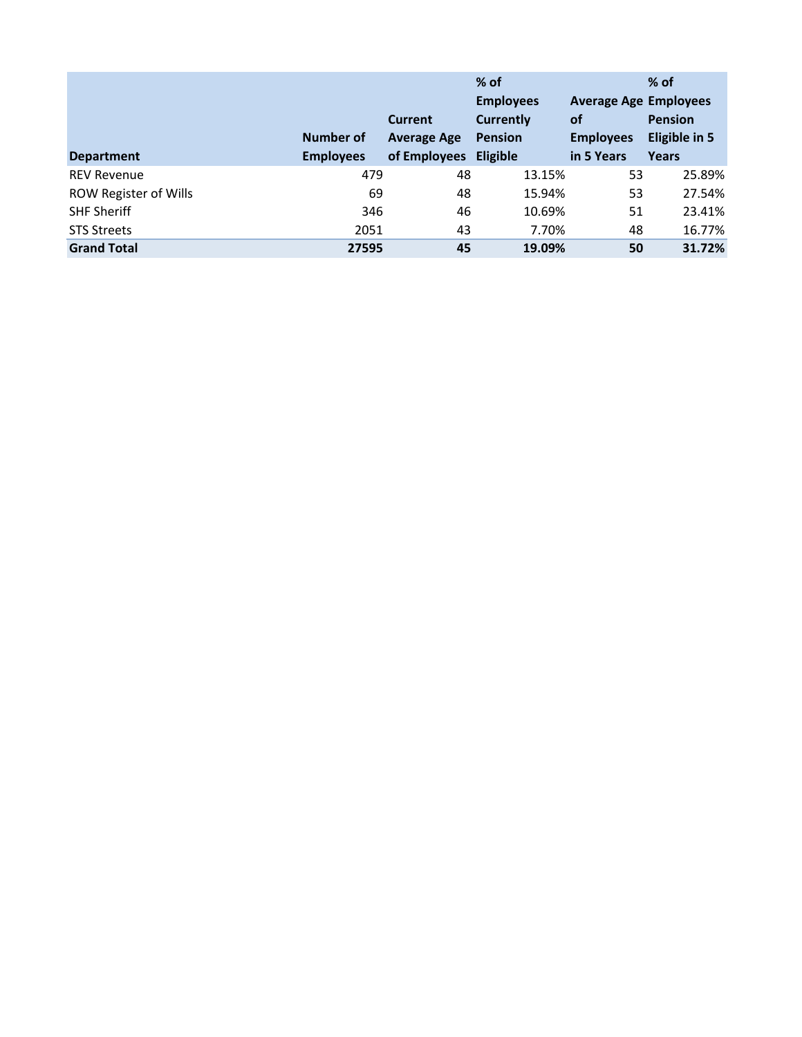| Department | Number of Employees | Current Average Age of Employees | % of Employees Currently Pension Eligible | Average Age of Employees in 5 Years | % of Employees Pension Eligible in 5 Years |
|---|---|---|---|---|---|
| REV Revenue | 479 | 48 | 13.15% | 53 | 25.89% |
| ROW Register of Wills | 69 | 48 | 15.94% | 53 | 27.54% |
| SHF Sheriff | 346 | 46 | 10.69% | 51 | 23.41% |
| STS Streets | 2051 | 43 | 7.70% | 48 | 16.77% |
| **Grand Total** | **27595** | **45** | **19.09%** | **50** | **31.72%** |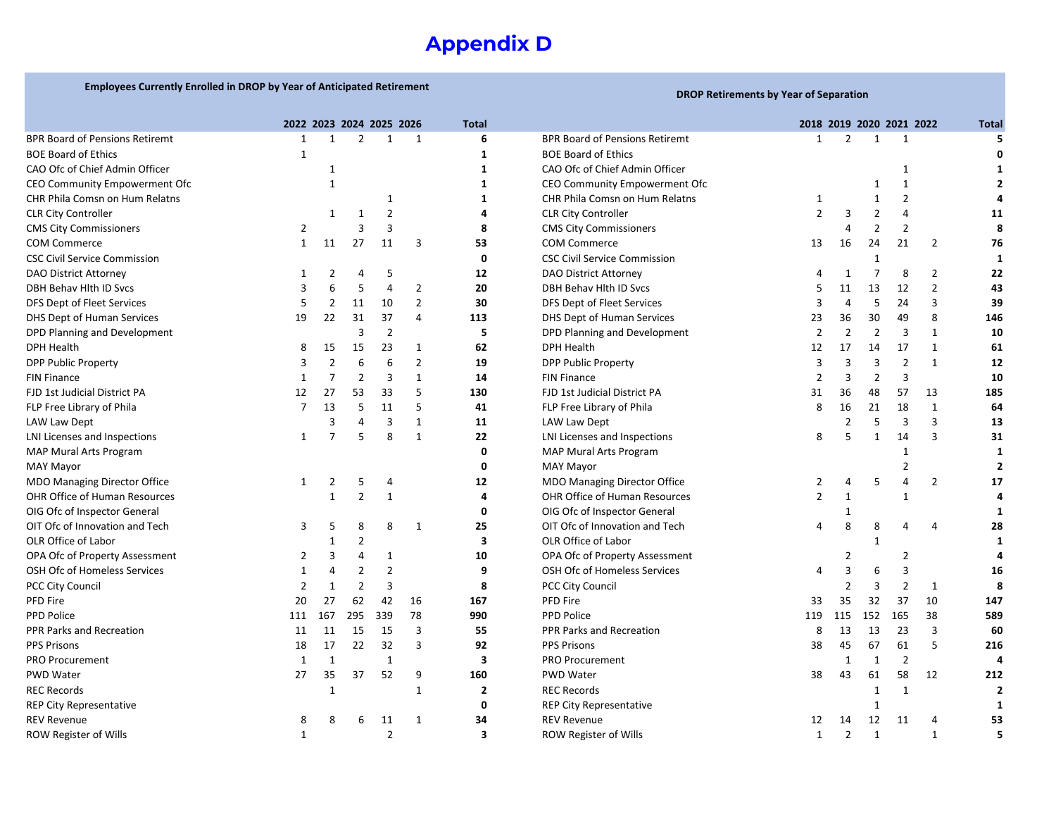# Appendix D

**Employees Currently Enrolled in DROP by Year of Anticipated Retirement**

| | 2022 | 2023 | 2024 | 2025 | 2026 | Total |
|---|---|---|---|---|---|---|
| BPR Board of Pensions Retiremt | 1 | 1 | 2 | 1 | 1 | **6** |
| BOE Board of Ethics | 1 | | | | | **1** |
| CAO Ofc of Chief Admin Officer | | 1 | | | | **1** |
| CEO Community Empowerment Ofc | | 1 | | | | **1** |
| CHR Phila Comsn on Hum Relatns | | | | 1 | | **1** |
| CLR City Controller | | 1 | 1 | 2 | | **4** |
| CMS City Commissioners | 2 | | 3 | 3 | | **8** |
| COM Commerce | 1 | 11 | 27 | 11 | 3 | **53** |
| CSC Civil Service Commission | | | | | | **0** |
| DAO District Attorney | 1 | 2 | 4 | 5 | | **12** |
| DBH Behav Hlth ID Svcs | 3 | 6 | 5 | 4 | 2 | **20** |
| DFS Dept of Fleet Services | 5 | 2 | 11 | 10 | 2 | **30** |
| DHS Dept of Human Services | 19 | 22 | 31 | 37 | 4 | **113** |
| DPD Planning and Development | | | 3 | 2 | | **5** |
| DPH Health | 8 | 15 | 15 | 23 | 1 | **62** |
| DPP Public Property | 3 | 2 | 6 | 6 | 2 | **19** |
| FIN Finance | 1 | 7 | 2 | 3 | 1 | **14** |
| FJD 1st Judicial District PA | 12 | 27 | 53 | 33 | 5 | **130** |
| FLP Free Library of Phila | 7 | 13 | 5 | 11 | 5 | **41** |
| LAW Law Dept | | 3 | 4 | 3 | 1 | **11** |
| LNI Licenses and Inspections | 1 | 7 | 5 | 8 | 1 | **22** |
| MAP Mural Arts Program | | | | | | **0** |
| MAY Mayor | | | | | | **0** |
| MDO Managing Director Office | 1 | 2 | 5 | 4 | | **12** |
| OHR Office of Human Resources | | 1 | 2 | 1 | | **4** |
| OIG Ofc of Inspector General | | | | | | **0** |
| OIT Ofc of Innovation and Tech | 3 | 5 | 8 | 8 | 1 | **25** |
| OLR Office of Labor | | 1 | 2 | | | **3** |
| OPA Ofc of Property Assessment | 2 | 3 | 4 | 1 | | **10** |
| OSH Ofc of Homeless Services | 1 | 4 | 2 | 2 | | **9** |
| PCC City Council | 2 | 1 | 2 | 3 | | **8** |
| PFD Fire | 20 | 27 | 62 | 42 | 16 | **167** |
| PPD Police | 111 | 167 | 295 | 339 | 78 | **990** |
| PPR Parks and Recreation | 11 | 11 | 15 | 15 | 3 | **55** |
| PPS Prisons | 18 | 17 | 22 | 32 | 3 | **92** |
| PRO Procurement | 1 | 1 | | 1 | | **3** |
| PWD Water | 27 | 35 | 37 | 52 | 9 | **160** |
| REC Records | | 1 | | | 1 | **2** |
| REP City Representative | | | | | | **0** |
| REV Revenue | 8 | 8 | 6 | 11 | 1 | **34** |
| ROW Register of Wills | 1 | | | 2 | | **3** |

**DROP Retirements by Year of Separation**

| | 2018 | 2019 | 2020 | 2021 | 2022 | Total |
|---|---|---|---|---|---|---|
| BPR Board of Pensions Retiremt | 1 | 2 | 1 | 1 | | **5** |
| BOE Board of Ethics | | | | | | **0** |
| CAO Ofc of Chief Admin Officer | | | | 1 | | **1** |
| CEO Community Empowerment Ofc | | | 1 | 1 | | **2** |
| CHR Phila Comsn on Hum Relatns | 1 | | 1 | 2 | | **4** |
| CLR City Controller | 2 | 3 | 2 | 4 | | **11** |
| CMS City Commissioners | | 4 | 2 | 2 | | **8** |
| COM Commerce | 13 | 16 | 24 | 21 | 2 | **76** |
| CSC Civil Service Commission | | | 1 | | | **1** |
| DAO District Attorney | 4 | 1 | 7 | 8 | 2 | **22** |
| DBH Behav Hlth ID Svcs | 5 | 11 | 13 | 12 | 2 | **43** |
| DFS Dept of Fleet Services | 3 | 4 | 5 | 24 | 3 | **39** |
| DHS Dept of Human Services | 23 | 36 | 30 | 49 | 8 | **146** |
| DPD Planning and Development | 2 | 2 | 2 | 3 | 1 | **10** |
| DPH Health | 12 | 17 | 14 | 17 | 1 | **61** |
| DPP Public Property | 3 | 3 | 3 | 2 | 1 | **12** |
| FIN Finance | 2 | 3 | 2 | 3 | | **10** |
| FJD 1st Judicial District PA | 31 | 36 | 48 | 57 | 13 | **185** |
| FLP Free Library of Phila | 8 | 16 | 21 | 18 | 1 | **64** |
| LAW Law Dept | | 2 | 5 | 3 | 3 | **13** |
| LNI Licenses and Inspections | 8 | 5 | 1 | 14 | 3 | **31** |
| MAP Mural Arts Program | | | | 1 | | **1** |
| MAY Mayor | | | | 2 | | **2** |
| MDO Managing Director Office | 2 | 4 | 5 | 4 | 2 | **17** |
| OHR Office of Human Resources | 2 | 1 | | 1 | | **4** |
| OIG Ofc of Inspector General | | 1 | | | | **1** |
| OIT Ofc of Innovation and Tech | 4 | 8 | 8 | 4 | 4 | **28** |
| OLR Office of Labor | | | 1 | | | **1** |
| OPA Ofc of Property Assessment | | 2 | | 2 | | **4** |
| OSH Ofc of Homeless Services | 4 | 3 | 6 | 3 | | **16** |
| PCC City Council | | 2 | 3 | 2 | 1 | **8** |
| PFD Fire | 33 | 35 | 32 | 37 | 10 | **147** |
| PPD Police | 119 | 115 | 152 | 165 | 38 | **589** |
| PPR Parks and Recreation | 8 | 13 | 13 | 23 | 3 | **60** |
| PPS Prisons | 38 | 45 | 67 | 61 | 5 | **216** |
| PRO Procurement | | 1 | 1 | 2 | | **4** |
| PWD Water | 38 | 43 | 61 | 58 | 12 | **212** |
| REC Records | | | 1 | 1 | | **2** |
| REP City Representative | | | 1 | | | **1** |
| REV Revenue | 12 | 14 | 12 | 11 | 4 | **53** |
| ROW Register of Wills | 1 | 2 | 1 | | 1 | **5** |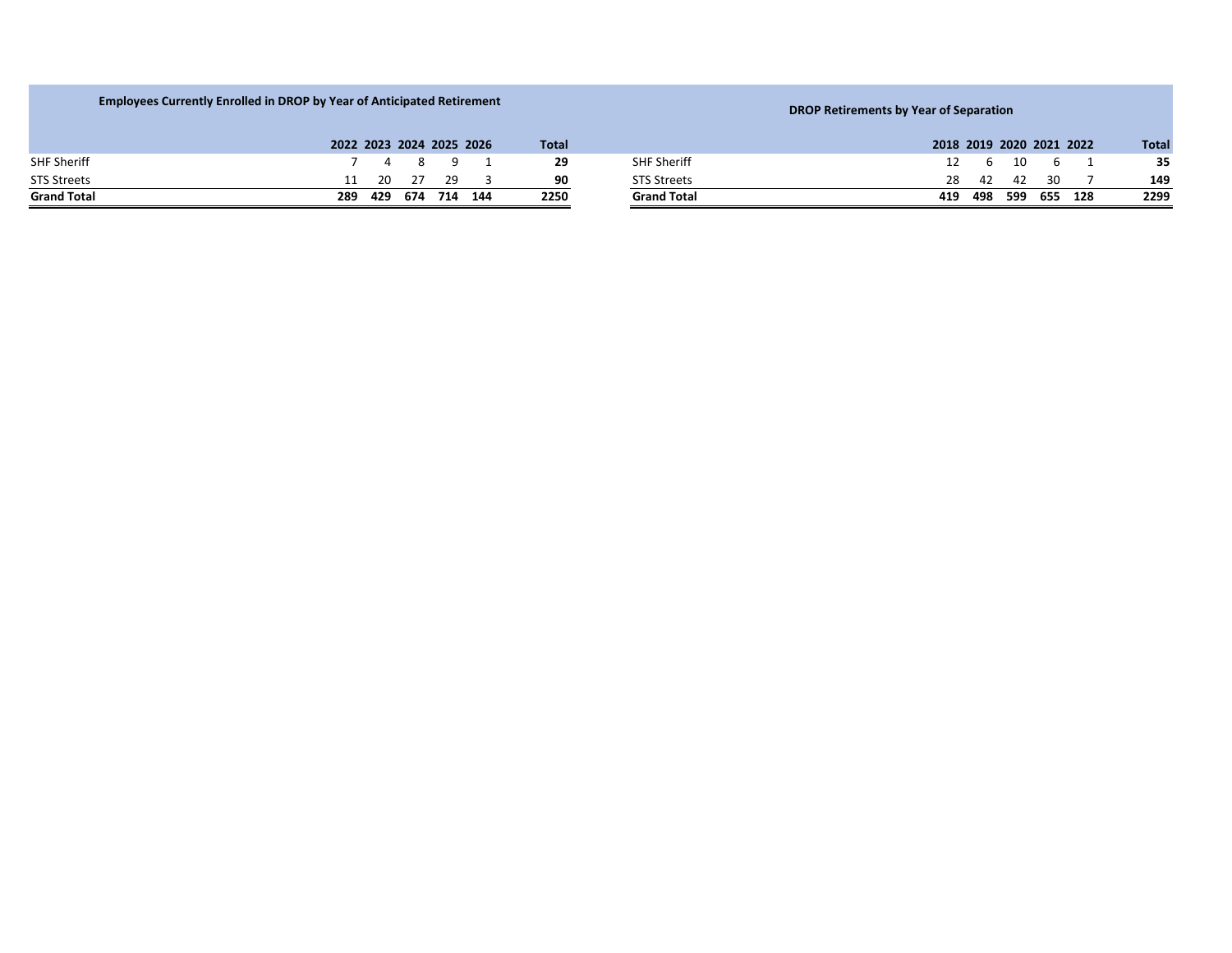**Employees Currently Enrolled in DROP by Year of Anticipated Retirement**

| | 2022 | 2023 | 2024 | 2025 | 2026 | Total |
|---|---|---|---|---|---|---|
| SHF Sheriff | 7 | 4 | 8 | 9 | 1 | **29** |
| STS Streets | 11 | 20 | 27 | 29 | 3 | **90** |
| **Grand Total** | **289** | **429** | **674** | **714** | **144** | **2250** |

**DROP Retirements by Year of Separation**

| | 2018 | 2019 | 2020 | 2021 | 2022 | Total |
|---|---|---|---|---|---|---|
| SHF Sheriff | 12 | 6 | 10 | 6 | 1 | **35** |
| STS Streets | 28 | 42 | 42 | 30 | 7 | **149** |
| **Grand Total** | **419** | **498** | **599** | **655** | **128** | **2299** |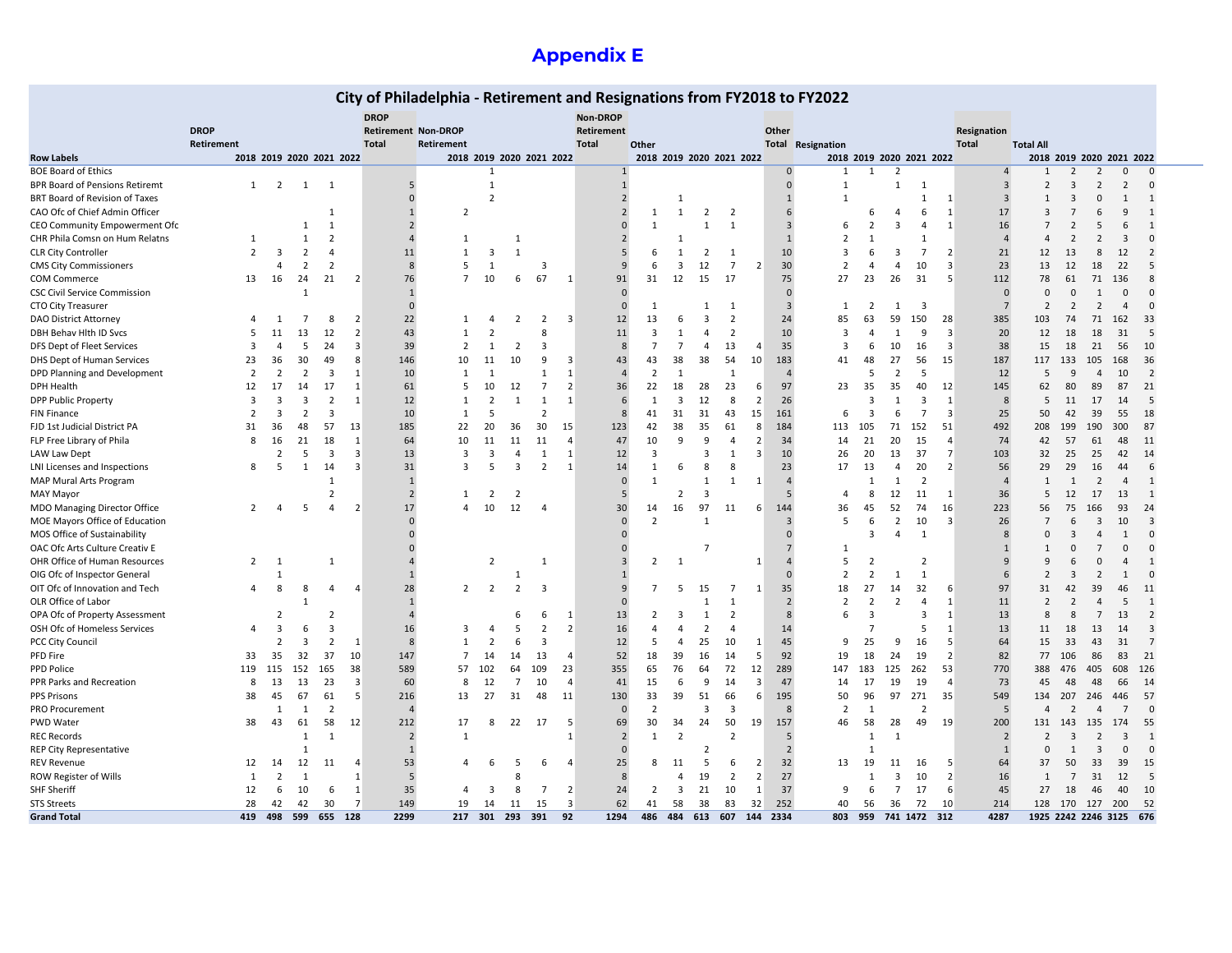# Appendix E

## City of Philadelphia - Retirement and Resignations from FY2018 to FY2022

| Row Labels | DROP Retirement | | | | | DROP Retirement Total | Non-DROP Retirement | | | | | Non-DROP Retirement Total | Other | | | | | Other Total | Resignation | | | | | Resignation Total | Total All | | | | |
|---|---|---|---|---|---|---|---|---|---|---|---|---|---|---|---|---|---|---|---|---|---|---|---|---|---|---|---|---|---|
| | 2018 | 2019 | 2020 | 2021 | 2022 | | 2018 | 2019 | 2020 | 2021 | 2022 | | 2018 | 2019 | 2020 | 2021 | 2022 | | 2018 | 2019 | 2020 | 2021 | 2022 | | 2018 | 2019 | 2020 | 2021 | 2022 |
| BOE Board of Ethics | | | | | | | | 1 | | | | 1 | | | | | | 0 | 1 | 1 | 2 | | | 4 | 1 | 2 | 2 | 0 | 0 |
| BPR Board of Pensions Retiremt | 1 | 2 | 1 | 1 | | 5 | | 1 | | | | 1 | | | | | | 0 | 1 | | 1 | 1 | | 3 | 2 | 3 | 2 | 2 | 0 |
| BRT Board of Revision of Taxes | | | | | | 0 | | 2 | | | | 2 | | 1 | | | | 1 | 1 | | | 1 | 1 | 3 | 1 | 3 | 0 | 1 | 1 |
| CAO Ofc of Chief Admin Officer | | | | 1 | | 1 | 2 | | | | | 2 | 1 | 1 | 2 | 2 | | 6 | | 6 | 4 | 6 | 1 | 17 | 3 | 7 | 6 | 9 | 1 |
| CEO Community Empowerment Ofc | | | 1 | 1 | | 2 | | | | | | 0 | 1 | | 1 | 1 | | 3 | 6 | 2 | 3 | 4 | 1 | 16 | 7 | 2 | 5 | 6 | 1 |
| CHR Phila Comsn on Hum Relatns | 1 | | 1 | 2 | | 4 | 1 | | 1 | | | 2 | | 1 | | | | 1 | 2 | 1 | | 1 | | 4 | 4 | 2 | 2 | 3 | 0 |
| CLR City Controller | 2 | 3 | 2 | 4 | | 11 | 1 | 3 | 1 | | | 5 | 6 | 1 | 2 | 1 | | 10 | 3 | 6 | 3 | 7 | 2 | 21 | 12 | 13 | 8 | 12 | 2 |
| CMS City Commissioners | | 4 | 2 | 2 | | 8 | 5 | 1 | | 3 | | 9 | 6 | 3 | 12 | 7 | 2 | 30 | 2 | 4 | 4 | 10 | 3 | 23 | 13 | 12 | 18 | 22 | 5 |
| COM Commerce | 13 | 16 | 24 | 21 | 2 | 76 | 7 | 10 | 6 | 67 | 1 | 91 | 31 | 12 | 15 | 17 | | 75 | 27 | 23 | 26 | 31 | 5 | 112 | 78 | 61 | 71 | 136 | 8 |
| CSC Civil Service Commission | | | 1 | | | 1 | | | | | | 0 | | | | | | 0 | | | | | | 0 | 0 | 0 | 1 | 0 | 0 |
| CTO City Treasurer | | | | | | 0 | | | | | | 0 | 1 | | 1 | 1 | | 3 | 1 | 2 | 1 | 3 | | 7 | 2 | 2 | 2 | 4 | 0 |
| DAO District Attorney | 4 | 1 | 7 | 8 | 2 | 22 | 1 | 4 | 2 | 2 | 3 | 12 | 13 | 6 | 3 | 2 | | 24 | 85 | 63 | 59 | 150 | 28 | 385 | 103 | 74 | 71 | 162 | 33 |
| DBH Behav Hlth ID Svcs | 5 | 11 | 13 | 12 | 2 | 43 | 1 | 2 | | 8 | | 11 | 3 | 1 | 4 | 2 | | 10 | 3 | 4 | 1 | 9 | 3 | 20 | 12 | 18 | 18 | 31 | 5 |
| DFS Dept of Fleet Services | 3 | 4 | 5 | 24 | 3 | 39 | 2 | 1 | 2 | 3 | | 8 | 7 | 7 | 4 | 13 | 4 | 35 | 3 | 6 | 10 | 16 | 3 | 38 | 15 | 18 | 21 | 56 | 10 |
| DHS Dept of Human Services | 23 | 36 | 30 | 49 | 8 | 146 | 10 | 11 | 10 | 9 | 3 | 43 | 43 | 38 | 38 | 54 | 10 | 183 | 41 | 48 | 27 | 56 | 15 | 187 | 117 | 133 | 105 | 168 | 36 |
| DPD Planning and Development | 2 | 2 | 2 | 3 | 1 | 10 | 1 | 1 | | 1 | 1 | 4 | 2 | 1 | | 1 | | 4 | | 5 | 2 | 5 | | 12 | 5 | 9 | 4 | 10 | 2 |
| DPH Health | 12 | 17 | 14 | 17 | 1 | 61 | 5 | 10 | 12 | 7 | 2 | 36 | 22 | 18 | 28 | 23 | 6 | 97 | 23 | 35 | 35 | 40 | 12 | 145 | 62 | 80 | 89 | 87 | 21 |
| DPP Public Property | 3 | 3 | 3 | 2 | 1 | 12 | 1 | 2 | 1 | 1 | 1 | 6 | 1 | 3 | 12 | 8 | 2 | 26 | | 3 | 1 | 3 | 1 | 8 | 5 | 11 | 17 | 14 | 5 |
| FIN Finance | 2 | 3 | 2 | 3 | | 10 | 1 | 5 | | 2 | | 8 | 41 | 31 | 31 | 43 | 15 | 161 | 6 | 3 | 6 | 7 | 3 | 25 | 50 | 42 | 39 | 55 | 18 |
| FJD 1st Judicial District PA | 31 | 36 | 48 | 57 | 13 | 185 | 22 | 20 | 36 | 30 | 15 | 123 | 42 | 38 | 35 | 61 | 8 | 184 | 113 | 105 | 71 | 152 | 51 | 492 | 208 | 199 | 190 | 300 | 87 |
| FLP Free Library of Phila | 8 | 16 | 21 | 18 | 1 | 64 | 10 | 11 | 11 | 11 | 4 | 47 | 10 | 9 | 9 | 4 | 2 | 34 | 14 | 21 | 20 | 15 | 4 | 74 | 42 | 57 | 61 | 48 | 11 |
| LAW Law Dept | | 2 | 5 | 3 | 3 | 13 | 3 | 3 | 4 | 1 | 1 | 12 | 3 | | 3 | 1 | 3 | 10 | 26 | 20 | 13 | 37 | 7 | 103 | 32 | 25 | 25 | 42 | 14 |
| LNI Licenses and Inspections | 8 | 5 | 1 | 14 | 3 | 31 | 3 | 5 | 3 | 2 | 1 | 14 | 1 | 6 | 8 | 8 | | 23 | 17 | 13 | 4 | 20 | 2 | 56 | 29 | 29 | 16 | 44 | 6 |
| MAP Mural Arts Program | | | | 1 | | 1 | | | | | | 0 | 1 | | 1 | 1 | 1 | 4 | | 1 | 1 | 2 | | 4 | 1 | 1 | 2 | 4 | 1 |
| MAY Mayor | | | | 2 | | 2 | 1 | 2 | 2 | | | 5 | | 2 | 3 | | | 5 | 4 | 8 | 12 | 11 | 1 | 36 | 5 | 12 | 17 | 13 | 1 |
| MDO Managing Director Office | 2 | 4 | 5 | 4 | 2 | 17 | 4 | 10 | 12 | 4 | | 30 | 14 | 16 | 97 | 11 | 6 | 144 | 36 | 45 | 52 | 74 | 16 | 223 | 56 | 75 | 166 | 93 | 24 |
| MOE Mayors Office of Education | | | | | | 0 | | | | | | 0 | 2 | | 1 | | | 3 | 5 | 6 | 2 | 10 | 3 | 26 | 7 | 6 | 3 | 10 | 3 |
| MOS Office of Sustainability | | | | | | 0 | | | | | | 0 | | | | | | 0 | | 3 | 4 | 1 | | 8 | 0 | 3 | 4 | 1 | 0 |
| OAC Ofc Arts Culture Creativ E | | | | | | 0 | | | | | | 0 | | | 7 | | | 7 | 1 | | | | | 1 | 1 | 0 | 7 | 0 | 0 |
| OHR Office of Human Resources | 2 | 1 | | 1 | | 4 | | 2 | | 1 | | 3 | 2 | 1 | | | 1 | 4 | 5 | 2 | | 2 | | 9 | 9 | 6 | 0 | 4 | 1 |
| OIG Ofc of Inspector General | | 1 | | | | 1 | | | 1 | | | 1 | | | | | | 0 | 2 | 2 | 1 | 1 | | 6 | 2 | 3 | 2 | 1 | 0 |
| OIT Ofc of Innovation and Tech | 4 | 8 | 8 | 4 | 4 | 28 | 2 | 2 | 2 | 3 | | 9 | 7 | 5 | 15 | 7 | 1 | 35 | 18 | 27 | 14 | 32 | 6 | 97 | 31 | 42 | 39 | 46 | 11 |
| OLR Office of Labor | | | 1 | | | 1 | | | | | | 0 | | | 1 | 1 | | 2 | 2 | 2 | 2 | 4 | 1 | 11 | 2 | 2 | 4 | 5 | 1 |
| OPA Ofc of Property Assessment | | 2 | | 2 | | 4 | | | 6 | 6 | 1 | 13 | 2 | 3 | 1 | 2 | | 8 | 6 | 3 | | 3 | 1 | 13 | 8 | 8 | 7 | 13 | 2 |
| OSH Ofc of Homeless Services | 4 | 3 | 6 | 3 | | 16 | 3 | 4 | 5 | 2 | 2 | 16 | 4 | 4 | 2 | 4 | | 14 | | 7 | | 5 | 1 | 13 | 11 | 18 | 13 | 14 | 3 |
| PCC City Council | | 2 | 3 | 2 | 1 | 8 | 1 | 2 | 6 | 3 | | 12 | 5 | 4 | 25 | 10 | 1 | 45 | 9 | 25 | 9 | 16 | 5 | 64 | 15 | 33 | 43 | 31 | 7 |
| PFD Fire | 33 | 35 | 32 | 37 | 10 | 147 | 7 | 14 | 14 | 13 | 4 | 52 | 18 | 39 | 16 | 14 | 5 | 92 | 19 | 18 | 24 | 19 | 2 | 82 | 77 | 106 | 86 | 83 | 21 |
| PPD Police | 119 | 115 | 152 | 165 | 38 | 589 | 57 | 102 | 64 | 109 | 23 | 355 | 65 | 76 | 64 | 72 | 12 | 289 | 147 | 183 | 125 | 262 | 53 | 770 | 388 | 476 | 405 | 608 | 126 |
| PPR Parks and Recreation | 8 | 13 | 13 | 23 | 3 | 60 | 8 | 12 | 7 | 10 | 4 | 41 | 15 | 6 | 9 | 14 | 3 | 47 | 14 | 17 | 19 | 19 | 4 | 73 | 45 | 48 | 48 | 66 | 14 |
| PPS Prisons | 38 | 45 | 67 | 61 | 5 | 216 | 13 | 27 | 31 | 48 | 11 | 130 | 33 | 39 | 51 | 66 | 6 | 195 | 50 | 96 | 97 | 271 | 35 | 549 | 134 | 207 | 246 | 446 | 57 |
| PRO Procurement | | 1 | 1 | 2 | | 4 | | | | | | 0 | 2 | | 3 | 3 | | 8 | 2 | 1 | | 2 | | 5 | 4 | 2 | 4 | 7 | 0 |
| PWD Water | 38 | 43 | 61 | 58 | 12 | 212 | 17 | 8 | 22 | 17 | 5 | 69 | 30 | 34 | 24 | 50 | 19 | 157 | 46 | 58 | 28 | 49 | 19 | 200 | 131 | 143 | 135 | 174 | 55 |
| REC Records | | | 1 | 1 | | 2 | 1 | | | | 1 | 2 | 1 | 2 | | 2 | | 5 | | 1 | 1 | | | 2 | 2 | 3 | 2 | 3 | 1 |
| REP City Representative | | | 1 | | | 1 | | | | | | 0 | | | 2 | | | 2 | | 1 | | | | 1 | 0 | 1 | 3 | 0 | 0 |
| REV Revenue | 12 | 14 | 12 | 11 | 4 | 53 | 4 | 6 | 5 | 6 | 4 | 25 | 8 | 11 | 5 | 6 | 2 | 32 | 13 | 19 | 11 | 16 | 5 | 64 | 37 | 50 | 33 | 39 | 15 |
| ROW Register of Wills | 1 | 2 | 1 | | 1 | 5 | | | 8 | | | 8 | | 4 | 19 | 2 | 2 | 27 | | 1 | 3 | 10 | 2 | 16 | 1 | 7 | 31 | 12 | 5 |
| SHF Sheriff | 12 | 6 | 10 | 6 | 1 | 35 | 4 | 3 | 8 | 7 | 2 | 24 | 2 | 3 | 21 | 10 | 1 | 37 | 9 | 6 | 7 | 17 | 6 | 45 | 27 | 18 | 46 | 40 | 10 |
| STS Streets | 28 | 42 | 42 | 30 | 7 | 149 | 19 | 14 | 11 | 15 | 3 | 62 | 41 | 58 | 38 | 83 | 32 | 252 | 40 | 56 | 36 | 72 | 10 | 214 | 128 | 170 | 127 | 200 | 52 |
| **Grand Total** | **419** | **498** | **599** | **655** | **128** | **2299** | **217** | **301** | **293** | **391** | **92** | **1294** | **486** | **484** | **613** | **607** | **144** | **2334** | **803** | **959** | **741** | **1472** | **312** | **4287** | **1925** | **2242** | **2246** | **3125** | **676** |